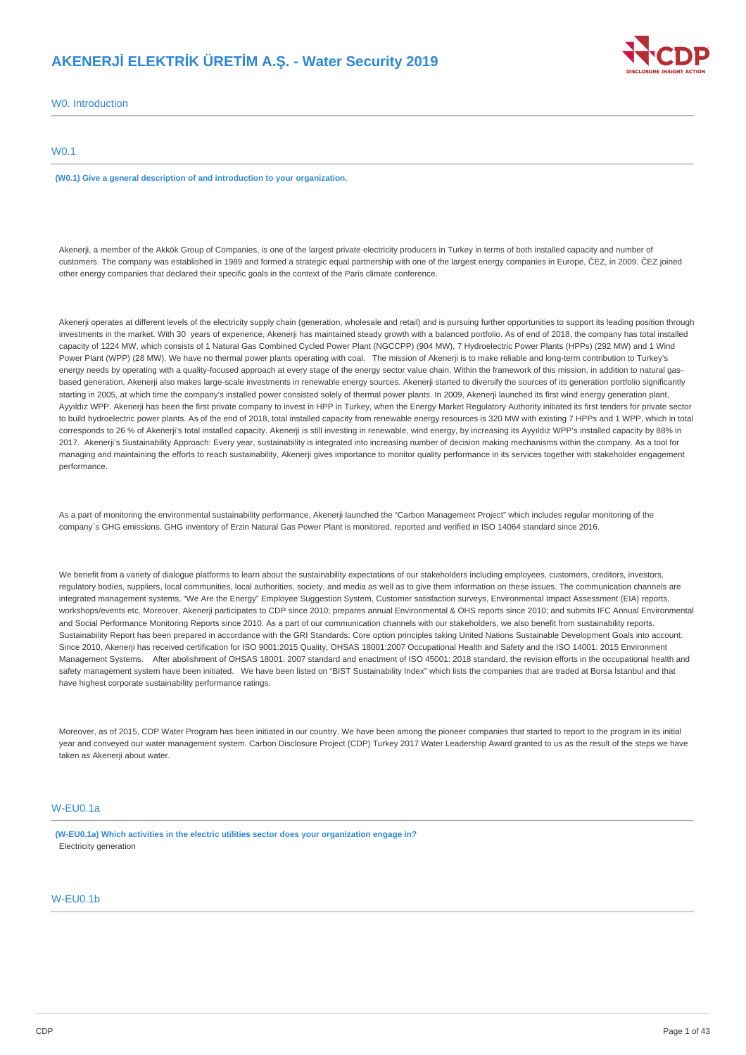# AKENERJİ ELEKTRİK ÜRETİM A.Ş. - Water Security 2019

## W0. Introduction

### W0.1

**(W0.1) Give a general description of and introduction to your organization.**

Akenerji, a member of the Akkök Group of Companies, is one of the largest private electricity producers in Turkey in terms of both installed capacity and number of customers. The company was established in 1989 and formed a strategic equal partnership with one of the largest energy companies in Europe, ČEZ, in 2009. ČEZ joined other energy companies that declared their specific goals in the context of the Paris climate conference.

Akenerji operates at different levels of the electricity supply chain (generation, wholesale and retail) and is pursuing further opportunities to support its leading position through investments in the market. With 30 years of experience, Akenerji has maintained steady growth with a balanced portfolio. As of end of 2018, the company has total installed capacity of 1224 MW, which consists of 1 Natural Gas Combined Cycled Power Plant (NGCCPP) (904 MW), 7 Hydroelectric Power Plants (HPPs) (292 MW) and 1 Wind Power Plant (WPP) (28 MW). We have no thermal power plants operating with coal. The mission of Akenerji is to make reliable and long-term contribution to Turkey's energy needs by operating with a quality-focused approach at every stage of the energy sector value chain. Within the framework of this mission, in addition to natural gas-based generation, Akenerji also makes large-scale investments in renewable energy sources. Akenerji started to diversify the sources of its generation portfolio significantly starting in 2005, at which time the company's installed power consisted solely of thermal power plants. In 2009, Akenerji launched its first wind energy generation plant, Ayyıldız WPP. Akenerji has been the first private company to invest in HPP in Turkey, when the Energy Market Regulatory Authority initiated its first tenders for private sector to build hydroelectric power plants. As of the end of 2018, total installed capacity from renewable energy resources is 320 MW with existing 7 HPPs and 1 WPP, which in total corresponds to 26 % of Akenerji's total installed capacity. Akenerji is still investing in renewable, wind energy, by increasing its Ayyıldız WPP's installed capacity by 88% in 2017. Akenerji's Sustainability Approach: Every year, sustainability is integrated into increasing number of decision making mechanisms within the company. As a tool for managing and maintaining the efforts to reach sustainability, Akenerji gives importance to monitor quality performance in its services together with stakeholder engagement performance.

As a part of monitoring the environmental sustainability performance, Akenerji launched the "Carbon Management Project" which includes regular monitoring of the company`s GHG emissions. GHG inventory of Erzin Natural Gas Power Plant is monitored, reported and verified in ISO 14064 standard since 2016.

We benefit from a variety of dialogue platforms to learn about the sustainability expectations of our stakeholders including employees, customers, creditors, investors, regulatory bodies, suppliers, local communities, local authorities, society, and media as well as to give them information on these issues. The communication channels are integrated management systems, "We Are the Energy" Employee Suggestion System, Customer satisfaction surveys, Environmental Impact Assessment (EIA) reports, workshops/events etc. Moreover, Akenerji participates to CDP since 2010; prepares annual Environmental & OHS reports since 2010; and submits IFC Annual Environmental and Social Performance Monitoring Reports since 2010. As a part of our communication channels with our stakeholders, we also benefit from sustainability reports. Sustainability Report has been prepared in accordance with the GRI Standards: Core option principles taking United Nations Sustainable Development Goals into account. Since 2010, Akenerji has received certification for ISO 9001:2015 Quality, OHSAS 18001:2007 Occupational Health and Safety and the ISO 14001: 2015 Environment Management Systems. After abolishment of OHSAS 18001: 2007 standard and enactment of ISO 45001: 2018 standard, the revision efforts in the occupational health and safety management system have been initiated. We have been listed on "BIST Sustainability Index" which lists the companies that are traded at Borsa İstanbul and that have highest corporate sustainability performance ratings.

Moreover, as of 2015, CDP Water Program has been initiated in our country. We have been among the pioneer companies that started to report to the program in its initial year and conveyed our water management system. Carbon Disclosure Project (CDP) Turkey 2017 Water Leadership Award granted to us as the result of the steps we have taken as Akenerji about water.

### W-EU0.1a

**(W-EU0.1a) Which activities in the electric utilities sector does your organization engage in?**

Electricity generation

### W-EU0.1b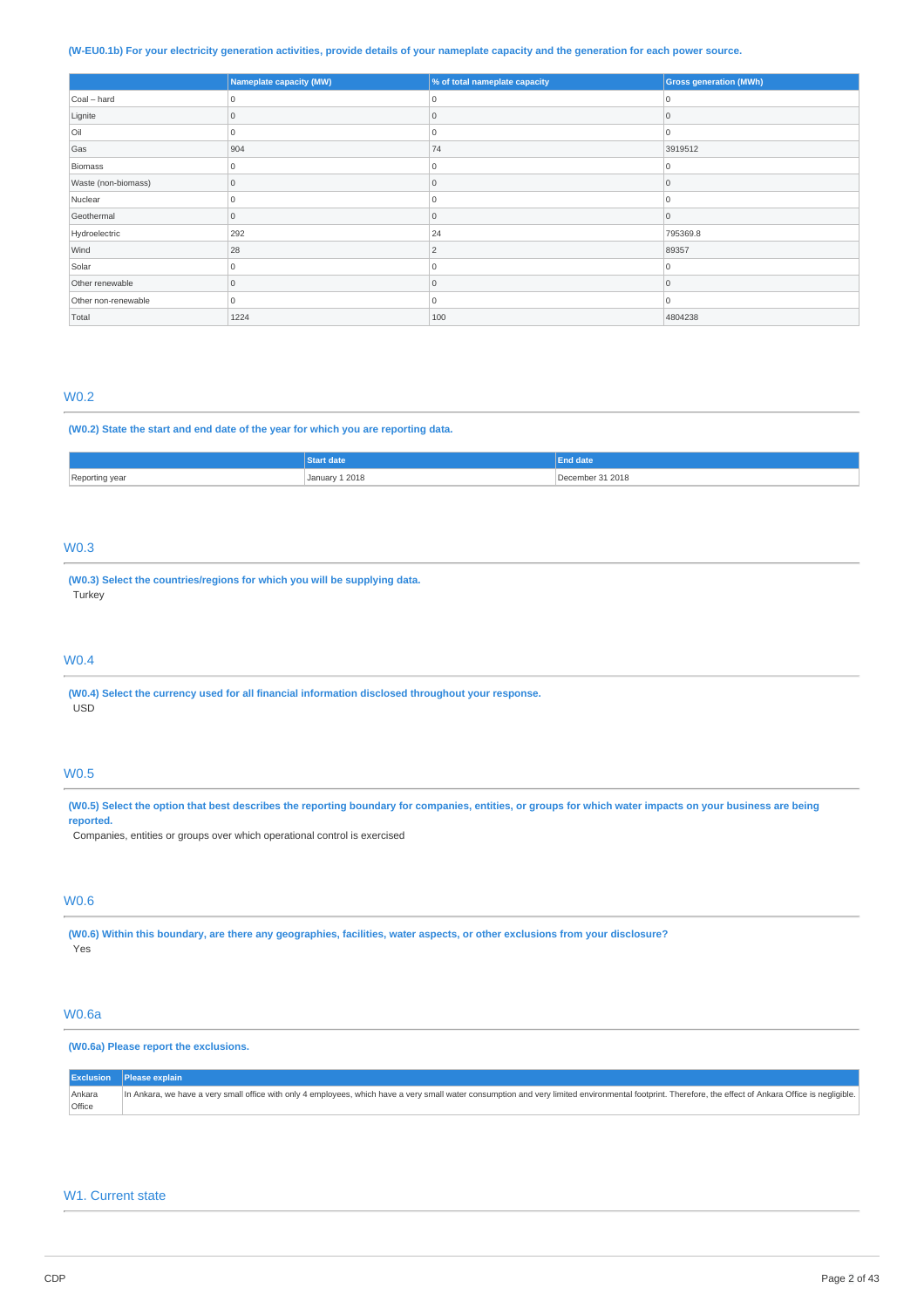(W-EU0.1b) For your electricity generation activities, provide details of your nameplate capacity and the generation for each power source.

| | Nameplate capacity (MW) | % of total nameplate capacity | Gross generation (MWh) |
|---|---|---|---|
| Coal – hard | 0 | 0 | 0 |
| Lignite | 0 | 0 | 0 |
| Oil | 0 | 0 | 0 |
| Gas | 904 | 74 | 3919512 |
| Biomass | 0 | 0 | 0 |
| Waste (non-biomass) | 0 | 0 | 0 |
| Nuclear | 0 | 0 | 0 |
| Geothermal | 0 | 0 | 0 |
| Hydroelectric | 292 | 24 | 795369.8 |
| Wind | 28 | 2 | 89357 |
| Solar | 0 | 0 | 0 |
| Other renewable | 0 | 0 | 0 |
| Other non-renewable | 0 | 0 | 0 |
| Total | 1224 | 100 | 4804238 |

## W0.2

(W0.2) State the start and end date of the year for which you are reporting data.

| | Start date | End date |
|---|---|---|
| Reporting year | January 1 2018 | December 31 2018 |

## W0.3

(W0.3) Select the countries/regions for which you will be supplying data.

Turkey

## W0.4

(W0.4) Select the currency used for all financial information disclosed throughout your response.

USD

## W0.5

(W0.5) Select the option that best describes the reporting boundary for companies, entities, or groups for which water impacts on your business are being reported.

Companies, entities or groups over which operational control is exercised

## W0.6

(W0.6) Within this boundary, are there any geographies, facilities, water aspects, or other exclusions from your disclosure?

Yes

## W0.6a

(W0.6a) Please report the exclusions.

| Exclusion | Please explain |
|---|---|
| Ankara Office | In Ankara, we have a very small office with only 4 employees, which have a very small water consumption and very limited environmental footprint. Therefore, the effect of Ankara Office is negligible. |

## W1. Current state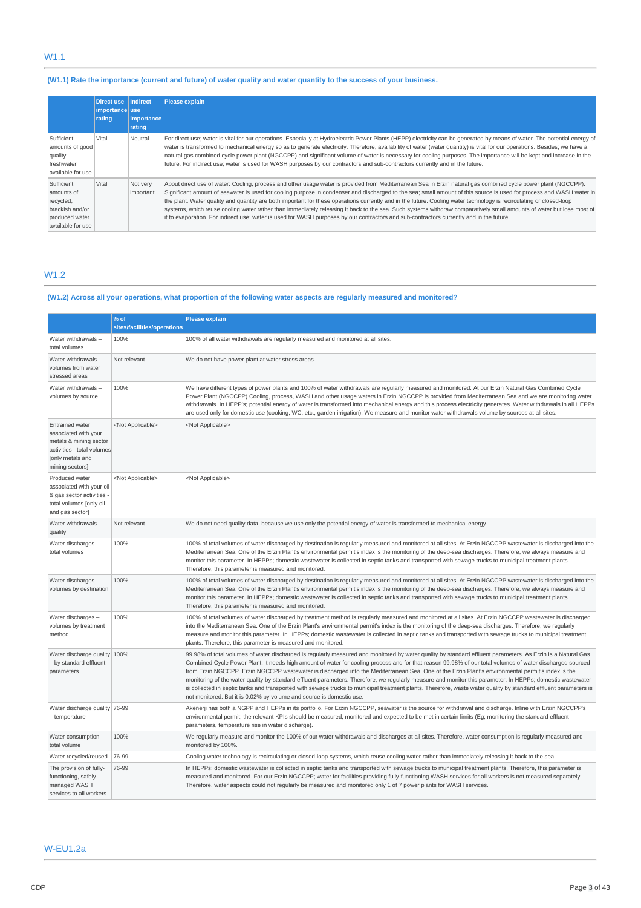## W1.1

### (W1.1) Rate the importance (current and future) of water quality and water quantity to the success of your business.

| | Direct use importance rating | Indirect use importance rating | Please explain |
|---|---|---|---|
| Sufficient amounts of good quality freshwater available for use | Vital | Neutral | For direct use; water is vital for our operations. Especially at Hydroelectric Power Plants (HEPP) electricity can be generated by means of water. The potential energy of water is transformed to mechanical energy so as to generate electricity. Therefore, availability of water (water quantity) is vital for our operations. Besides; we have a natural gas combined cycle power plant (NGCCPP) and significant volume of water is necessary for cooling purposes. The importance will be kept and increase in the future. For indirect use; water is used for WASH purposes by our contractors and sub-contractors currently and in the future. |
| Sufficient amounts of recycled, brackish and/or produced water available for use | Vital | Not very important | About direct use of water: Cooling, process and other usage water is provided from Mediterranean Sea in Erzin natural gas combined cycle power plant (NGCCPP). Significant amount of seawater is used for cooling purpose in condenser and discharged to the sea; small amount of this source is used for process and WASH water in the plant. Water quality and quantity are both important for these operations currently and in the future. Cooling water technology is recirculating or closed-loop systems, which reuse cooling water rather than immediately releasing it back to the sea. Such systems withdraw comparatively small amounts of water but lose most of it to evaporation. For indirect use; water is used for WASH purposes by our contractors and sub-contractors currently and in the future. |

## W1.2

### (W1.2) Across all your operations, what proportion of the following water aspects are regularly measured and monitored?

| | % of sites/facilities/operations | Please explain |
|---|---|---|
| Water withdrawals – total volumes | 100% | 100% of all water withdrawals are regularly measured and monitored at all sites. |
| Water withdrawals – volumes from water stressed areas | Not relevant | We do not have power plant at water stress areas. |
| Water withdrawals – volumes by source | 100% | We have different types of power plants and 100% of water withdrawals are regularly measured and monitored: At our Erzin Natural Gas Combined Cycle Power Plant (NGCCPP) Cooling, process, WASH and other usage waters in Erzin NGCCPP is provided from Mediterranean Sea and we are monitoring water withdrawals. In HEPP's; potential energy of water is transformed into mechanical energy and this process electricity generates. Water withdrawals in all HEPPs are used only for domestic use (cooking, WC, etc., garden irrigation). We measure and monitor water withdrawals volume by sources at all sites. |
| Entrained water associated with your metals & mining sector activities - total volumes [only metals and mining sectors] | <Not Applicable> | <Not Applicable> |
| Produced water associated with your oil & gas sector activities - total volumes [only oil and gas sector] | <Not Applicable> | <Not Applicable> |
| Water withdrawals quality | Not relevant | We do not need quality data, because we use only the potential energy of water is transformed to mechanical energy. |
| Water discharges – total volumes | 100% | 100% of total volumes of water discharged by destination is regularly measured and monitored at all sites. At Erzin NGCCPP wastewater is discharged into the Mediterranean Sea. One of the Erzin Plant's environmental permit's index is the monitoring of the deep-sea discharges. Therefore, we always measure and monitor this parameter. In HEPPs; domestic wastewater is collected in septic tanks and transported with sewage trucks to municipal treatment plants. Therefore, this parameter is measured and monitored. |
| Water discharges – volumes by destination | 100% | 100% of total volumes of water discharged by destination is regularly measured and monitored at all sites. At Erzin NGCCPP wastewater is discharged into the Mediterranean Sea. One of the Erzin Plant's environmental permit's index is the monitoring of the deep-sea discharges. Therefore, we always measure and monitor this parameter. In HEPPs; domestic wastewater is collected in septic tanks and transported with sewage trucks to municipal treatment plants. Therefore, this parameter is measured and monitored. |
| Water discharges – volumes by treatment method | 100% | 100% of total volumes of water discharged by treatment method is regularly measured and monitored at all sites. At Erzin NGCCPP wastewater is discharged into the Mediterranean Sea. One of the Erzin Plant's environmental permit's index is the monitoring of the deep-sea discharges. Therefore, we regularly measure and monitor this parameter. In HEPPs; domestic wastewater is collected in septic tanks and transported with sewage trucks to municipal treatment plants. Therefore, this parameter is measured and monitored. |
| Water discharge quality – by standard effluent parameters | 100% | 99.98% of total volumes of water discharged is regularly measured and monitored by water quality by standard effluent parameters. As Erzin is a Natural Gas Combined Cycle Power Plant, it needs high amount of water for cooling process and for that reason 99.98% of our total volumes of water discharged sourced from Erzin NGCCPP. Erzin NGCCPP wastewater is discharged into the Mediterranean Sea. One of the Erzin Plant's environmental permit's index is the monitoring of the water quality by standard effluent parameters. Therefore, we regularly measure and monitor this parameter. In HEPPs; domestic wastewater is collected in septic tanks and transported with sewage trucks to municipal treatment plants. Therefore, waste water quality by standard effluent parameters is not monitored. But it is 0.02% by volume and source is domestic use. |
| Water discharge quality – temperature | 76-99 | Akenerji has both a NGPP and HEPPs in its portfolio. For Erzin NGCCPP, seawater is the source for withdrawal and discharge. Inline with Erzin NGCCPP's environmental permit; the relevant KPIs should be measured, monitored and expected to be met in certain limits (Eg; monitoring the standard effluent parameters, temperature rise in water discharge). |
| Water consumption – total volume | 100% | We regularly measure and monitor the 100% of our water withdrawals and discharges at all sites. Therefore, water consumption is regularly measured and monitored by 100%. |
| Water recycled/reused | 76-99 | Cooling water technology is recirculating or closed-loop systems, which reuse cooling water rather than immediately releasing it back to the sea. |
| The provision of fully-functioning, safely managed WASH services to all workers | 76-99 | In HEPPs; domestic wastewater is collected in septic tanks and transported with sewage trucks to municipal treatment plants. Therefore, this parameter is measured and monitored. For our Erzin NGCCPP; water for facilities providing fully-functioning WASH services for all workers is not measured separately. Therefore, water aspects could not regularly be measured and monitored only 1 of 7 power plants for WASH services. |

## W-EU1.2a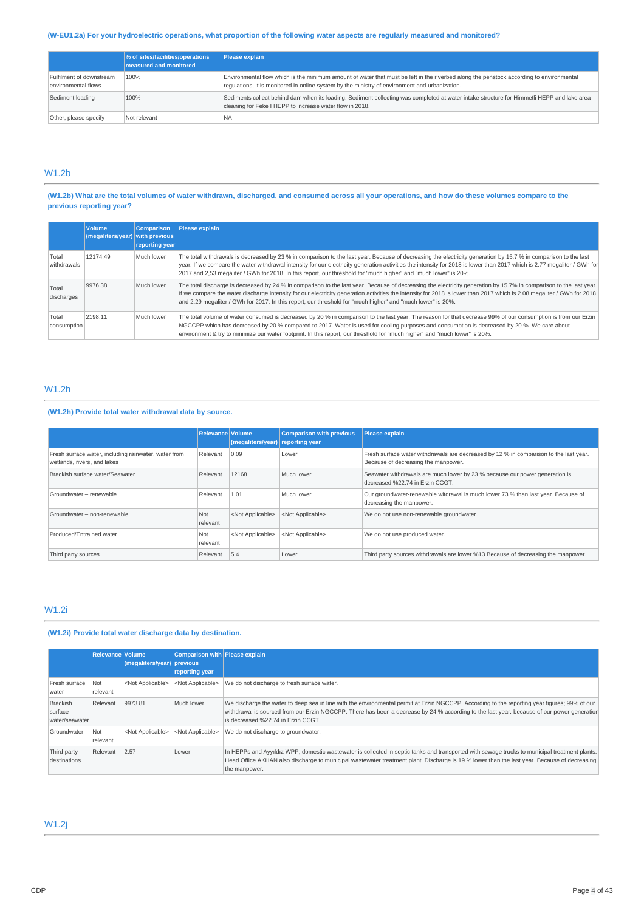**(W-EU1.2a) For your hydroelectric operations, what proportion of the following water aspects are regularly measured and monitored?**

| | % of sites/facilities/operations measured and monitored | Please explain |
|---|---|---|
| Fulfilment of downstream environmental flows | 100% | Environmental flow which is the minimum amount of water that must be left in the riverbed along the penstock according to environmental regulations, it is monitored in online system by the ministry of environment and urbanization. |
| Sediment loading | 100% | Sediments collect behind dam when its loading. Sediment collecting was completed at water intake structure for Himmetli HEPP and lake area cleaning for Feke I HEPP to increase water flow in 2018. |
| Other, please specify | Not relevant | NA |

## W1.2b

**(W1.2b) What are the total volumes of water withdrawn, discharged, and consumed across all your operations, and how do these volumes compare to the previous reporting year?**

| | Volume (megaliters/year) | Comparison with previous reporting year | Please explain |
|---|---|---|---|
| Total withdrawals | 12174.49 | Much lower | The total withdrawals is decreased by 23 % in comparison to the last year. Because of decreasing the electricity generation by 15.7 % in comparison to the last year. If we compare the water withdrawal intensity for our electricity generation activities the intensity for 2018 is lower than 2017 which is 2.77 megaliter / GWh for 2017 and 2,53 megaliter / GWh for 2018. In this report, our threshold for "much higher" and "much lower" is 20%. |
| Total discharges | 9976.38 | Much lower | The total discharge is decreased by 24 % in comparison to the last year. Because of decreasing the electricity generation by 15.7% in comparison to the last year. If we compare the water discharge intensity for our electricity generation activities the intensity for 2018 is lower than 2017 which is 2.08 megaliter / GWh for 2018 and 2.29 megaliter / GWh for 2017. In this report, our threshold for "much higher" and "much lower" is 20%. |
| Total consumption | 2198.11 | Much lower | The total volume of water consumed is decreased by 20 % in comparison to the last year. The reason for that decrease 99% of our consumption is from our Erzin NGCCPP which has decreased by 20 % compared to 2017. Water is used for cooling purposes and consumption is decreased by 20 %. We care about environment & try to minimize our water footprint. In this report, our threshold for "much higher" and "much lower" is 20%. |

## W1.2h

**(W1.2h) Provide total water withdrawal data by source.**

| | Relevance | Volume (megaliters/year) | Comparison with previous reporting year | Please explain |
|---|---|---|---|---|
| Fresh surface water, including rainwater, water from wetlands, rivers, and lakes | Relevant | 0.09 | Lower | Fresh surface water withdrawals are decreased by 12 % in comparison to the last year. Because of decreasing the manpower. |
| Brackish surface water/Seawater | Relevant | 12168 | Much lower | Seawater withdrawals are much lower by 23 % because our power generation is decreased %22.74 in Erzin CCGT. |
| Groundwater – renewable | Relevant | 1.01 | Much lower | Our groundwater-renewable witdrawal is much lower 73 % than last year. Because of decreasing the manpower. |
| Groundwater – non-renewable | Not relevant | <Not Applicable> | <Not Applicable> | We do not use non-renewable groundwater. |
| Produced/Entrained water | Not relevant | <Not Applicable> | <Not Applicable> | We do not use produced water. |
| Third party sources | Relevant | 5.4 | Lower | Third party sources withdrawals are lower %13 Because of decreasing the manpower. |

## W1.2i

**(W1.2i) Provide total water discharge data by destination.**

| | Relevance | Volume (megaliters/year) | Comparison with previous reporting year | Please explain |
|---|---|---|---|---|
| Fresh surface water | Not relevant | <Not Applicable> | <Not Applicable> | We do not discharge to fresh surface water. |
| Brackish surface water/seawater | Relevant | 9973.81 | Much lower | We discharge the water to deep sea in line with the environmental permit at Erzin NGCCPP. According to the reporting year figures; 99% of our withdrawal is sourced from our Erzin NGCCPP. There has been a decrease by 24 % according to the last year. because of our power generation is decreased %22.74 in Erzin CCGT. |
| Groundwater | Not relevant | <Not Applicable> | <Not Applicable> | We do not discharge to groundwater. |
| Third-party destinations | Relevant | 2.57 | Lower | In HEPPs and Ayyıldız WPP; domestic wastewater is collected in septic tanks and transported with sewage trucks to municipal treatment plants. Head Office AKHAN also discharge to municipal wastewater treatment plant. Discharge is 19 % lower than the last year. Because of decreasing the manpower. |

## W1.2j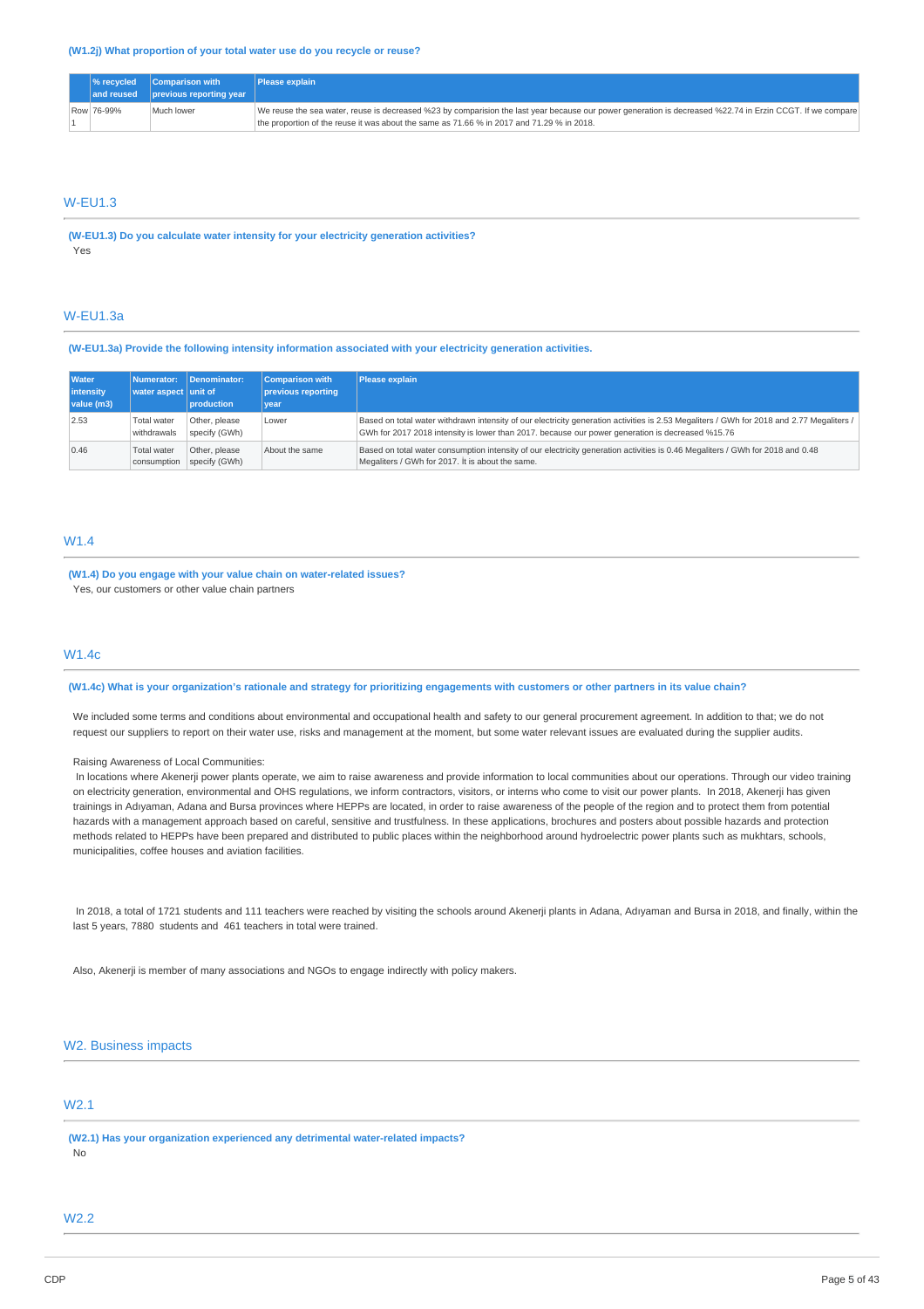**(W1.2j) What proportion of your total water use do you recycle or reuse?**

| | % recycled and reused | Comparison with previous reporting year | Please explain |
|---|---|---|---|
| Row 1 | 76-99% | Much lower | We reuse the sea water, reuse is decreased %23 by comparision the last year because our power generation is decreased %22.74 in Erzin CCGT. If we compare the proportion of the reuse it was about the same as 71.66 % in 2017 and 71.29 % in 2018. |

## W-EU1.3

**(W-EU1.3) Do you calculate water intensity for your electricity generation activities?**

Yes

## W-EU1.3a

**(W-EU1.3a) Provide the following intensity information associated with your electricity generation activities.**

| Water intensity value (m3) | Numerator: water aspect | Denominator: unit of production | Comparison with previous reporting year | Please explain |
|---|---|---|---|---|
| 2.53 | Total water withdrawals | Other, please specify (GWh) | Lower | Based on total water withdrawn intensity of our electricity generation activities is 2.53 Megaliters / GWh for 2018 and 2.77 Megaliters / GWh for 2017 2018 intensity is lower than 2017. because our power generation is decreased %15.76 |
| 0.46 | Total water consumption | Other, please specify (GWh) | About the same | Based on total water consumption intensity of our electricity generation activities is 0.46 Megaliters / GWh for 2018 and 0.48 Megaliters / GWh for 2017. It is about the same. |

## W1.4

**(W1.4) Do you engage with your value chain on water-related issues?**

Yes, our customers or other value chain partners

## W1.4c

**(W1.4c) What is your organization's rationale and strategy for prioritizing engagements with customers or other partners in its value chain?**

We included some terms and conditions about environmental and occupational health and safety to our general procurement agreement. In addition to that; we do not request our suppliers to report on their water use, risks and management at the moment, but some water relevant issues are evaluated during the supplier audits.

Raising Awareness of Local Communities:

In locations where Akenerji power plants operate, we aim to raise awareness and provide information to local communities about our operations. Through our video training on electricity generation, environmental and OHS regulations, we inform contractors, visitors, or interns who come to visit our power plants. In 2018, Akenerji has given trainings in Adıyaman, Adana and Bursa provinces where HEPPs are located, in order to raise awareness of the people of the region and to protect them from potential hazards with a management approach based on careful, sensitive and trustfulness. In these applications, brochures and posters about possible hazards and protection methods related to HEPPs have been prepared and distributed to public places within the neighborhood around hydroelectric power plants such as mukhtars, schools, municipalities, coffee houses and aviation facilities.

In 2018, a total of 1721 students and 111 teachers were reached by visiting the schools around Akenerji plants in Adana, Adıyaman and Bursa in 2018, and finally, within the last 5 years, 7880 students and 461 teachers in total were trained.

Also, Akenerji is member of many associations and NGOs to engage indirectly with policy makers.

# W2. Business impacts

## W2.1

**(W2.1) Has your organization experienced any detrimental water-related impacts?**

No

## W2.2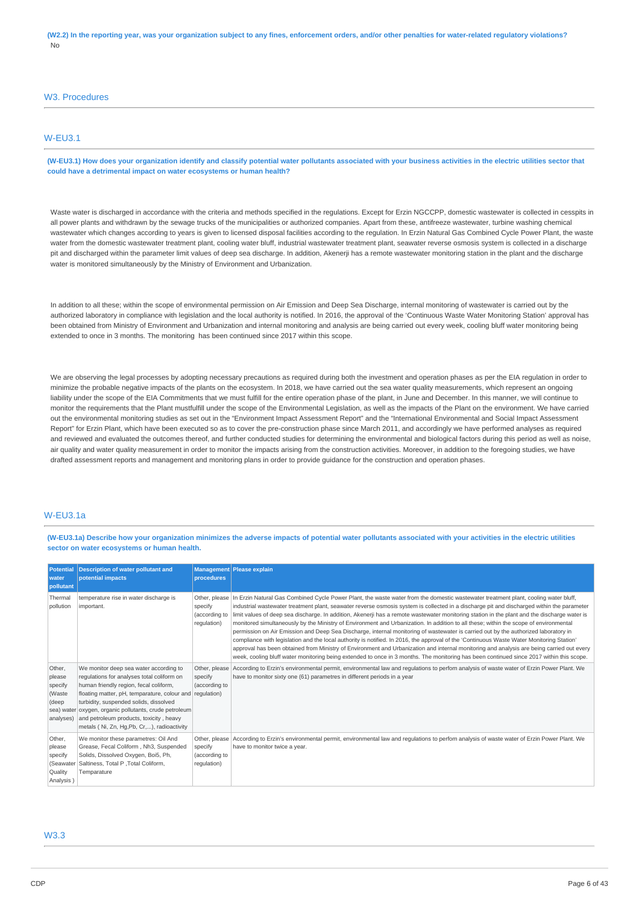**(W2.2) In the reporting year, was your organization subject to any fines, enforcement orders, and/or other penalties for water-related regulatory violations?**

No

## W3. Procedures

### W-EU3.1

**(W-EU3.1) How does your organization identify and classify potential water pollutants associated with your business activities in the electric utilities sector that could have a detrimental impact on water ecosystems or human health?**

Waste water is discharged in accordance with the criteria and methods specified in the regulations. Except for Erzin NGCCPP, domestic wastewater is collected in cesspits in all power plants and withdrawn by the sewage trucks of the municipalities or authorized companies. Apart from these, antifreeze wastewater, turbine washing chemical wastewater which changes according to years is given to licensed disposal facilities according to the regulation. In Erzin Natural Gas Combined Cycle Power Plant, the waste water from the domestic wastewater treatment plant, cooling water bluff, industrial wastewater treatment plant, seawater reverse osmosis system is collected in a discharge pit and discharged within the parameter limit values of deep sea discharge. In addition, Akenerji has a remote wastewater monitoring station in the plant and the discharge water is monitored simultaneously by the Ministry of Environment and Urbanization.

In addition to all these; within the scope of environmental permission on Air Emission and Deep Sea Discharge, internal monitoring of wastewater is carried out by the authorized laboratory in compliance with legislation and the local authority is notified. In 2016, the approval of the 'Continuous Waste Water Monitoring Station' approval has been obtained from Ministry of Environment and Urbanization and internal monitoring and analysis are being carried out every week, cooling bluff water monitoring being extended to once in 3 months. The monitoring has been continued since 2017 within this scope.

We are observing the legal processes by adopting necessary precautions as required during both the investment and operation phases as per the EIA regulation in order to minimize the probable negative impacts of the plants on the ecosystem. In 2018, we have carried out the sea water quality measurements, which represent an ongoing liability under the scope of the EIA Commitments that we must fulfill for the entire operation phase of the plant, in June and December. In this manner, we will continue to monitor the requirements that the Plant mustfulfill under the scope of the Environmental Legislation, as well as the impacts of the Plant on the environment. We have carried out the environmental monitoring studies as set out in the "Environment Impact Assessment Report" and the "International Environmental and Social Impact Assessment Report" for Erzin Plant, which have been executed so as to cover the pre-construction phase since March 2011, and accordingly we have performed analyses as required and reviewed and evaluated the outcomes thereof, and further conducted studies for determining the environmental and biological factors during this period as well as noise, air quality and water quality measurement in order to monitor the impacts arising from the construction activities. Moreover, in addition to the foregoing studies, we have drafted assessment reports and management and monitoring plans in order to provide guidance for the construction and operation phases.

### W-EU3.1a

**(W-EU3.1a) Describe how your organization minimizes the adverse impacts of potential water pollutants associated with your activities in the electric utilities sector on water ecosystems or human health.**

| Potential water pollutant | Description of water pollutant and potential impacts | Management procedures | Please explain |
|---|---|---|---|
| Thermal pollution | temperature rise in water discharge is important. | Other, please specify (according to regulation) | In Erzin Natural Gas Combined Cycle Power Plant, the waste water from the domestic wastewater treatment plant, cooling water bluff, industrial wastewater treatment plant, seawater reverse osmosis system is collected in a discharge pit and discharged within the parameter limit values of deep sea discharge. In addition, Akenerji has a remote wastewater monitoring station in the plant and the discharge water is monitored simultaneously by the Ministry of Environment and Urbanization. In addition to all these; within the scope of environmental permission on Air Emission and Deep Sea Discharge, internal monitoring of wastewater is carried out by the authorized laboratory in compliance with legislation and the local authority is notified. In 2016, the approval of the 'Continuous Waste Water Monitoring Station' approval has been obtained from Ministry of Environment and Urbanization and internal monitoring and analysis are being carried out every week, cooling bluff water monitoring being extended to once in 3 months. The monitoring has been continued since 2017 within this scope. |
| Other, please specify (Waste (deep sea) water analyses) | We monitor deep sea water according to regulations for analyses total coliform on human friendly region, fecal coliform, floating matter, pH, temparature, colour and turbidity, suspended solids, dissolved oxygen, organic pollutants, crude petroleum and petroleum products, toxicity , heavy metals ( Ni, Zn, Hg,Pb, Cr,...), radioactivity | Other, please specify (according to regulation) | According to Erzin's environmental permit, environmental law and regulations to perfom analysis of waste water of Erzin Power Plant. We have to monitor sixty one (61) parametres in different periods in a year |
| Other, please specify (Seawater Quality Analysis ) | We monitor these parametres: Oil And Grease, Fecal Coliform , Nh3, Suspended Solids, Dissolved Oxygen, Boi5, Ph, Saltiness, Total P ,Total Coliform, Temparature | Other, please specify (according to regulation) | According to Erzin's environmental permit, environmental law and regulations to perfom analysis of waste water of Erzin Power Plant. We have to monitor twice a year. |

### W3.3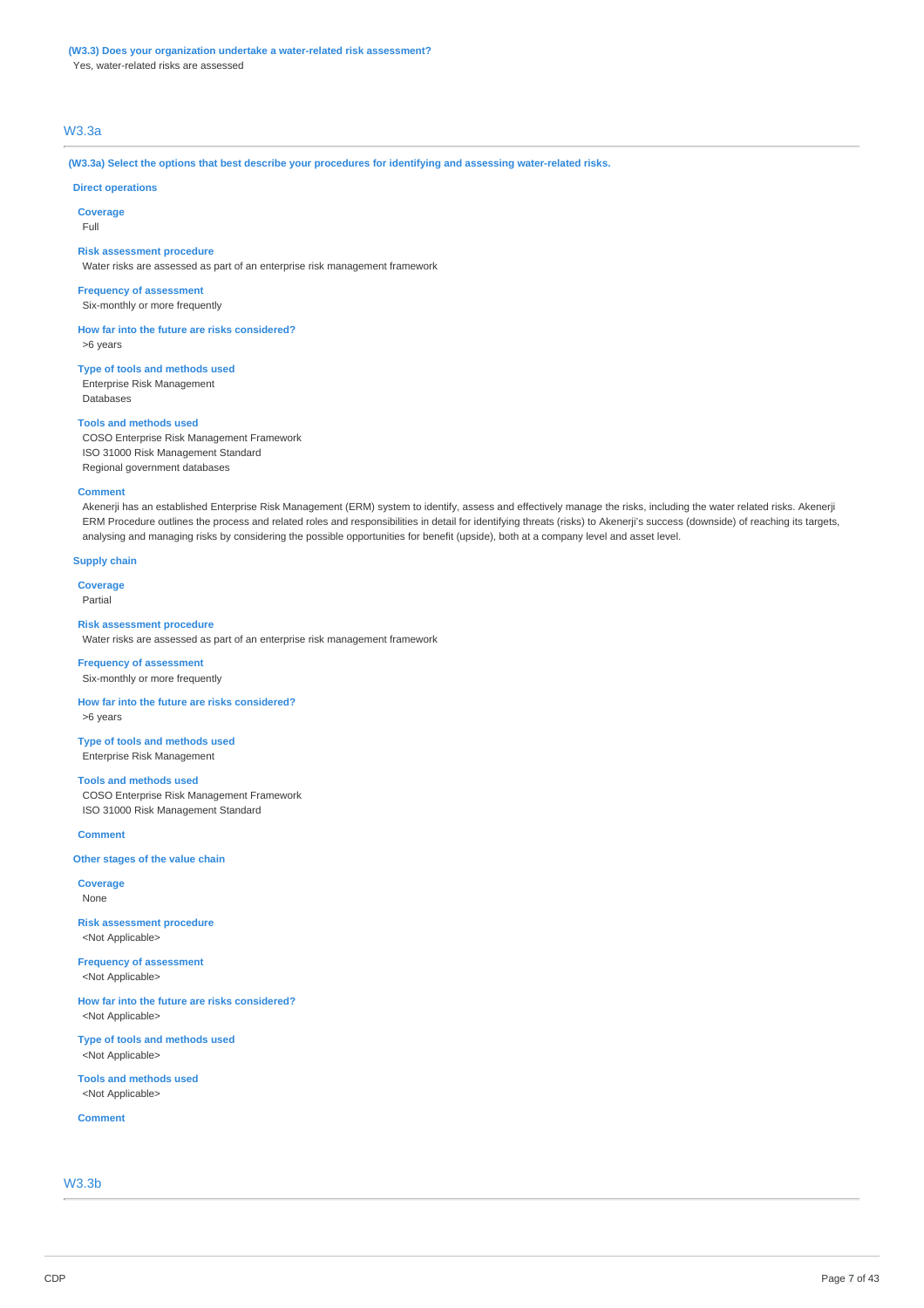**(W3.3) Does your organization undertake a water-related risk assessment?**

Yes, water-related risks are assessed

## W3.3a

**(W3.3a) Select the options that best describe your procedures for identifying and assessing water-related risks.**

### Direct operations

**Coverage**

Full

**Risk assessment procedure**

Water risks are assessed as part of an enterprise risk management framework

**Frequency of assessment**

Six-monthly or more frequently

**How far into the future are risks considered?**

>6 years

**Type of tools and methods used**

Enterprise Risk Management

Databases

**Tools and methods used**

COSO Enterprise Risk Management Framework

ISO 31000 Risk Management Standard

Regional government databases

**Comment**

Akenerji has an established Enterprise Risk Management (ERM) system to identify, assess and effectively manage the risks, including the water related risks. Akenerji ERM Procedure outlines the process and related roles and responsibilities in detail for identifying threats (risks) to Akenerji's success (downside) of reaching its targets, analysing and managing risks by considering the possible opportunities for benefit (upside), both at a company level and asset level.

### Supply chain

**Coverage**

Partial

**Risk assessment procedure**

Water risks are assessed as part of an enterprise risk management framework

**Frequency of assessment**

Six-monthly or more frequently

**How far into the future are risks considered?**

>6 years

**Type of tools and methods used**

Enterprise Risk Management

**Tools and methods used**

COSO Enterprise Risk Management Framework

ISO 31000 Risk Management Standard

**Comment**

### Other stages of the value chain

**Coverage**

None

**Risk assessment procedure**

<Not Applicable>

**Frequency of assessment**

<Not Applicable>

**How far into the future are risks considered?**

<Not Applicable>

**Type of tools and methods used**

<Not Applicable>

**Tools and methods used**

<Not Applicable>

**Comment**

## W3.3b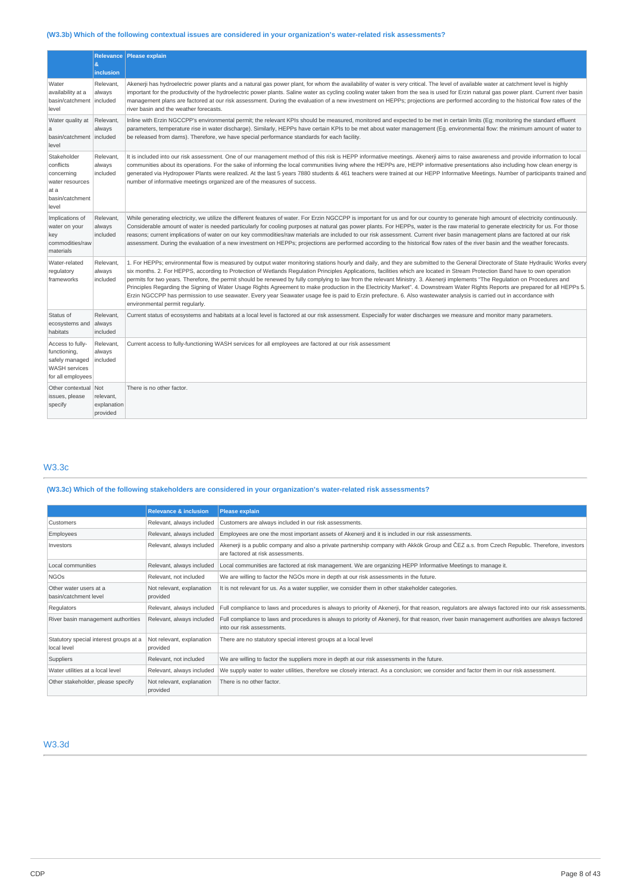### (W3.3b) Which of the following contextual issues are considered in your organization's water-related risk assessments?

| | Relevance & inclusion | Please explain |
|---|---|---|
| Water availability at a basin/catchment level | Relevant, always included | Akenerji has hydroelectric power plants and a natural gas power plant, for whom the availability of water is very critical. The level of available water at catchment level is highly important for the productivity of the hydroelectric power plants. Saline water as cycling cooling water taken from the sea is used for Erzin natural gas power plant. Current river basin management plans are factored at our risk assessment. During the evaluation of a new investment on HEPPs; projections are performed according to the historical flow rates of the river basin and the weather forecasts. |
| Water quality at a basin/catchment level | Relevant, always included | Inline with Erzin NGCCPP's environmental permit; the relevant KPIs should be measured, monitored and expected to be met in certain limits (Eg; monitoring the standard effluent parameters, temperature rise in water discharge). Similarly, HEPPs have certain KPIs to be met about water management (Eg. environmental flow: the minimum amount of water to be released from dams). Therefore, we have special performance standards for each facility. |
| Stakeholder conflicts concerning water resources at a basin/catchment level | Relevant, always included | It is included into our risk assessment. One of our management method of this risk is HEPP informative meetings. Akenerji aims to raise awareness and provide information to local communities about its operations. For the sake of informing the local communities living where the HEPPs are, HEPP informative presentations also including how clean energy is generated via Hydropower Plants were realized. At the last 5 years 7880 students & 461 teachers were trained at our HEPP Informative Meetings. Number of participants trained and number of informative meetings organized are of the measures of success. |
| Implications of water on your key commodities/raw materials | Relevant, always included | While generating electricity, we utilize the different features of water. For Erzin NGCCPP is important for us and for our country to generate high amount of electricity continuously. Considerable amount of water is needed particularly for cooling purposes at natural gas power plants. For HEPPs, water is the raw material to generate electricity for us. For those reasons; current implications of water on our key commodities/raw materials are included to our risk assessment. Current river basin management plans are factored at our risk assessment. During the evaluation of a new investment on HEPPs; projections are performed according to the historical flow rates of the river basin and the weather forecasts. |
| Water-related regulatory frameworks | Relevant, always included | 1. For HEPPs; environmental flow is measured by output water monitoring stations hourly and daily, and they are submitted to the General Directorate of State Hydraulic Works every six months. 2. For HEPPS, according to Protection of Wetlands Regulation Principles Applications, facilities which are located in Stream Protection Band have to own operation permits for two years. Therefore, the permit should be renewed by fully complying to law from the relevant Ministry. 3. Akenerji implements "The Regulation on Procedures and Principles Regarding the Signing of Water Usage Rights Agreement to make production in the Electricity Market". 4. Downstream Water Rights Reports are prepared for all HEPPs 5. Erzin NGCCPP has permission to use seawater. Every year Seawater usage fee is paid to Erzin prefecture. 6. Also wastewater analysis is carried out in accordance with environmental permit regularly. |
| Status of ecosystems and habitats | Relevant, always included | Current status of ecosystems and habitats at a local level is factored at our risk assessment. Especially for water discharges we measure and monitor many parameters. |
| Access to fully-functioning, safely managed WASH services for all employees | Relevant, always included | Current access to fully-functioning WASH services for all employees are factored at our risk assessment |
| Other contextual issues, please specify | Not relevant, explanation provided | There is no other factor. |

## W3.3c

### (W3.3c) Which of the following stakeholders are considered in your organization's water-related risk assessments?

| | Relevance & inclusion | Please explain |
|---|---|---|
| Customers | Relevant, always included | Customers are always included in our risk assessments. |
| Employees | Relevant, always included | Employees are one the most important assets of Akenerji and it is included in our risk assessments. |
| Investors | Relevant, always included | Akenerji is a public company and also a private partnership company with Akkök Group and ČEZ a.s. from Czech Republic. Therefore, investors are factored at risk assessments. |
| Local communities | Relevant, always included | Local communities are factored at risk management. We are organizing HEPP Informative Meetings to manage it. |
| NGOs | Relevant, not included | We are willing to factor the NGOs more in depth at our risk assessments in the future. |
| Other water users at a basin/catchment level | Not relevant, explanation provided | It is not relevant for us. As a water supplier, we consider them in other stakeholder categories. |
| Regulators | Relevant, always included | Full compliance to laws and procedures is always to priority of Akenerji, for that reason, regulators are always factored into our risk assessments. |
| River basin management authorities | Relevant, always included | Full compliance to laws and procedures is always to priority of Akenerji, for that reason, river basin management authorities are always factored into our risk assessments. |
| Statutory special interest groups at a local level | Not relevant, explanation provided | There are no statutory special interest groups at a local level |
| Suppliers | Relevant, not included | We are willing to factor the suppliers more in depth at our risk assessments in the future. |
| Water utilities at a local level | Relevant, always included | We supply water to water utilities, therefore we closely interact. As a conclusion; we consider and factor them in our risk assessment. |
| Other stakeholder, please specify | Not relevant, explanation provided | There is no other factor. |

## W3.3d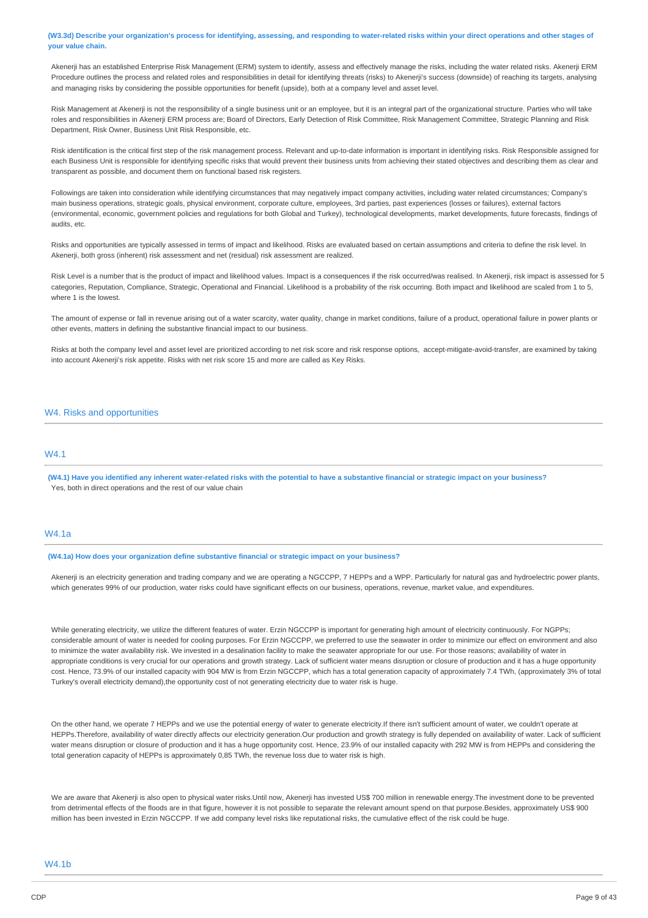**(W3.3d) Describe your organization's process for identifying, assessing, and responding to water-related risks within your direct operations and other stages of your value chain.**

Akenerji has an established Enterprise Risk Management (ERM) system to identify, assess and effectively manage the risks, including the water related risks. Akenerji ERM Procedure outlines the process and related roles and responsibilities in detail for identifying threats (risks) to Akenerji's success (downside) of reaching its targets, analysing and managing risks by considering the possible opportunities for benefit (upside), both at a company level and asset level.

Risk Management at Akenerji is not the responsibility of a single business unit or an employee, but it is an integral part of the organizational structure. Parties who will take roles and responsibilities in Akenerji ERM process are; Board of Directors, Early Detection of Risk Committee, Risk Management Committee, Strategic Planning and Risk Department, Risk Owner, Business Unit Risk Responsible, etc.

Risk identification is the critical first step of the risk management process. Relevant and up-to-date information is important in identifying risks. Risk Responsible assigned for each Business Unit is responsible for identifying specific risks that would prevent their business units from achieving their stated objectives and describing them as clear and transparent as possible, and document them on functional based risk registers.

Followings are taken into consideration while identifying circumstances that may negatively impact company activities, including water related circumstances; Company's main business operations, strategic goals, physical environment, corporate culture, employees, 3rd parties, past experiences (losses or failures), external factors (environmental, economic, government policies and regulations for both Global and Turkey), technological developments, market developments, future forecasts, findings of audits, etc.

Risks and opportunities are typically assessed in terms of impact and likelihood. Risks are evaluated based on certain assumptions and criteria to define the risk level. In Akenerji, both gross (inherent) risk assessment and net (residual) risk assessment are realized.

Risk Level is a number that is the product of impact and likelihood values. Impact is a consequences if the risk occurred/was realised. In Akenerji, risk impact is assessed for 5 categories, Reputation, Compliance, Strategic, Operational and Financial. Likelihood is a probability of the risk occurring. Both impact and likelihood are scaled from 1 to 5, where 1 is the lowest.

The amount of expense or fall in revenue arising out of a water scarcity, water quality, change in market conditions, failure of a product, operational failure in power plants or other events, matters in defining the substantive financial impact to our business.

Risks at both the company level and asset level are prioritized according to net risk score and risk response options, accept-mitigate-avoid-transfer, are examined by taking into account Akenerji's risk appetite. Risks with net risk score 15 and more are called as Key Risks.

## W4. Risks and opportunities

### W4.1

**(W4.1) Have you identified any inherent water-related risks with the potential to have a substantive financial or strategic impact on your business?**

Yes, both in direct operations and the rest of our value chain

### W4.1a

**(W4.1a) How does your organization define substantive financial or strategic impact on your business?**

Akenerji is an electricity generation and trading company and we are operating a NGCCPP, 7 HEPPs and a WPP. Particularly for natural gas and hydroelectric power plants, which generates 99% of our production, water risks could have significant effects on our business, operations, revenue, market value, and expenditures.

While generating electricity, we utilize the different features of water. Erzin NGCCPP is important for generating high amount of electricity continuously. For NGPPs; considerable amount of water is needed for cooling purposes. For Erzin NGCCPP, we preferred to use the seawater in order to minimize our effect on environment and also to minimize the water availability risk. We invested in a desalination facility to make the seawater appropriate for our use. For those reasons; availability of water in appropriate conditions is very crucial for our operations and growth strategy. Lack of sufficient water means disruption or closure of production and it has a huge opportunity cost. Hence, 73.9% of our installed capacity with 904 MW is from Erzin NGCCPP, which has a total generation capacity of approximately 7.4 TWh, (approximately 3% of total Turkey's overall electricity demand),the opportunity cost of not generating electricity due to water risk is huge.

On the other hand, we operate 7 HEPPs and we use the potential energy of water to generate electricity.If there isn't sufficient amount of water, we couldn't operate at HEPPs.Therefore, availability of water directly affects our electricity generation.Our production and growth strategy is fully depended on availability of water. Lack of sufficient water means disruption or closure of production and it has a huge opportunity cost. Hence, 23.9% of our installed capacity with 292 MW is from HEPPs and considering the total generation capacity of HEPPs is approximately 0,85 TWh, the revenue loss due to water risk is high.

We are aware that Akenerji is also open to physical water risks.Until now, Akenerji has invested US$ 700 million in renewable energy.The investment done to be prevented from detrimental effects of the floods are in that figure, however it is not possible to separate the relevant amount spend on that purpose.Besides, approximately US$ 900 million has been invested in Erzin NGCCPP. If we add company level risks like reputational risks, the cumulative effect of the risk could be huge.

### W4.1b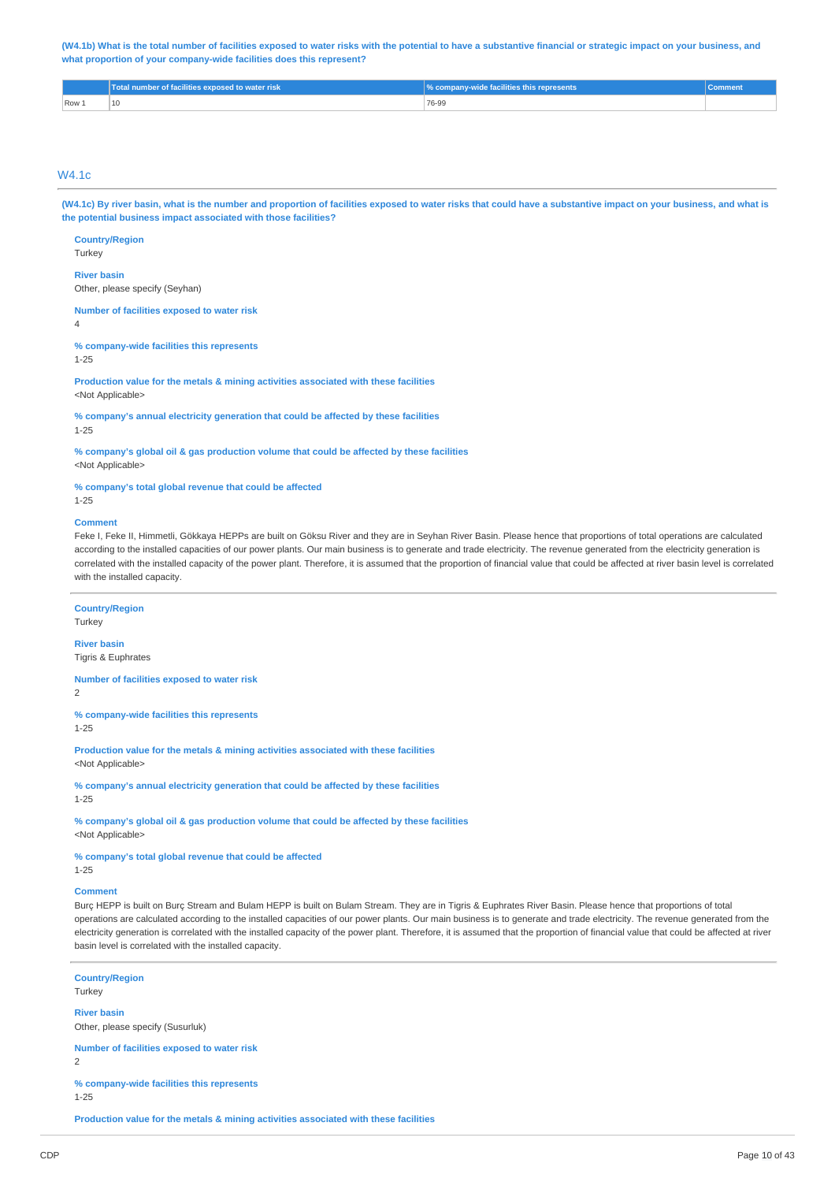**(W4.1b) What is the total number of facilities exposed to water risks with the potential to have a substantive financial or strategic impact on your business, and what proportion of your company-wide facilities does this represent?**

| | Total number of facilities exposed to water risk | % company-wide facilities this represents | Comment |
|---|---|---|---|
| Row 1 | 10 | 76-99 | |

## W4.1c

**(W4.1c) By river basin, what is the number and proportion of facilities exposed to water risks that could have a substantive impact on your business, and what is the potential business impact associated with those facilities?**

**Country/Region**
Turkey

**River basin**
Other, please specify (Seyhan)

**Number of facilities exposed to water risk**
4

**% company-wide facilities this represents**
1-25

**Production value for the metals & mining activities associated with these facilities**
<Not Applicable>

**% company's annual electricity generation that could be affected by these facilities**
1-25

**% company's global oil & gas production volume that could be affected by these facilities**
<Not Applicable>

**% company's total global revenue that could be affected**
1-25

**Comment**
Feke I, Feke II, Himmetli, Gökkaya HEPPs are built on Göksu River and they are in Seyhan River Basin. Please hence that proportions of total operations are calculated according to the installed capacities of our power plants. Our main business is to generate and trade electricity. The revenue generated from the electricity generation is correlated with the installed capacity of the power plant. Therefore, it is assumed that the proportion of financial value that could be affected at river basin level is correlated with the installed capacity.

---

**Country/Region**
Turkey

**River basin**
Tigris & Euphrates

**Number of facilities exposed to water risk**
2

**% company-wide facilities this represents**
1-25

**Production value for the metals & mining activities associated with these facilities**
<Not Applicable>

**% company's annual electricity generation that could be affected by these facilities**
1-25

**% company's global oil & gas production volume that could be affected by these facilities**
<Not Applicable>

**% company's total global revenue that could be affected**
1-25

**Comment**
Burç HEPP is built on Burç Stream and Bulam HEPP is built on Bulam Stream. They are in Tigris & Euphrates River Basin. Please hence that proportions of total operations are calculated according to the installed capacities of our power plants. Our main business is to generate and trade electricity. The revenue generated from the electricity generation is correlated with the installed capacity of the power plant. Therefore, it is assumed that the proportion of financial value that could be affected at river basin level is correlated with the installed capacity.

---

**Country/Region**
Turkey

**River basin**
Other, please specify (Susurluk)

**Number of facilities exposed to water risk**
2

**% company-wide facilities this represents**
1-25

**Production value for the metals & mining activities associated with these facilities**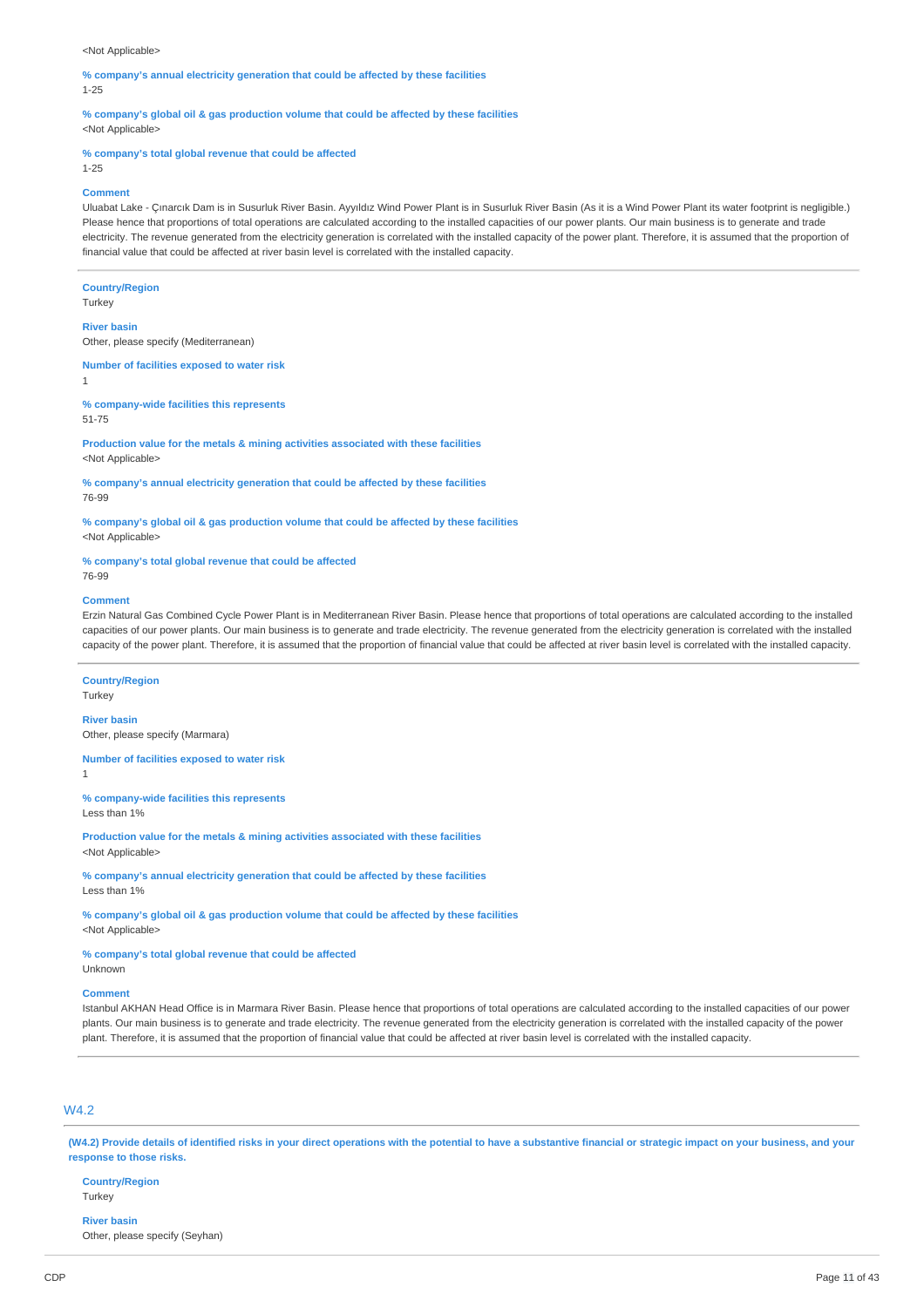<Not Applicable>

**% company's annual electricity generation that could be affected by these facilities**
1-25

**% company's global oil & gas production volume that could be affected by these facilities**
<Not Applicable>

**% company's total global revenue that could be affected**
1-25

**Comment**
Uluabat Lake - Çınarcık Dam is in Susurluk River Basin. Ayyıldız Wind Power Plant is in Susurluk River Basin (As it is a Wind Power Plant its water footprint is negligible.) Please hence that proportions of total operations are calculated according to the installed capacities of our power plants. Our main business is to generate and trade electricity. The revenue generated from the electricity generation is correlated with the installed capacity of the power plant. Therefore, it is assumed that the proportion of financial value that could be affected at river basin level is correlated with the installed capacity.

---

**Country/Region**
Turkey

**River basin**
Other, please specify (Mediterranean)

**Number of facilities exposed to water risk**
1

**% company-wide facilities this represents**
51-75

**Production value for the metals & mining activities associated with these facilities**
<Not Applicable>

**% company's annual electricity generation that could be affected by these facilities**
76-99

**% company's global oil & gas production volume that could be affected by these facilities**
<Not Applicable>

**% company's total global revenue that could be affected**
76-99

**Comment**
Erzin Natural Gas Combined Cycle Power Plant is in Mediterranean River Basin. Please hence that proportions of total operations are calculated according to the installed capacities of our power plants. Our main business is to generate and trade electricity. The revenue generated from the electricity generation is correlated with the installed capacity of the power plant. Therefore, it is assumed that the proportion of financial value that could be affected at river basin level is correlated with the installed capacity.

---

**Country/Region**
Turkey

**River basin**
Other, please specify (Marmara)

**Number of facilities exposed to water risk**
1

**% company-wide facilities this represents**
Less than 1%

**Production value for the metals & mining activities associated with these facilities**
<Not Applicable>

**% company's annual electricity generation that could be affected by these facilities**
Less than 1%

**% company's global oil & gas production volume that could be affected by these facilities**
<Not Applicable>

**% company's total global revenue that could be affected**
Unknown

**Comment**
Istanbul AKHAN Head Office is in Marmara River Basin. Please hence that proportions of total operations are calculated according to the installed capacities of our power plants. Our main business is to generate and trade electricity. The revenue generated from the electricity generation is correlated with the installed capacity of the power plant. Therefore, it is assumed that the proportion of financial value that could be affected at river basin level is correlated with the installed capacity.

---

## W4.2

**(W4.2) Provide details of identified risks in your direct operations with the potential to have a substantive financial or strategic impact on your business, and your response to those risks.**

**Country/Region**
Turkey

**River basin**
Other, please specify (Seyhan)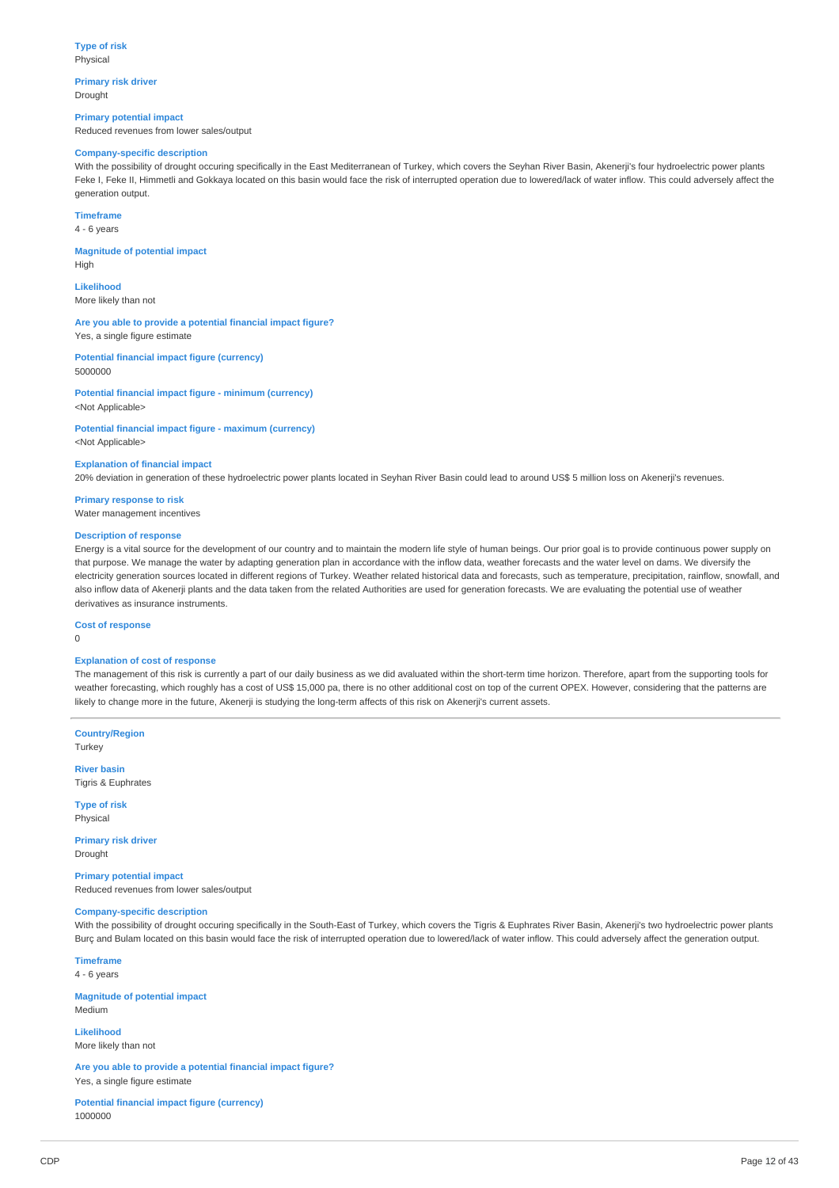**Type of risk**
Physical

**Primary risk driver**
Drought

**Primary potential impact**
Reduced revenues from lower sales/output

**Company-specific description**
With the possibility of drought occuring specifically in the East Mediterranean of Turkey, which covers the Seyhan River Basin, Akenerji's four hydroelectric power plants Feke I, Feke II, Himmetli and Gokkaya located on this basin would face the risk of interrupted operation due to lowered/lack of water inflow. This could adversely affect the generation output.

**Timeframe**
4 - 6 years

**Magnitude of potential impact**
High

**Likelihood**
More likely than not

**Are you able to provide a potential financial impact figure?**
Yes, a single figure estimate

**Potential financial impact figure (currency)**
5000000

**Potential financial impact figure - minimum (currency)**
<Not Applicable>

**Potential financial impact figure - maximum (currency)**
<Not Applicable>

**Explanation of financial impact**
20% deviation in generation of these hydroelectric power plants located in Seyhan River Basin could lead to around US$ 5 million loss on Akenerji's revenues.

**Primary response to risk**
Water management incentives

**Description of response**
Energy is a vital source for the development of our country and to maintain the modern life style of human beings. Our prior goal is to provide continuous power supply on that purpose. We manage the water by adapting generation plan in accordance with the inflow data, weather forecasts and the water level on dams. We diversify the electricity generation sources located in different regions of Turkey. Weather related historical data and forecasts, such as temperature, precipitation, rainflow, snowfall, and also inflow data of Akenerji plants and the data taken from the related Authorities are used for generation forecasts. We are evaluating the potential use of weather derivatives as insurance instruments.

**Cost of response**
0

**Explanation of cost of response**
The management of this risk is currently a part of our daily business as we did avaluated within the short-term time horizon. Therefore, apart from the supporting tools for weather forecasting, which roughly has a cost of US$ 15,000 pa, there is no other additional cost on top of the current OPEX. However, considering that the patterns are likely to change more in the future, Akenerji is studying the long-term affects of this risk on Akenerji's current assets.

---

**Country/Region**
Turkey

**River basin**
Tigris & Euphrates

**Type of risk**
Physical

**Primary risk driver**
Drought

**Primary potential impact**
Reduced revenues from lower sales/output

**Company-specific description**
With the possibility of drought occuring specifically in the South-East of Turkey, which covers the Tigris & Euphrates River Basin, Akenerji's two hydroelectric power plants Burç and Bulam located on this basin would face the risk of interrupted operation due to lowered/lack of water inflow. This could adversely affect the generation output.

**Timeframe**
4 - 6 years

**Magnitude of potential impact**
Medium

**Likelihood**
More likely than not

**Are you able to provide a potential financial impact figure?**
Yes, a single figure estimate

**Potential financial impact figure (currency)**
1000000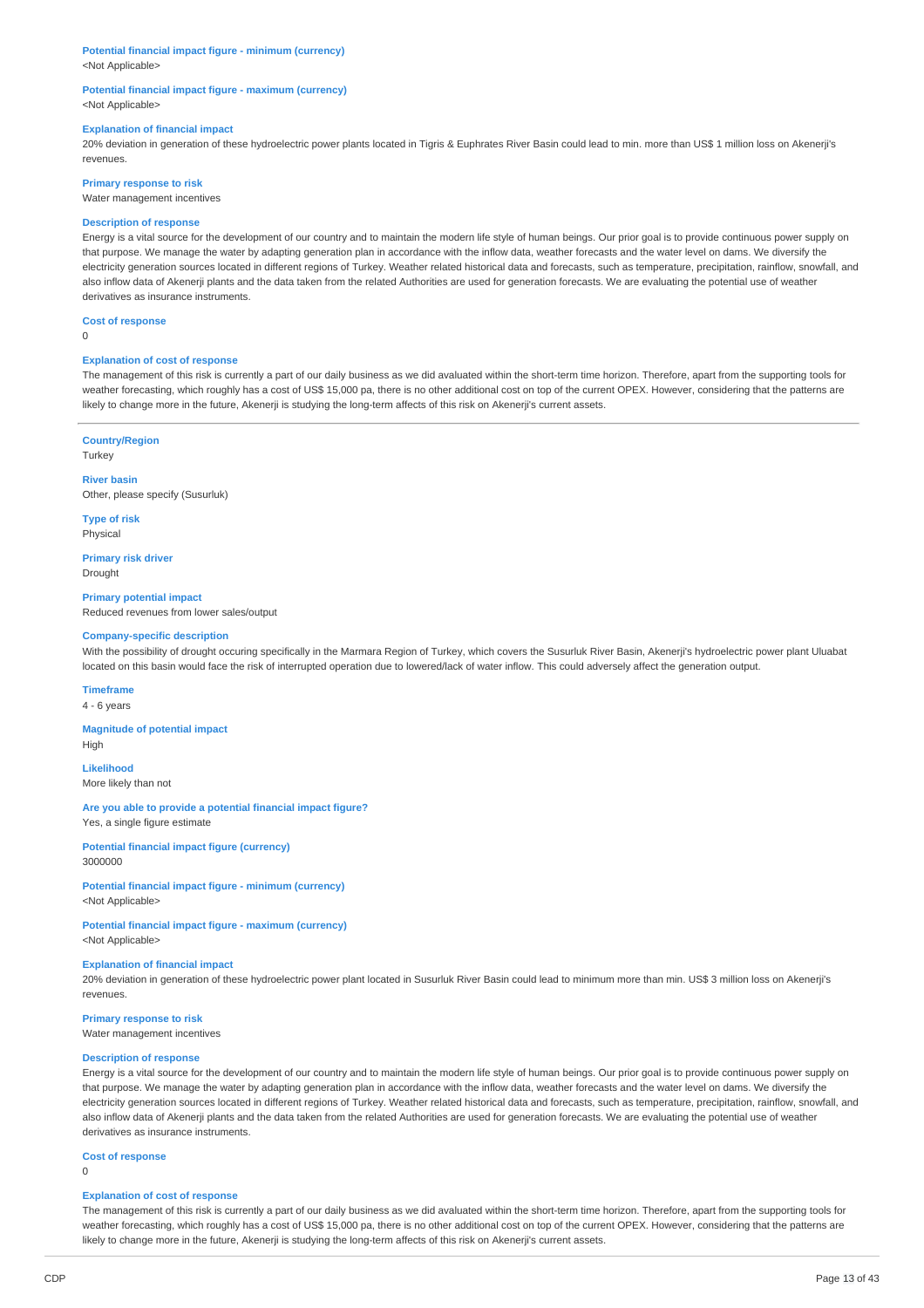**Potential financial impact figure - minimum (currency)**
<Not Applicable>

**Potential financial impact figure - maximum (currency)**
<Not Applicable>

**Explanation of financial impact**
20% deviation in generation of these hydroelectric power plants located in Tigris & Euphrates River Basin could lead to min. more than US$ 1 million loss on Akenerji's revenues.

**Primary response to risk**
Water management incentives

**Description of response**
Energy is a vital source for the development of our country and to maintain the modern life style of human beings. Our prior goal is to provide continuous power supply on that purpose. We manage the water by adapting generation plan in accordance with the inflow data, weather forecasts and the water level on dams. We diversify the electricity generation sources located in different regions of Turkey. Weather related historical data and forecasts, such as temperature, precipitation, rainflow, snowfall, and also inflow data of Akenerji plants and the data taken from the related Authorities are used for generation forecasts. We are evaluating the potential use of weather derivatives as insurance instruments.

**Cost of response**
0

**Explanation of cost of response**
The management of this risk is currently a part of our daily business as we did avaluated within the short-term time horizon. Therefore, apart from the supporting tools for weather forecasting, which roughly has a cost of US$ 15,000 pa, there is no other additional cost on top of the current OPEX. However, considering that the patterns are likely to change more in the future, Akenerji is studying the long-term affects of this risk on Akenerji's current assets.

---

**Country/Region**
Turkey

**River basin**
Other, please specify (Susurluk)

**Type of risk**
Physical

**Primary risk driver**
Drought

**Primary potential impact**
Reduced revenues from lower sales/output

**Company-specific description**
With the possibility of drought occuring specifically in the Marmara Region of Turkey, which covers the Susurluk River Basin, Akenerji's hydroelectric power plant Uluabat located on this basin would face the risk of interrupted operation due to lowered/lack of water inflow. This could adversely affect the generation output.

**Timeframe**
4 - 6 years

**Magnitude of potential impact**
High

**Likelihood**
More likely than not

**Are you able to provide a potential financial impact figure?**
Yes, a single figure estimate

**Potential financial impact figure (currency)**
3000000

**Potential financial impact figure - minimum (currency)**
<Not Applicable>

**Potential financial impact figure - maximum (currency)**
<Not Applicable>

**Explanation of financial impact**
20% deviation in generation of these hydroelectric power plant located in Susurluk River Basin could lead to minimum more than min. US$ 3 million loss on Akenerji's revenues.

**Primary response to risk**
Water management incentives

**Description of response**
Energy is a vital source for the development of our country and to maintain the modern life style of human beings. Our prior goal is to provide continuous power supply on that purpose. We manage the water by adapting generation plan in accordance with the inflow data, weather forecasts and the water level on dams. We diversify the electricity generation sources located in different regions of Turkey. Weather related historical data and forecasts, such as temperature, precipitation, rainflow, snowfall, and also inflow data of Akenerji plants and the data taken from the related Authorities are used for generation forecasts. We are evaluating the potential use of weather derivatives as insurance instruments.

**Cost of response**
0

**Explanation of cost of response**
The management of this risk is currently a part of our daily business as we did avaluated within the short-term time horizon. Therefore, apart from the supporting tools for weather forecasting, which roughly has a cost of US$ 15,000 pa, there is no other additional cost on top of the current OPEX. However, considering that the patterns are likely to change more in the future, Akenerji is studying the long-term affects of this risk on Akenerji's current assets.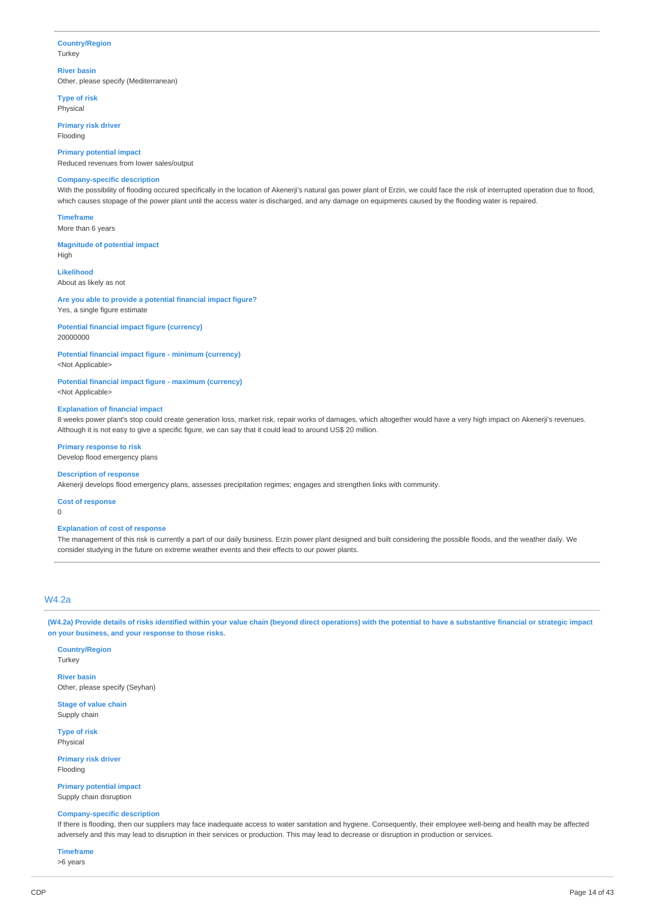**Country/Region**
Turkey

**River basin**
Other, please specify (Mediterranean)

**Type of risk**
Physical

**Primary risk driver**
Flooding

**Primary potential impact**
Reduced revenues from lower sales/output

**Company-specific description**
With the possibility of flooding occured specifically in the location of Akenerji's natural gas power plant of Erzin, we could face the risk of interrupted operation due to flood, which causes stopage of the power plant until the access water is discharged, and any damage on equipments caused by the flooding water is repaired.

**Timeframe**
More than 6 years

**Magnitude of potential impact**
High

**Likelihood**
About as likely as not

**Are you able to provide a potential financial impact figure?**
Yes, a single figure estimate

**Potential financial impact figure (currency)**
20000000

**Potential financial impact figure - minimum (currency)**
<Not Applicable>

**Potential financial impact figure - maximum (currency)**
<Not Applicable>

**Explanation of financial impact**
8 weeks power plant's stop could create generation loss, market risk, repair works of damages, which altogether would have a very high impact on Akenerji's revenues. Although it is not easy to give a specific figure, we can say that it could lead to around US$ 20 million.

**Primary response to risk**
Develop flood emergency plans

**Description of response**
Akenerji develops flood emergency plans, assesses precipitation regimes; engages and strengthen links with community.

**Cost of response**
0

**Explanation of cost of response**
The management of this risk is currently a part of our daily business. Erzin power plant designed and built considering the possible floods, and the weather daily. We consider studying in the future on extreme weather events and their effects to our power plants.

## W4.2a

**(W4.2a) Provide details of risks identified within your value chain (beyond direct operations) with the potential to have a substantive financial or strategic impact on your business, and your response to those risks.**

**Country/Region**
Turkey

**River basin**
Other, please specify (Seyhan)

**Stage of value chain**
Supply chain

**Type of risk**
Physical

**Primary risk driver**
Flooding

**Primary potential impact**
Supply chain disruption

**Company-specific description**
If there is flooding, then our suppliers may face inadequate access to water sanitation and hygiene. Consequently, their employee well-being and health may be affected adversely and this may lead to disruption in their services or production. This may lead to decrease or disruption in production or services.

**Timeframe**
>6 years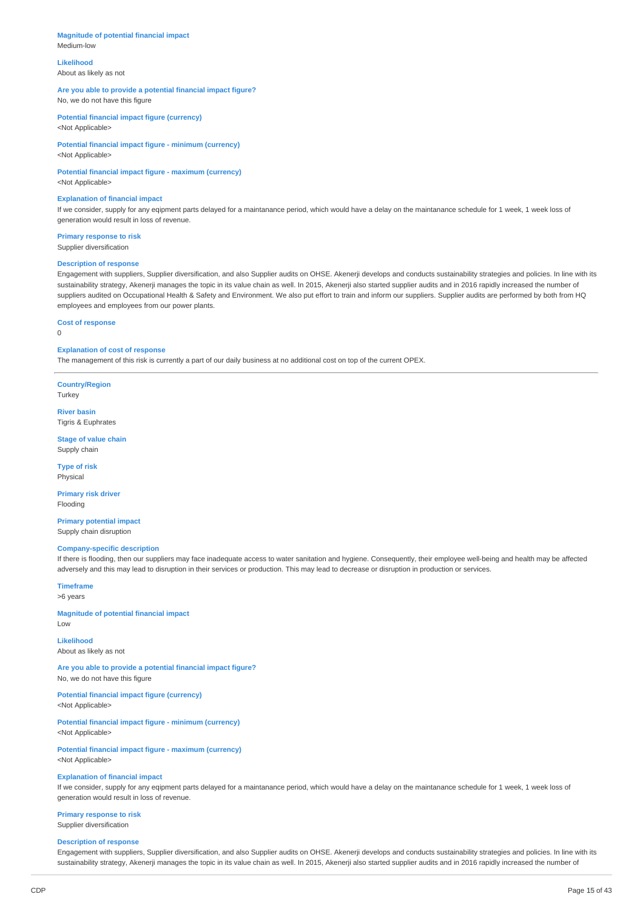**Magnitude of potential financial impact**
Medium-low

**Likelihood**
About as likely as not

**Are you able to provide a potential financial impact figure?**
No, we do not have this figure

**Potential financial impact figure (currency)**
<Not Applicable>

**Potential financial impact figure - minimum (currency)**
<Not Applicable>

**Potential financial impact figure - maximum (currency)**
<Not Applicable>

**Explanation of financial impact**
If we consider, supply for any eqipment parts delayed for a maintanance period, which would have a delay on the maintanance schedule for 1 week, 1 week loss of generation would result in loss of revenue.

**Primary response to risk**
Supplier diversification

**Description of response**
Engagement with suppliers, Supplier diversification, and also Supplier audits on OHSE. Akenerji develops and conducts sustainability strategies and policies. In line with its sustainability strategy, Akenerji manages the topic in its value chain as well. In 2015, Akenerji also started supplier audits and in 2016 rapidly increased the number of suppliers audited on Occupational Health & Safety and Environment. We also put effort to train and inform our suppliers. Supplier audits are performed by both from HQ employees and employees from our power plants.

**Cost of response**
0

**Explanation of cost of response**
The management of this risk is currently a part of our daily business at no additional cost on top of the current OPEX.

---

**Country/Region**
Turkey

**River basin**
Tigris & Euphrates

**Stage of value chain**
Supply chain

**Type of risk**
Physical

**Primary risk driver**
Flooding

**Primary potential impact**
Supply chain disruption

**Company-specific description**
If there is flooding, then our suppliers may face inadequate access to water sanitation and hygiene. Consequently, their employee well-being and health may be affected adversely and this may lead to disruption in their services or production. This may lead to decrease or disruption in production or services.

**Timeframe**
>6 years

**Magnitude of potential financial impact**
Low

**Likelihood**
About as likely as not

**Are you able to provide a potential financial impact figure?**
No, we do not have this figure

**Potential financial impact figure (currency)**
<Not Applicable>

**Potential financial impact figure - minimum (currency)**
<Not Applicable>

**Potential financial impact figure - maximum (currency)**
<Not Applicable>

**Explanation of financial impact**
If we consider, supply for any eqipment parts delayed for a maintanance period, which would have a delay on the maintanance schedule for 1 week, 1 week loss of generation would result in loss of revenue.

**Primary response to risk**
Supplier diversification

**Description of response**
Engagement with suppliers, Supplier diversification, and also Supplier audits on OHSE. Akenerji develops and conducts sustainability strategies and policies. In line with its sustainability strategy, Akenerji manages the topic in its value chain as well. In 2015, Akenerji also started supplier audits and in 2016 rapidly increased the number of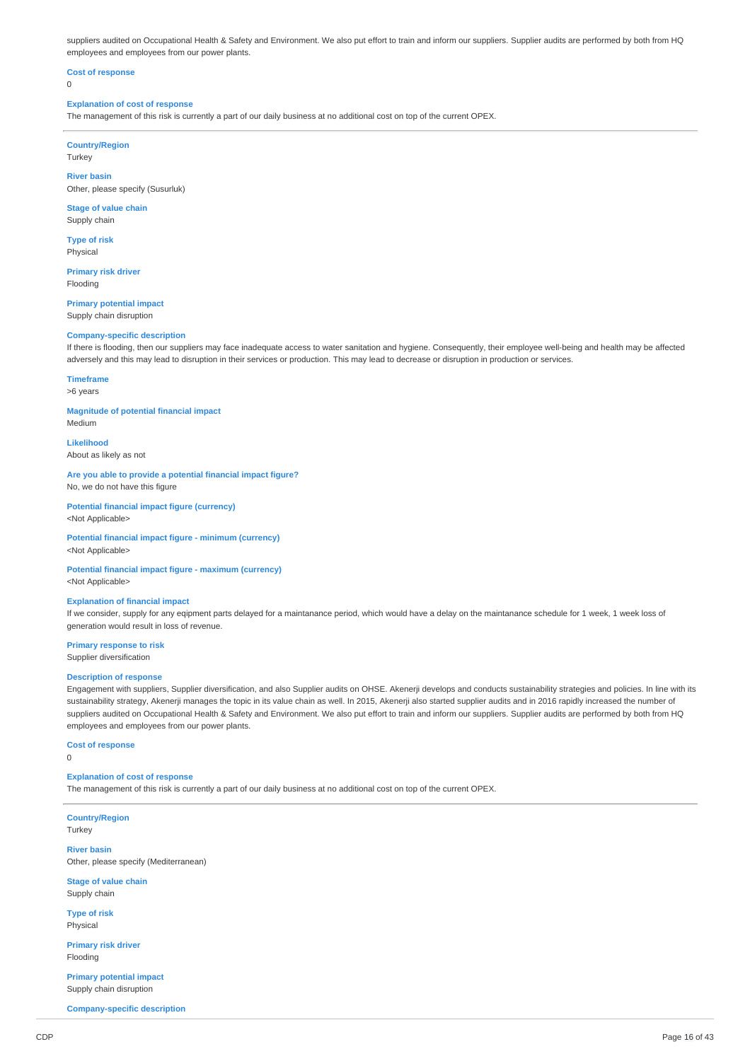suppliers audited on Occupational Health & Safety and Environment. We also put effort to train and inform our suppliers. Supplier audits are performed by both from HQ employees and employees from our power plants.

**Cost of response**
0

**Explanation of cost of response**
The management of this risk is currently a part of our daily business at no additional cost on top of the current OPEX.

---

**Country/Region**
Turkey

**River basin**
Other, please specify (Susurluk)

**Stage of value chain**
Supply chain

**Type of risk**
Physical

**Primary risk driver**
Flooding

**Primary potential impact**
Supply chain disruption

**Company-specific description**
If there is flooding, then our suppliers may face inadequate access to water sanitation and hygiene. Consequently, their employee well-being and health may be affected adversely and this may lead to disruption in their services or production. This may lead to decrease or disruption in production or services.

**Timeframe**
>6 years

**Magnitude of potential financial impact**
Medium

**Likelihood**
About as likely as not

**Are you able to provide a potential financial impact figure?**
No, we do not have this figure

**Potential financial impact figure (currency)**
<Not Applicable>

**Potential financial impact figure - minimum (currency)**
<Not Applicable>

**Potential financial impact figure - maximum (currency)**
<Not Applicable>

**Explanation of financial impact**
If we consider, supply for any eqipment parts delayed for a maintanance period, which would have a delay on the maintanance schedule for 1 week, 1 week loss of generation would result in loss of revenue.

**Primary response to risk**
Supplier diversification

**Description of response**
Engagement with suppliers, Supplier diversification, and also Supplier audits on OHSE. Akenerji develops and conducts sustainability strategies and policies. In line with its sustainability strategy, Akenerji manages the topic in its value chain as well. In 2015, Akenerji also started supplier audits and in 2016 rapidly increased the number of suppliers audited on Occupational Health & Safety and Environment. We also put effort to train and inform our suppliers. Supplier audits are performed by both from HQ employees and employees from our power plants.

**Cost of response**
0

**Explanation of cost of response**
The management of this risk is currently a part of our daily business at no additional cost on top of the current OPEX.

---

**Country/Region**
Turkey

**River basin**
Other, please specify (Mediterranean)

**Stage of value chain**
Supply chain

**Type of risk**
Physical

**Primary risk driver**
Flooding

**Primary potential impact**
Supply chain disruption

**Company-specific description**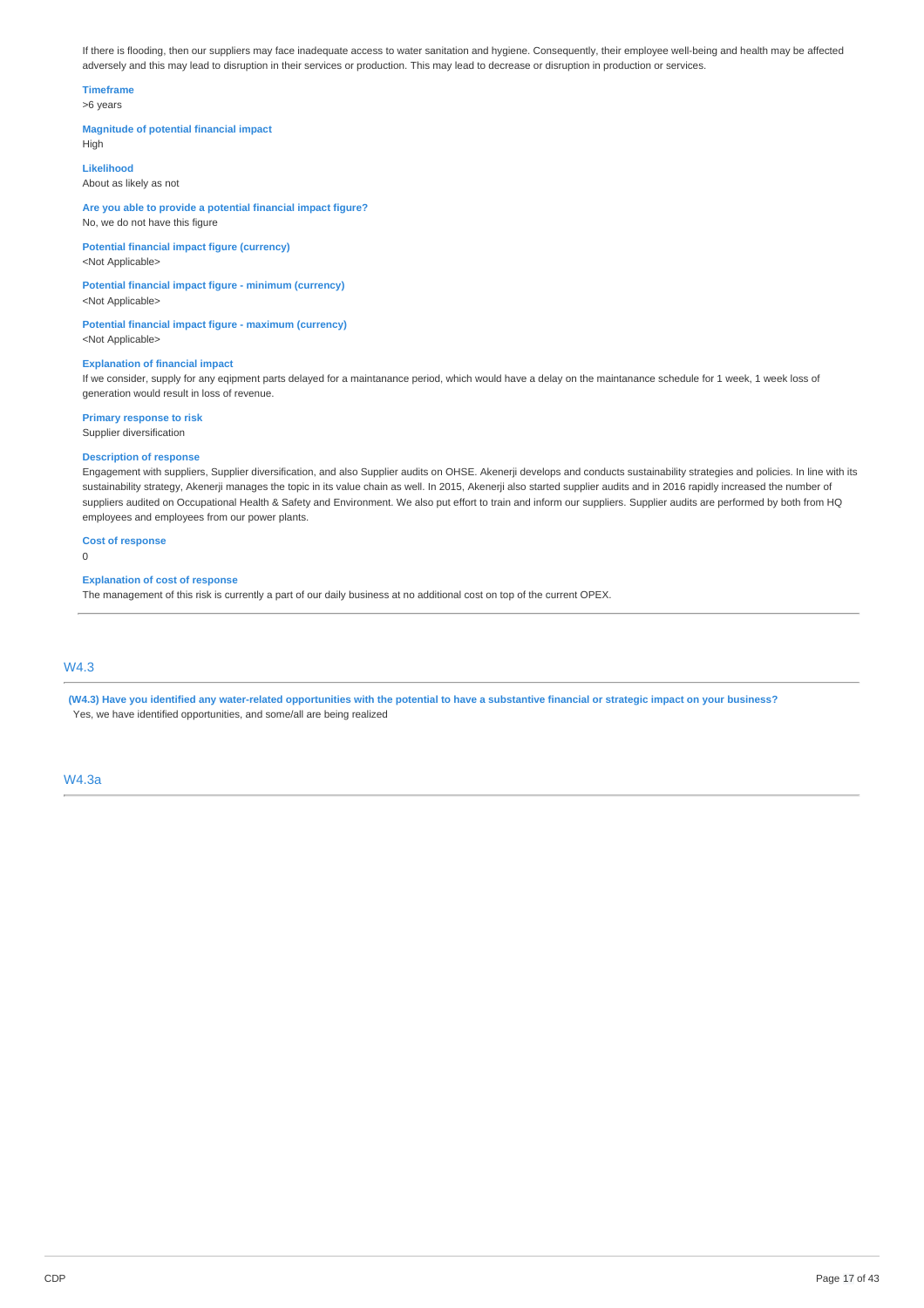If there is flooding, then our suppliers may face inadequate access to water sanitation and hygiene. Consequently, their employee well-being and health may be affected adversely and this may lead to disruption in their services or production. This may lead to decrease or disruption in production or services.

**Timeframe**
>6 years

**Magnitude of potential financial impact**
High

**Likelihood**
About as likely as not

**Are you able to provide a potential financial impact figure?**
No, we do not have this figure

**Potential financial impact figure (currency)**
<Not Applicable>

**Potential financial impact figure - minimum (currency)**
<Not Applicable>

**Potential financial impact figure - maximum (currency)**
<Not Applicable>

**Explanation of financial impact**
If we consider, supply for any eqipment parts delayed for a maintanance period, which would have a delay on the maintanance schedule for 1 week, 1 week loss of generation would result in loss of revenue.

**Primary response to risk**
Supplier diversification

**Description of response**
Engagement with suppliers, Supplier diversification, and also Supplier audits on OHSE. Akenerji develops and conducts sustainability strategies and policies. In line with its sustainability strategy, Akenerji manages the topic in its value chain as well. In 2015, Akenerji also started supplier audits and in 2016 rapidly increased the number of suppliers audited on Occupational Health & Safety and Environment. We also put effort to train and inform our suppliers. Supplier audits are performed by both from HQ employees and employees from our power plants.

**Cost of response**
0

**Explanation of cost of response**
The management of this risk is currently a part of our daily business at no additional cost on top of the current OPEX.

## W4.3

**(W4.3) Have you identified any water-related opportunities with the potential to have a substantive financial or strategic impact on your business?**
Yes, we have identified opportunities, and some/all are being realized

## W4.3a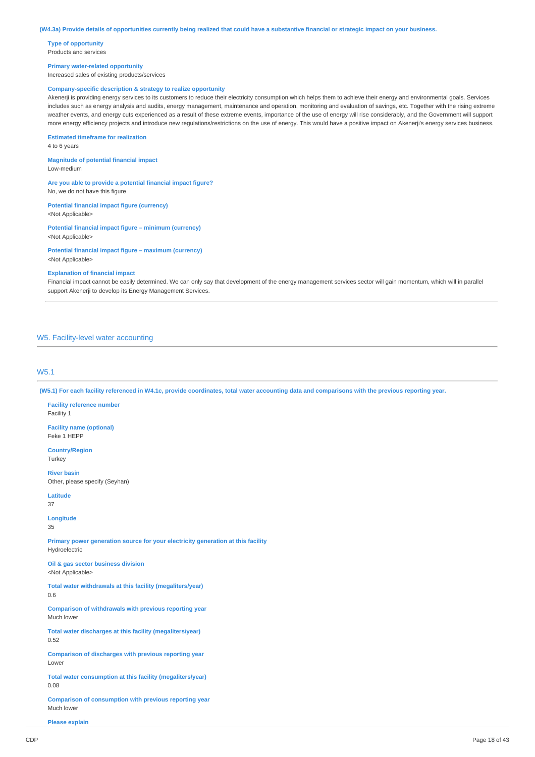**(W4.3a) Provide details of opportunities currently being realized that could have a substantive financial or strategic impact on your business.**

**Type of opportunity**
Products and services

**Primary water-related opportunity**
Increased sales of existing products/services

**Company-specific description & strategy to realize opportunity**
Akenerji is providing energy services to its customers to reduce their electricity consumption which helps them to achieve their energy and environmental goals. Services includes such as energy analysis and audits, energy management, maintenance and operation, monitoring and evaluation of savings, etc. Together with the rising extreme weather events, and energy cuts experienced as a result of these extreme events, importance of the use of energy will rise considerably, and the Government will support more energy efficiency projects and introduce new regulations/restrictions on the use of energy. This would have a positive impact on Akenerji's energy services business.

**Estimated timeframe for realization**
4 to 6 years

**Magnitude of potential financial impact**
Low-medium

**Are you able to provide a potential financial impact figure?**
No, we do not have this figure

**Potential financial impact figure (currency)**
<Not Applicable>

**Potential financial impact figure – minimum (currency)**
<Not Applicable>

**Potential financial impact figure – maximum (currency)**
<Not Applicable>

**Explanation of financial impact**
Financial impact cannot be easily determined. We can only say that development of the energy management services sector will gain momentum, which will in parallel support Akenerji to develop its Energy Management Services.

## W5. Facility-level water accounting

### W5.1

**(W5.1) For each facility referenced in W4.1c, provide coordinates, total water accounting data and comparisons with the previous reporting year.**

**Facility reference number**
Facility 1

**Facility name (optional)**
Feke 1 HEPP

**Country/Region**
Turkey

**River basin**
Other, please specify (Seyhan)

**Latitude**
37

**Longitude**
35

**Primary power generation source for your electricity generation at this facility**
Hydroelectric

**Oil & gas sector business division**
<Not Applicable>

**Total water withdrawals at this facility (megaliters/year)**
0.6

**Comparison of withdrawals with previous reporting year**
Much lower

**Total water discharges at this facility (megaliters/year)**
0.52

**Comparison of discharges with previous reporting year**
Lower

**Total water consumption at this facility (megaliters/year)**
0.08

**Comparison of consumption with previous reporting year**
Much lower

**Please explain**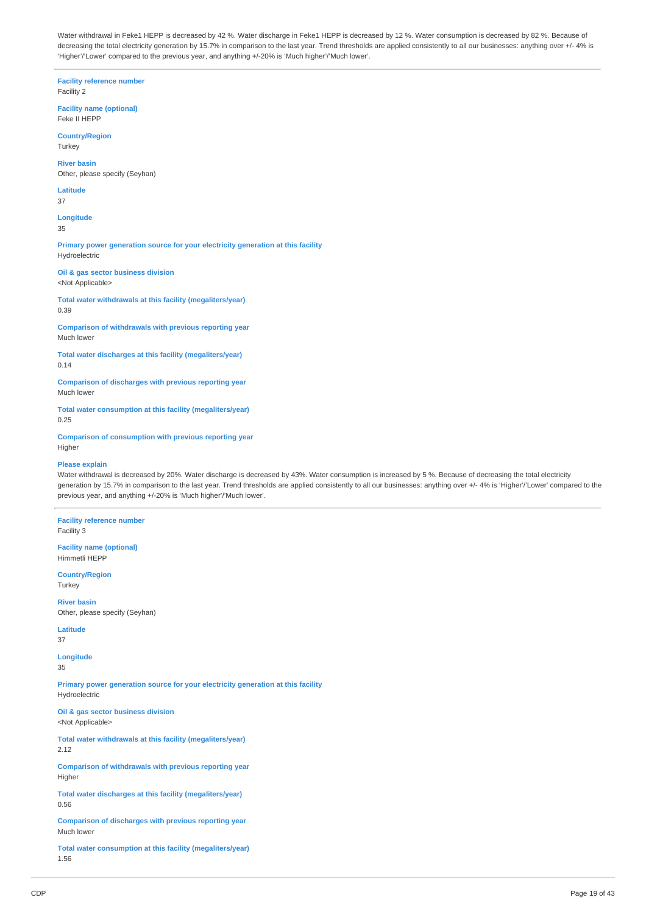Water withdrawal in Feke1 HEPP is decreased by 42 %. Water discharge in Feke1 HEPP is decreased by 12 %. Water consumption is decreased by 82 %. Because of decreasing the total electricity generation by 15.7% in comparison to the last year. Trend thresholds are applied consistently to all our businesses: anything over +/- 4% is 'Higher'/'Lower' compared to the previous year, and anything +/-20% is 'Much higher'/'Much lower'.

---

**Facility reference number**
Facility 2

**Facility name (optional)**
Feke II HEPP

**Country/Region**
Turkey

**River basin**
Other, please specify (Seyhan)

**Latitude**
37

**Longitude**
35

**Primary power generation source for your electricity generation at this facility**
Hydroelectric

**Oil & gas sector business division**
<Not Applicable>

**Total water withdrawals at this facility (megaliters/year)**
0.39

**Comparison of withdrawals with previous reporting year**
Much lower

**Total water discharges at this facility (megaliters/year)**
0.14

**Comparison of discharges with previous reporting year**
Much lower

**Total water consumption at this facility (megaliters/year)**
0.25

**Comparison of consumption with previous reporting year**
Higher

**Please explain**
Water withdrawal is decreased by 20%. Water discharge is decreased by 43%. Water consumption is increased by 5 %. Because of decreasing the total electricity generation by 15.7% in comparison to the last year. Trend thresholds are applied consistently to all our businesses: anything over +/- 4% is 'Higher'/'Lower' compared to the previous year, and anything +/-20% is 'Much higher'/'Much lower'.

---

**Facility reference number**
Facility 3

**Facility name (optional)**
Himmetli HEPP

**Country/Region**
Turkey

**River basin**
Other, please specify (Seyhan)

**Latitude**
37

**Longitude**
35

**Primary power generation source for your electricity generation at this facility**
Hydroelectric

**Oil & gas sector business division**
<Not Applicable>

**Total water withdrawals at this facility (megaliters/year)**
2.12

**Comparison of withdrawals with previous reporting year**
Higher

**Total water discharges at this facility (megaliters/year)**
0.56

**Comparison of discharges with previous reporting year**
Much lower

**Total water consumption at this facility (megaliters/year)**
1.56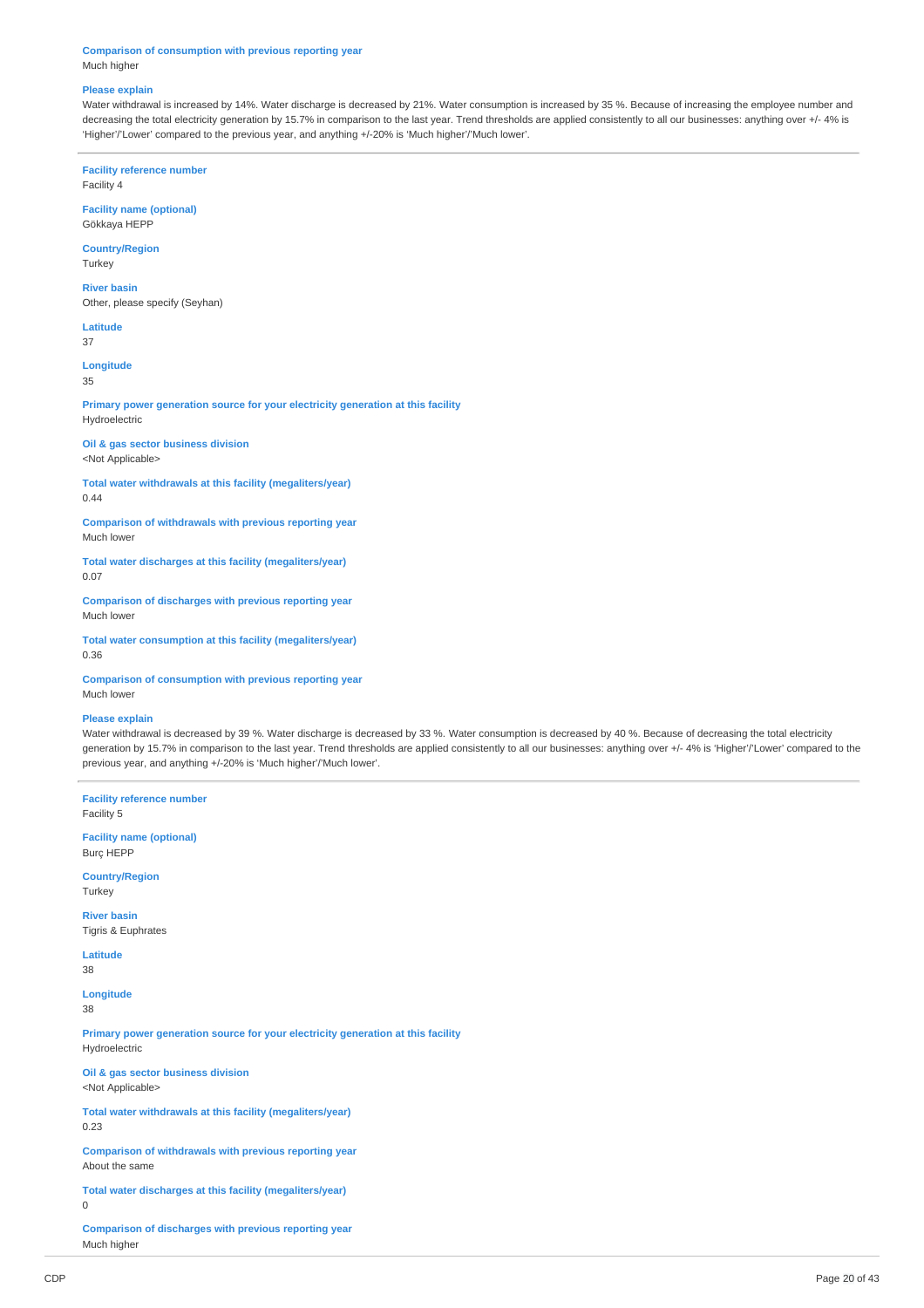**Comparison of consumption with previous reporting year**
Much higher

**Please explain**
Water withdrawal is increased by 14%. Water discharge is decreased by 21%. Water consumption is increased by 35 %. Because of increasing the employee number and decreasing the total electricity generation by 15.7% in comparison to the last year. Trend thresholds are applied consistently to all our businesses: anything over +/- 4% is 'Higher'/'Lower' compared to the previous year, and anything +/-20% is 'Much higher'/'Much lower'.

---

**Facility reference number**
Facility 4

**Facility name (optional)**
Gökkaya HEPP

**Country/Region**
Turkey

**River basin**
Other, please specify (Seyhan)

**Latitude**
37

**Longitude**
35

**Primary power generation source for your electricity generation at this facility**
Hydroelectric

**Oil & gas sector business division**
<Not Applicable>

**Total water withdrawals at this facility (megaliters/year)**
0.44

**Comparison of withdrawals with previous reporting year**
Much lower

**Total water discharges at this facility (megaliters/year)**
0.07

**Comparison of discharges with previous reporting year**
Much lower

**Total water consumption at this facility (megaliters/year)**
0.36

**Comparison of consumption with previous reporting year**
Much lower

**Please explain**
Water withdrawal is decreased by 39 %. Water discharge is decreased by 33 %. Water consumption is decreased by 40 %. Because of decreasing the total electricity generation by 15.7% in comparison to the last year. Trend thresholds are applied consistently to all our businesses: anything over +/- 4% is 'Higher'/'Lower' compared to the previous year, and anything +/-20% is 'Much higher'/'Much lower'.

---

**Facility reference number**
Facility 5

**Facility name (optional)**
Burç HEPP

**Country/Region**
Turkey

**River basin**
Tigris & Euphrates

**Latitude**
38

**Longitude**
38

**Primary power generation source for your electricity generation at this facility**
Hydroelectric

**Oil & gas sector business division**
<Not Applicable>

**Total water withdrawals at this facility (megaliters/year)**
0.23

**Comparison of withdrawals with previous reporting year**
About the same

**Total water discharges at this facility (megaliters/year)**
0

**Comparison of discharges with previous reporting year**
Much higher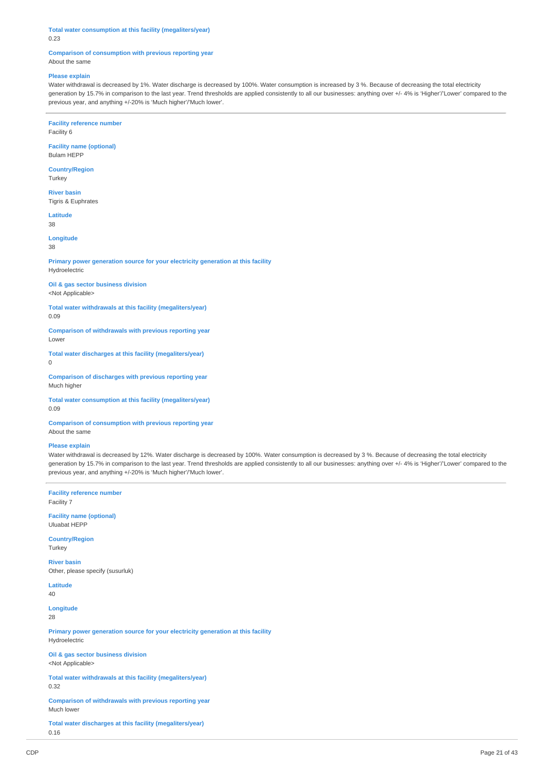**Total water consumption at this facility (megaliters/year)**
0.23

**Comparison of consumption with previous reporting year**
About the same

**Please explain**
Water withdrawal is decreased by 1%. Water discharge is decreased by 100%. Water consumption is increased by 3 %. Because of decreasing the total electricity generation by 15.7% in comparison to the last year. Trend thresholds are applied consistently to all our businesses: anything over +/- 4% is 'Higher'/'Lower' compared to the previous year, and anything +/-20% is 'Much higher'/'Much lower'.

---

**Facility reference number**
Facility 6

**Facility name (optional)**
Bulam HEPP

**Country/Region**
Turkey

**River basin**
Tigris & Euphrates

**Latitude**
38

**Longitude**
38

**Primary power generation source for your electricity generation at this facility**
Hydroelectric

**Oil & gas sector business division**
<Not Applicable>

**Total water withdrawals at this facility (megaliters/year)**
0.09

**Comparison of withdrawals with previous reporting year**
Lower

**Total water discharges at this facility (megaliters/year)**
0

**Comparison of discharges with previous reporting year**
Much higher

**Total water consumption at this facility (megaliters/year)**
0.09

**Comparison of consumption with previous reporting year**
About the same

**Please explain**
Water withdrawal is decreased by 12%. Water discharge is decreased by 100%. Water consumption is decreased by 3 %. Because of decreasing the total electricity generation by 15.7% in comparison to the last year. Trend thresholds are applied consistently to all our businesses: anything over +/- 4% is 'Higher'/'Lower' compared to the previous year, and anything +/-20% is 'Much higher'/'Much lower'.

---

**Facility reference number**
Facility 7

**Facility name (optional)**
Uluabat HEPP

**Country/Region**
Turkey

**River basin**
Other, please specify (susurluk)

**Latitude**
40

**Longitude**
28

**Primary power generation source for your electricity generation at this facility**
Hydroelectric

**Oil & gas sector business division**
<Not Applicable>

**Total water withdrawals at this facility (megaliters/year)**
0.32

**Comparison of withdrawals with previous reporting year**
Much lower

**Total water discharges at this facility (megaliters/year)**
0.16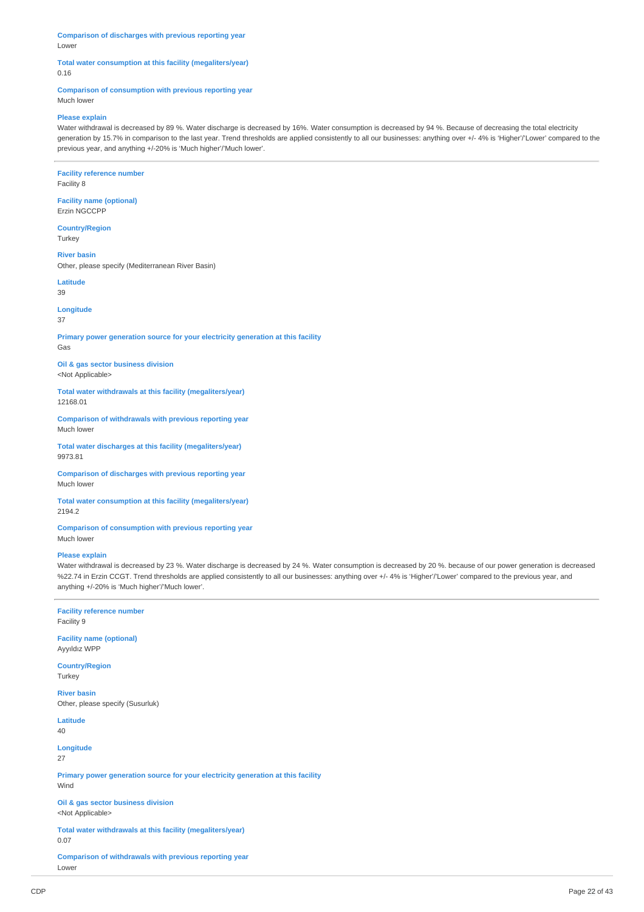**Comparison of discharges with previous reporting year**
Lower

**Total water consumption at this facility (megaliters/year)**
0.16

**Comparison of consumption with previous reporting year**
Much lower

**Please explain**
Water withdrawal is decreased by 89 %. Water discharge is decreased by 16%. Water consumption is decreased by 94 %. Because of decreasing the total electricity generation by 15.7% in comparison to the last year. Trend thresholds are applied consistently to all our businesses: anything over +/- 4% is 'Higher'/'Lower' compared to the previous year, and anything +/-20% is 'Much higher'/'Much lower'.

---

**Facility reference number**
Facility 8

**Facility name (optional)**
Erzin NGCCPP

**Country/Region**
Turkey

**River basin**
Other, please specify (Mediterranean River Basin)

**Latitude**
39

**Longitude**
37

**Primary power generation source for your electricity generation at this facility**
Gas

**Oil & gas sector business division**
<Not Applicable>

**Total water withdrawals at this facility (megaliters/year)**
12168.01

**Comparison of withdrawals with previous reporting year**
Much lower

**Total water discharges at this facility (megaliters/year)**
9973.81

**Comparison of discharges with previous reporting year**
Much lower

**Total water consumption at this facility (megaliters/year)**
2194.2

**Comparison of consumption with previous reporting year**
Much lower

**Please explain**
Water withdrawal is decreased by 23 %. Water discharge is decreased by 24 %. Water consumption is decreased by 20 %. because of our power generation is decreased %22.74 in Erzin CCGT. Trend thresholds are applied consistently to all our businesses: anything over +/- 4% is 'Higher'/'Lower' compared to the previous year, and anything +/-20% is 'Much higher'/'Much lower'.

---

**Facility reference number**
Facility 9

**Facility name (optional)**
Ayyıldız WPP

**Country/Region**
Turkey

**River basin**
Other, please specify (Susurluk)

**Latitude**
40

**Longitude**
27

**Primary power generation source for your electricity generation at this facility**
Wind

**Oil & gas sector business division**
<Not Applicable>

**Total water withdrawals at this facility (megaliters/year)**
0.07

**Comparison of withdrawals with previous reporting year**
Lower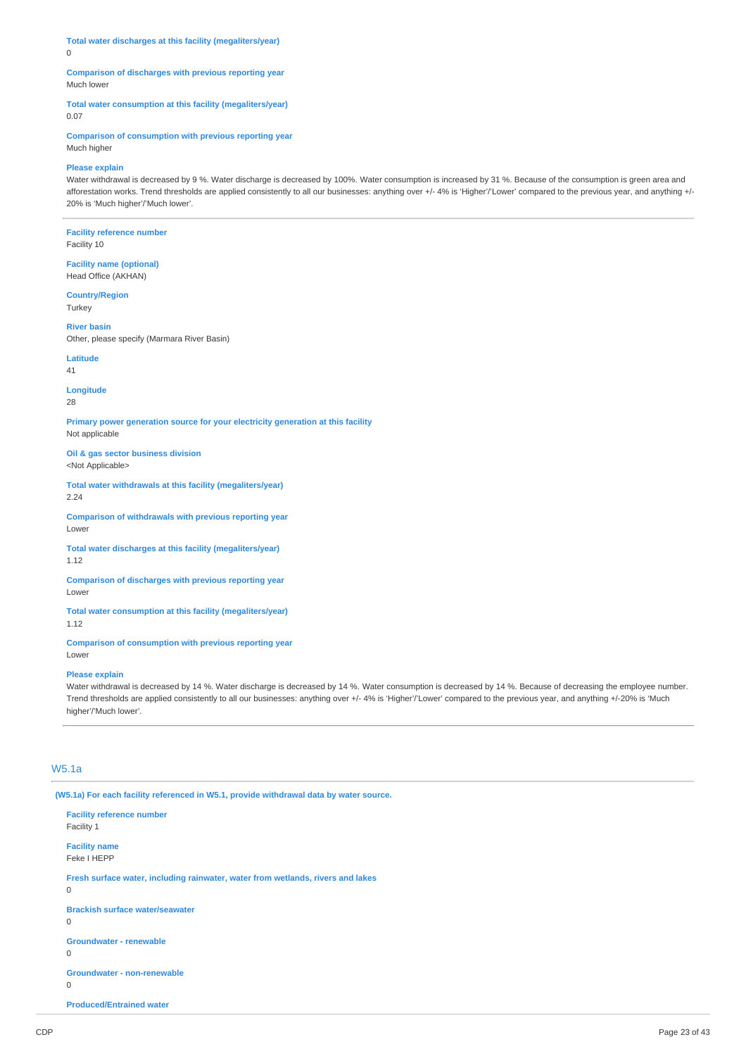**Total water discharges at this facility (megaliters/year)**
0

**Comparison of discharges with previous reporting year**
Much lower

**Total water consumption at this facility (megaliters/year)**
0.07

**Comparison of consumption with previous reporting year**
Much higher

**Please explain**
Water withdrawal is decreased by 9 %. Water discharge is decreased by 100%. Water consumption is increased by 31 %. Because of the consumption is green area and afforestation works. Trend thresholds are applied consistently to all our businesses: anything over +/- 4% is 'Higher'/'Lower' compared to the previous year, and anything +/- 20% is 'Much higher'/'Much lower'.

---

**Facility reference number**
Facility 10

**Facility name (optional)**
Head Office (AKHAN)

**Country/Region**
Turkey

**River basin**
Other, please specify (Marmara River Basin)

**Latitude**
41

**Longitude**
28

**Primary power generation source for your electricity generation at this facility**
Not applicable

**Oil & gas sector business division**
<Not Applicable>

**Total water withdrawals at this facility (megaliters/year)**
2.24

**Comparison of withdrawals with previous reporting year**
Lower

**Total water discharges at this facility (megaliters/year)**
1.12

**Comparison of discharges with previous reporting year**
Lower

**Total water consumption at this facility (megaliters/year)**
1.12

**Comparison of consumption with previous reporting year**
Lower

**Please explain**
Water withdrawal is decreased by 14 %. Water discharge is decreased by 14 %. Water consumption is decreased by 14 %. Because of decreasing the employee number. Trend thresholds are applied consistently to all our businesses: anything over +/- 4% is 'Higher'/'Lower' compared to the previous year, and anything +/-20% is 'Much higher'/'Much lower'.

---

## W5.1a

**(W5.1a) For each facility referenced in W5.1, provide withdrawal data by water source.**

**Facility reference number**
Facility 1

**Facility name**
Feke I HEPP

**Fresh surface water, including rainwater, water from wetlands, rivers and lakes**
0

**Brackish surface water/seawater**
0

**Groundwater - renewable**
0

**Groundwater - non-renewable**
0

**Produced/Entrained water**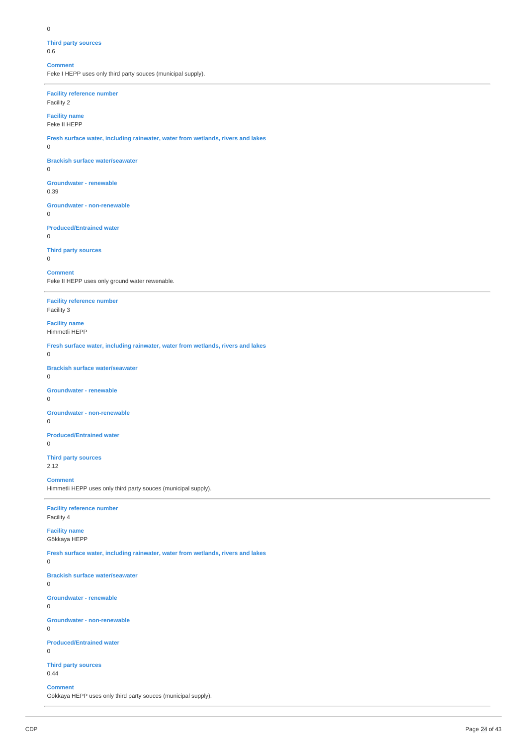0

**Third party sources**
0.6

**Comment**
Feke I HEPP uses only third party souces (municipal supply).

---

**Facility reference number**
Facility 2

**Facility name**
Feke II HEPP

**Fresh surface water, including rainwater, water from wetlands, rivers and lakes**
0

**Brackish surface water/seawater**
0

**Groundwater - renewable**
0.39

**Groundwater - non-renewable**
0

**Produced/Entrained water**
0

**Third party sources**
0

**Comment**
Feke II HEPP uses only ground water rewenable.

---

**Facility reference number**
Facility 3

**Facility name**
Himmetli HEPP

**Fresh surface water, including rainwater, water from wetlands, rivers and lakes**
0

**Brackish surface water/seawater**
0

**Groundwater - renewable**
0

**Groundwater - non-renewable**
0

**Produced/Entrained water**
0

**Third party sources**
2.12

**Comment**
Himmetli HEPP uses only third party souces (municipal supply).

---

**Facility reference number**
Facility 4

**Facility name**
Gökkaya HEPP

**Fresh surface water, including rainwater, water from wetlands, rivers and lakes**
0

**Brackish surface water/seawater**
0

**Groundwater - renewable**
0

**Groundwater - non-renewable**
0

**Produced/Entrained water**
0

**Third party sources**
0.44

**Comment**
Gökkaya HEPP uses only third party souces (municipal supply).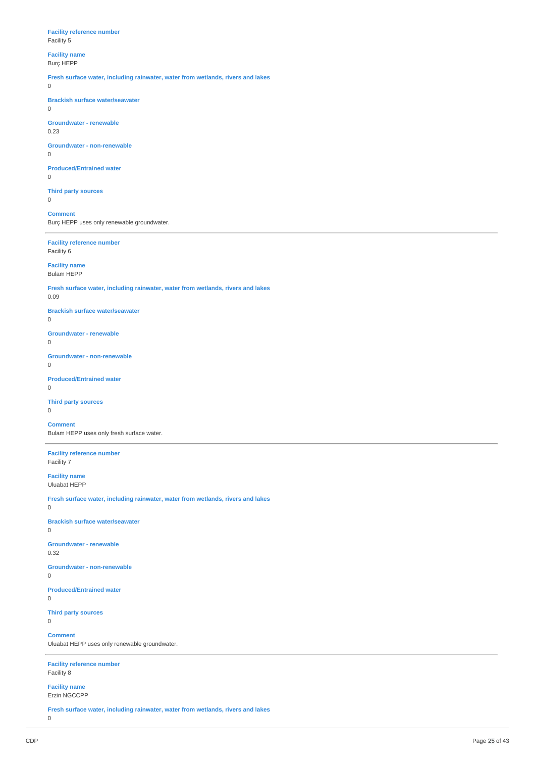**Facility reference number**
Facility 5

**Facility name**
Burç HEPP

**Fresh surface water, including rainwater, water from wetlands, rivers and lakes**
0

**Brackish surface water/seawater**
0

**Groundwater - renewable**
0.23

**Groundwater - non-renewable**
0

**Produced/Entrained water**
0

**Third party sources**
0

**Comment**
Burç HEPP uses only renewable groundwater.

---

**Facility reference number**
Facility 6

**Facility name**
Bulam HEPP

**Fresh surface water, including rainwater, water from wetlands, rivers and lakes**
0.09

**Brackish surface water/seawater**
0

**Groundwater - renewable**
0

**Groundwater - non-renewable**
0

**Produced/Entrained water**
0

**Third party sources**
0

**Comment**
Bulam HEPP uses only fresh surface water.

---

**Facility reference number**
Facility 7

**Facility name**
Uluabat HEPP

**Fresh surface water, including rainwater, water from wetlands, rivers and lakes**
0

**Brackish surface water/seawater**
0

**Groundwater - renewable**
0.32

**Groundwater - non-renewable**
0

**Produced/Entrained water**
0

**Third party sources**
0

**Comment**
Uluabat HEPP uses only renewable groundwater.

---

**Facility reference number**
Facility 8

**Facility name**
Erzin NGCCPP

**Fresh surface water, including rainwater, water from wetlands, rivers and lakes**
0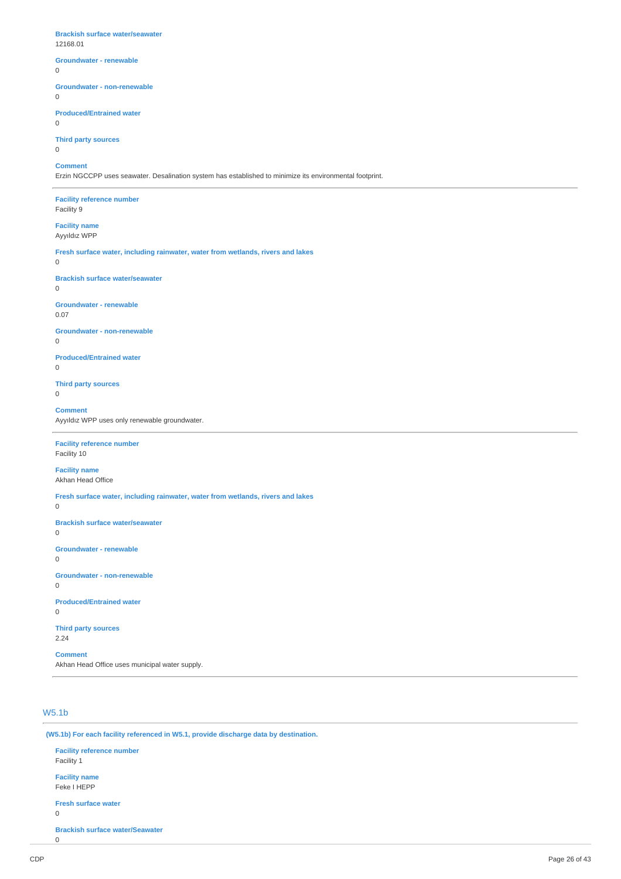**Brackish surface water/seawater**
12168.01

**Groundwater - renewable**
0

**Groundwater - non-renewable**
0

**Produced/Entrained water**
0

**Third party sources**
0

**Comment**
Erzin NGCCPP uses seawater. Desalination system has established to minimize its environmental footprint.

---

**Facility reference number**
Facility 9

**Facility name**
Ayyıldız WPP

**Fresh surface water, including rainwater, water from wetlands, rivers and lakes**
0

**Brackish surface water/seawater**
0

**Groundwater - renewable**
0.07

**Groundwater - non-renewable**
0

**Produced/Entrained water**
0

**Third party sources**
0

**Comment**
Ayyıldız WPP uses only renewable groundwater.

---

**Facility reference number**
Facility 10

**Facility name**
Akhan Head Office

**Fresh surface water, including rainwater, water from wetlands, rivers and lakes**
0

**Brackish surface water/seawater**
0

**Groundwater - renewable**
0

**Groundwater - non-renewable**
0

**Produced/Entrained water**
0

**Third party sources**
2.24

**Comment**
Akhan Head Office uses municipal water supply.

---

## W5.1b

**(W5.1b) For each facility referenced in W5.1, provide discharge data by destination.**

**Facility reference number**
Facility 1

**Facility name**
Feke I HEPP

**Fresh surface water**
0

**Brackish surface water/Seawater**
0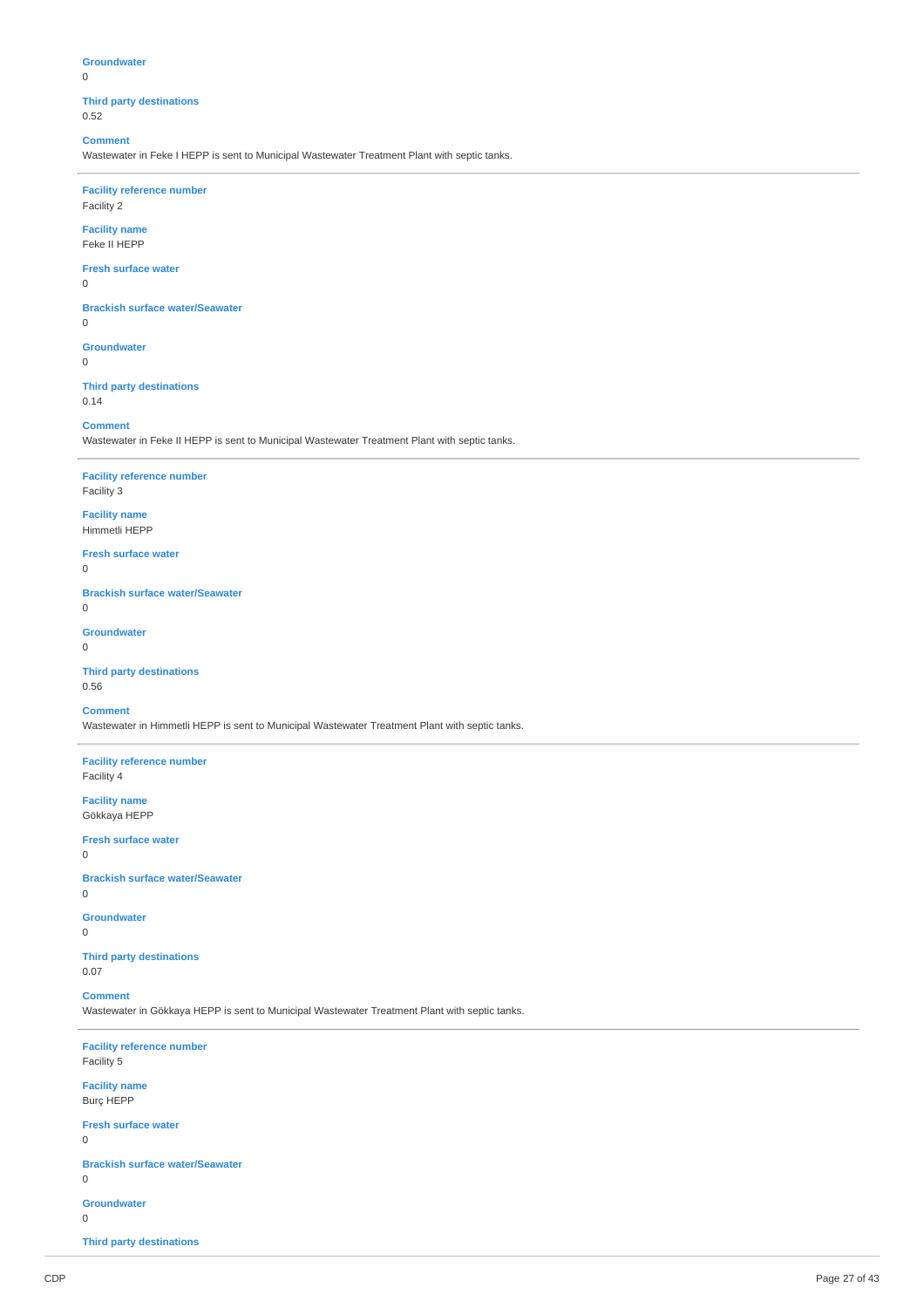**Groundwater**
0

**Third party destinations**
0.52

**Comment**
Wastewater in Feke I HEPP is sent to Municipal Wastewater Treatment Plant with septic tanks.

---

**Facility reference number**
Facility 2

**Facility name**
Feke II HEPP

**Fresh surface water**
0

**Brackish surface water/Seawater**
0

**Groundwater**
0

**Third party destinations**
0.14

**Comment**
Wastewater in Feke II HEPP is sent to Municipal Wastewater Treatment Plant with septic tanks.

---

**Facility reference number**
Facility 3

**Facility name**
Himmetli HEPP

**Fresh surface water**
0

**Brackish surface water/Seawater**
0

**Groundwater**
0

**Third party destinations**
0.56

**Comment**
Wastewater in Himmetli HEPP is sent to Municipal Wastewater Treatment Plant with septic tanks.

---

**Facility reference number**
Facility 4

**Facility name**
Gökkaya HEPP

**Fresh surface water**
0

**Brackish surface water/Seawater**
0

**Groundwater**
0

**Third party destinations**
0.07

**Comment**
Wastewater in Gökkaya HEPP is sent to Municipal Wastewater Treatment Plant with septic tanks.

---

**Facility reference number**
Facility 5

**Facility name**
Burç HEPP

**Fresh surface water**
0

**Brackish surface water/Seawater**
0

**Groundwater**
0

**Third party destinations**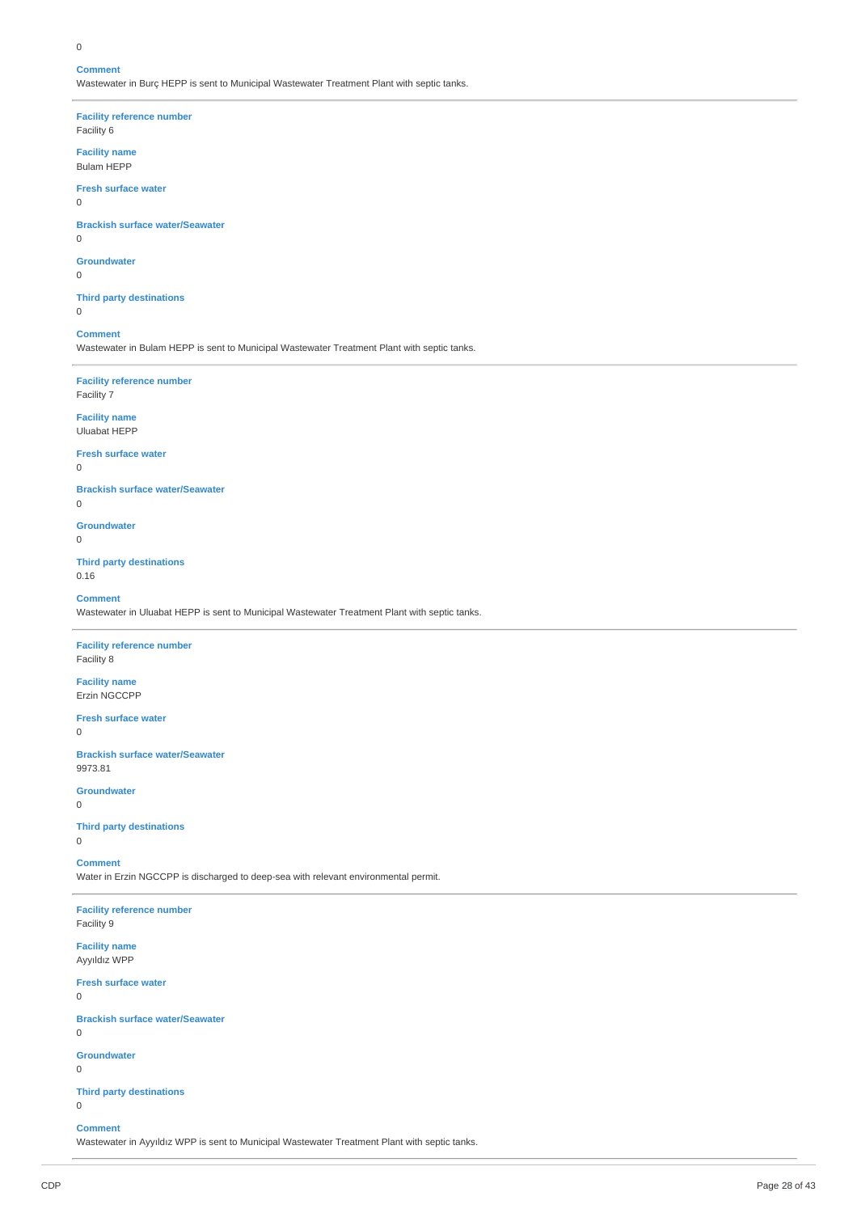0

**Comment**
Wastewater in Burç HEPP is sent to Municipal Wastewater Treatment Plant with septic tanks.

---

**Facility reference number**
Facility 6

**Facility name**
Bulam HEPP

**Fresh surface water**
0

**Brackish surface water/Seawater**
0

**Groundwater**
0

**Third party destinations**
0

**Comment**
Wastewater in Bulam HEPP is sent to Municipal Wastewater Treatment Plant with septic tanks.

---

**Facility reference number**
Facility 7

**Facility name**
Uluabat HEPP

**Fresh surface water**
0

**Brackish surface water/Seawater**
0

**Groundwater**
0

**Third party destinations**
0.16

**Comment**
Wastewater in Uluabat HEPP is sent to Municipal Wastewater Treatment Plant with septic tanks.

---

**Facility reference number**
Facility 8

**Facility name**
Erzin NGCCPP

**Fresh surface water**
0

**Brackish surface water/Seawater**
9973.81

**Groundwater**
0

**Third party destinations**
0

**Comment**
Water in Erzin NGCCPP is discharged to deep-sea with relevant environmental permit.

---

**Facility reference number**
Facility 9

**Facility name**
Ayyıldız WPP

**Fresh surface water**
0

**Brackish surface water/Seawater**
0

**Groundwater**
0

**Third party destinations**
0

**Comment**
Wastewater in Ayyıldız WPP is sent to Municipal Wastewater Treatment Plant with septic tanks.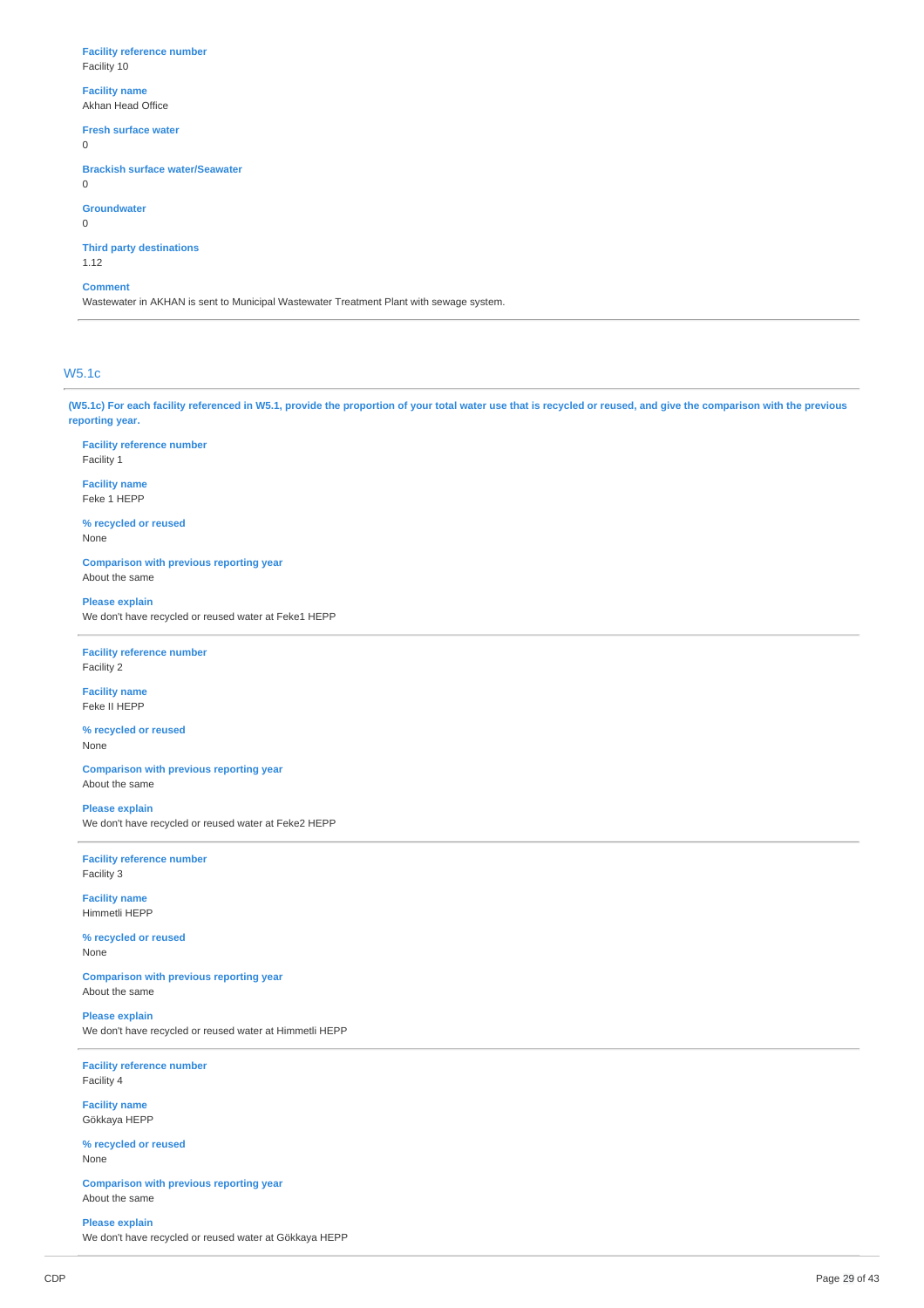**Facility reference number**
Facility 10

**Facility name**
Akhan Head Office

**Fresh surface water**
0

**Brackish surface water/Seawater**
0

**Groundwater**
0

**Third party destinations**
1.12

**Comment**
Wastewater in AKHAN is sent to Municipal Wastewater Treatment Plant with sewage system.

---

## W5.1c

**(W5.1c) For each facility referenced in W5.1, provide the proportion of your total water use that is recycled or reused, and give the comparison with the previous reporting year.**

**Facility reference number**
Facility 1

**Facility name**
Feke 1 HEPP

**% recycled or reused**
None

**Comparison with previous reporting year**
About the same

**Please explain**
We don't have recycled or reused water at Feke1 HEPP

---

**Facility reference number**
Facility 2

**Facility name**
Feke II HEPP

**% recycled or reused**
None

**Comparison with previous reporting year**
About the same

**Please explain**
We don't have recycled or reused water at Feke2 HEPP

---

**Facility reference number**
Facility 3

**Facility name**
Himmetli HEPP

**% recycled or reused**
None

**Comparison with previous reporting year**
About the same

**Please explain**
We don't have recycled or reused water at Himmetli HEPP

---

**Facility reference number**
Facility 4

**Facility name**
Gökkaya HEPP

**% recycled or reused**
None

**Comparison with previous reporting year**
About the same

**Please explain**
We don't have recycled or reused water at Gökkaya HEPP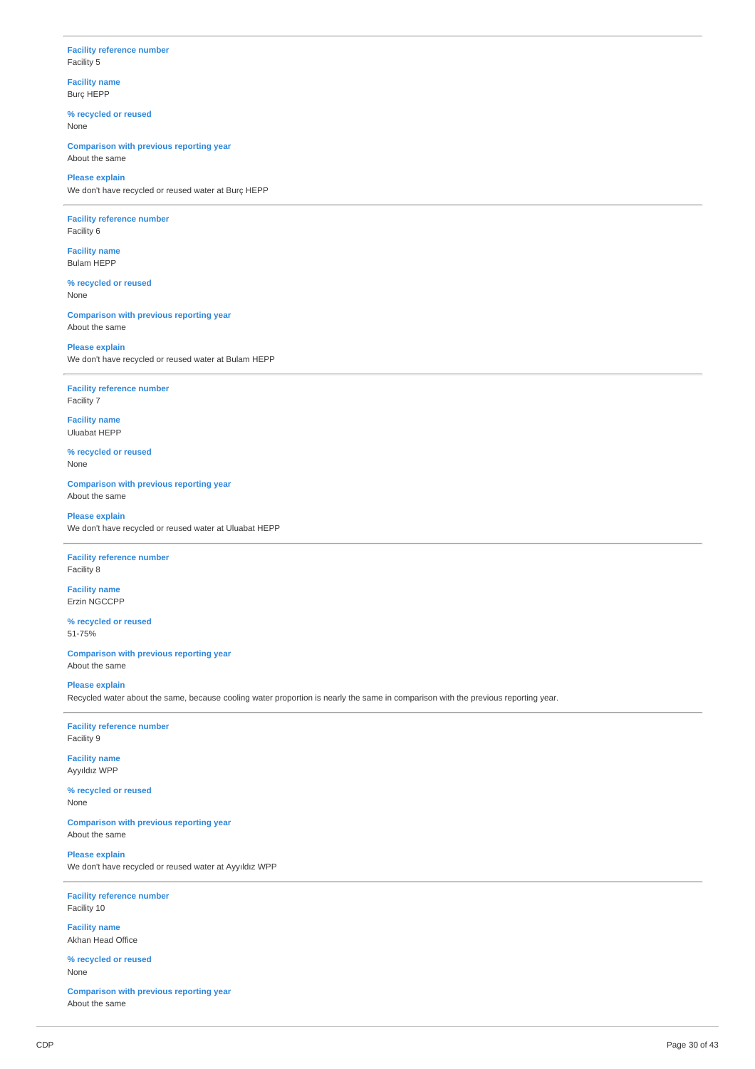**Facility reference number**
Facility 5

**Facility name**
Burç HEPP

**% recycled or reused**
None

**Comparison with previous reporting year**
About the same

**Please explain**
We don't have recycled or reused water at Burç HEPP

---

**Facility reference number**
Facility 6

**Facility name**
Bulam HEPP

**% recycled or reused**
None

**Comparison with previous reporting year**
About the same

**Please explain**
We don't have recycled or reused water at Bulam HEPP

---

**Facility reference number**
Facility 7

**Facility name**
Uluabat HEPP

**% recycled or reused**
None

**Comparison with previous reporting year**
About the same

**Please explain**
We don't have recycled or reused water at Uluabat HEPP

---

**Facility reference number**
Facility 8

**Facility name**
Erzin NGCCPP

**% recycled or reused**
51-75%

**Comparison with previous reporting year**
About the same

**Please explain**
Recycled water about the same, because cooling water proportion is nearly the same in comparison with the previous reporting year.

---

**Facility reference number**
Facility 9

**Facility name**
Ayyıldız WPP

**% recycled or reused**
None

**Comparison with previous reporting year**
About the same

**Please explain**
We don't have recycled or reused water at Ayyıldız WPP

---

**Facility reference number**
Facility 10

**Facility name**
Akhan Head Office

**% recycled or reused**
None

**Comparison with previous reporting year**
About the same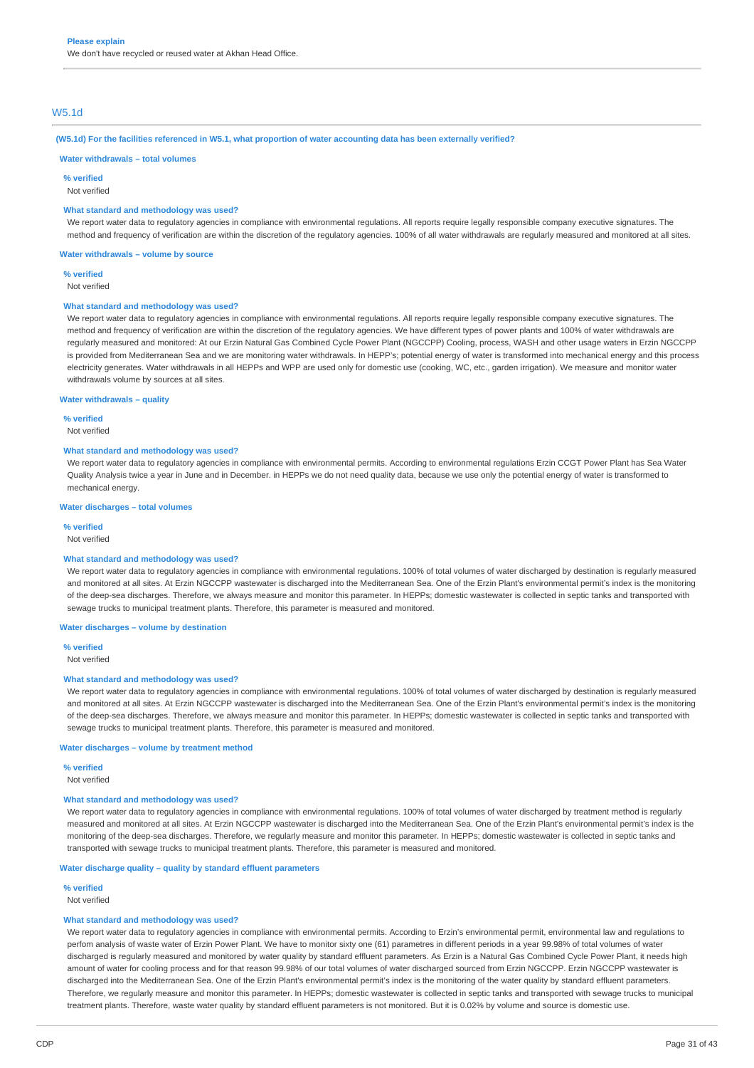**Please explain**

We don't have recycled or reused water at Akhan Head Office.

## W5.1d

**(W5.1d) For the facilities referenced in W5.1, what proportion of water accounting data has been externally verified?**

**Water withdrawals – total volumes**

**% verified**

Not verified

**What standard and methodology was used?**

We report water data to regulatory agencies in compliance with environmental regulations. All reports require legally responsible company executive signatures. The method and frequency of verification are within the discretion of the regulatory agencies. 100% of all water withdrawals are regularly measured and monitored at all sites.

**Water withdrawals – volume by source**

**% verified**

Not verified

**What standard and methodology was used?**

We report water data to regulatory agencies in compliance with environmental regulations. All reports require legally responsible company executive signatures. The method and frequency of verification are within the discretion of the regulatory agencies. We have different types of power plants and 100% of water withdrawals are regularly measured and monitored: At our Erzin Natural Gas Combined Cycle Power Plant (NGCCPP) Cooling, process, WASH and other usage waters in Erzin NGCCPP is provided from Mediterranean Sea and we are monitoring water withdrawals. In HEPP's; potential energy of water is transformed into mechanical energy and this process electricity generates. Water withdrawals in all HEPPs and WPP are used only for domestic use (cooking, WC, etc., garden irrigation). We measure and monitor water withdrawals volume by sources at all sites.

**Water withdrawals – quality**

**% verified**

Not verified

**What standard and methodology was used?**

We report water data to regulatory agencies in compliance with environmental permits. According to environmental regulations Erzin CCGT Power Plant has Sea Water Quality Analysis twice a year in June and in December. in HEPPs we do not need quality data, because we use only the potential energy of water is transformed to mechanical energy.

**Water discharges – total volumes**

**% verified**

Not verified

**What standard and methodology was used?**

We report water data to regulatory agencies in compliance with environmental regulations. 100% of total volumes of water discharged by destination is regularly measured and monitored at all sites. At Erzin NGCCPP wastewater is discharged into the Mediterranean Sea. One of the Erzin Plant's environmental permit's index is the monitoring of the deep-sea discharges. Therefore, we always measure and monitor this parameter. In HEPPs; domestic wastewater is collected in septic tanks and transported with sewage trucks to municipal treatment plants. Therefore, this parameter is measured and monitored.

**Water discharges – volume by destination**

**% verified**

Not verified

**What standard and methodology was used?**

We report water data to regulatory agencies in compliance with environmental regulations. 100% of total volumes of water discharged by destination is regularly measured and monitored at all sites. At Erzin NGCCPP wastewater is discharged into the Mediterranean Sea. One of the Erzin Plant's environmental permit's index is the monitoring of the deep-sea discharges. Therefore, we always measure and monitor this parameter. In HEPPs; domestic wastewater is collected in septic tanks and transported with sewage trucks to municipal treatment plants. Therefore, this parameter is measured and monitored.

**Water discharges – volume by treatment method**

**% verified**

Not verified

**What standard and methodology was used?**

We report water data to regulatory agencies in compliance with environmental regulations. 100% of total volumes of water discharged by treatment method is regularly measured and monitored at all sites. At Erzin NGCCPP wastewater is discharged into the Mediterranean Sea. One of the Erzin Plant's environmental permit's index is the monitoring of the deep-sea discharges. Therefore, we regularly measure and monitor this parameter. In HEPPs; domestic wastewater is collected in septic tanks and transported with sewage trucks to municipal treatment plants. Therefore, this parameter is measured and monitored.

**Water discharge quality – quality by standard effluent parameters**

**% verified**

Not verified

**What standard and methodology was used?**

We report water data to regulatory agencies in compliance with environmental permits. According to Erzin's environmental permit, environmental law and regulations to perfom analysis of waste water of Erzin Power Plant. We have to monitor sixty one (61) parametres in different periods in a year 99.98% of total volumes of water discharged is regularly measured and monitored by water quality by standard effluent parameters. As Erzin is a Natural Gas Combined Cycle Power Plant, it needs high amount of water for cooling process and for that reason 99.98% of our total volumes of water discharged sourced from Erzin NGCCPP. Erzin NGCCPP wastewater is discharged into the Mediterranean Sea. One of the Erzin Plant's environmental permit's index is the monitoring of the water quality by standard effluent parameters. Therefore, we regularly measure and monitor this parameter. In HEPPs; domestic wastewater is collected in septic tanks and transported with sewage trucks to municipal treatment plants. Therefore, waste water quality by standard effluent parameters is not monitored. But it is 0.02% by volume and source is domestic use.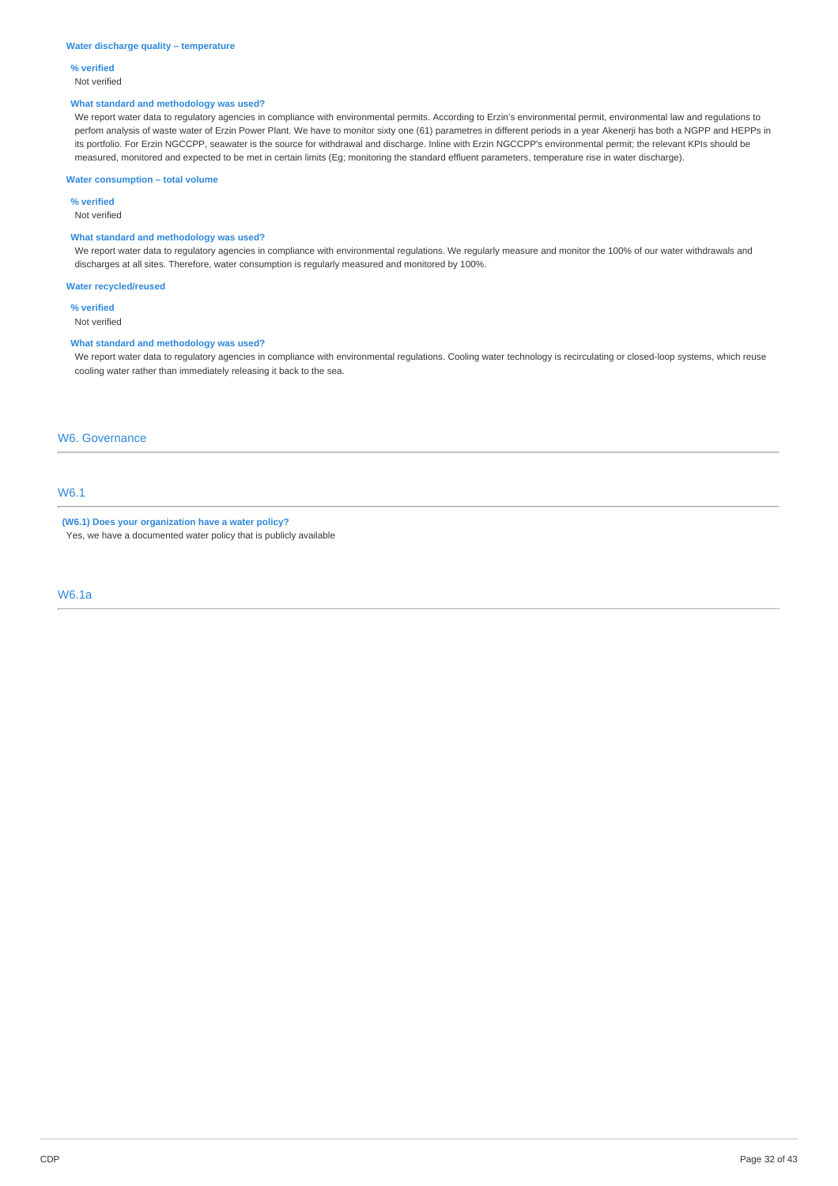#### Water discharge quality – temperature

**% verified**

Not verified

**What standard and methodology was used?**

We report water data to regulatory agencies in compliance with environmental permits. According to Erzin's environmental permit, environmental law and regulations to perfom analysis of waste water of Erzin Power Plant. We have to monitor sixty one (61) parametres in different periods in a year Akenerji has both a NGPP and HEPPs in its portfolio. For Erzin NGCCPP, seawater is the source for withdrawal and discharge. Inline with Erzin NGCCPP's environmental permit; the relevant KPIs should be measured, monitored and expected to be met in certain limits (Eg; monitoring the standard effluent parameters, temperature rise in water discharge).

#### Water consumption – total volume

**% verified**

Not verified

**What standard and methodology was used?**

We report water data to regulatory agencies in compliance with environmental regulations. We regularly measure and monitor the 100% of our water withdrawals and discharges at all sites. Therefore, water consumption is regularly measured and monitored by 100%.

#### Water recycled/reused

**% verified**

Not verified

**What standard and methodology was used?**

We report water data to regulatory agencies in compliance with environmental regulations. Cooling water technology is recirculating or closed-loop systems, which reuse cooling water rather than immediately releasing it back to the sea.

## W6. Governance

### W6.1

**(W6.1) Does your organization have a water policy?**

Yes, we have a documented water policy that is publicly available

### W6.1a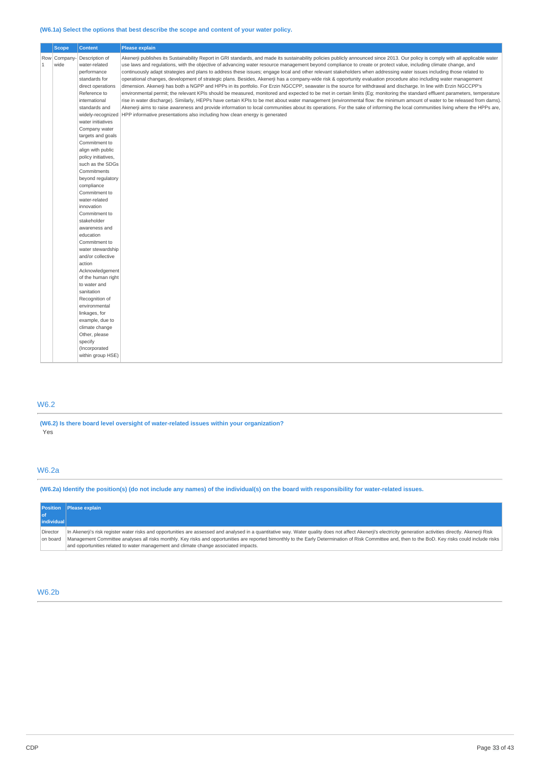**(W6.1a) Select the options that best describe the scope and content of your water policy.**

| | Scope | Content | Please explain |
|---|---|---|---|
| Row 1 | Company-wide | Description of water-related performance standards for direct operations<br>Reference to international standards and widely-recognized water initiatives<br>Company water targets and goals<br>Commitment to align with public policy initiatives, such as the SDGs<br>Commitments beyond regulatory compliance<br>Commitment to water-related innovation<br>Commitment to stakeholder awareness and education<br>Commitment to water stewardship and/or collective action<br>Acknowledgement of the human right to water and sanitation<br>Recognition of environmental linkages, for example, due to climate change<br>Other, please specify (Incorporated within group HSE) | Akenerji publishes its Sustainability Report in GRI standards, and made its sustainability policies publicly announced since 2013. Our policy is comply with all applicable water use laws and regulations, with the objective of advancing water resource management beyond compliance to create or protect value, including climate change, and continuously adapt strategies and plans to address these issues; engage local and other relevant stakeholders when addressing water issues including those related to operational changes, development of strategic plans. Besides, Akenerji has a company-wide risk & opportunity evaluation procedure also including water management dimension. Akenerji has both a NGPP and HPPs in its portfolio. For Erzin NGCCPP, seawater is the source for withdrawal and discharge. In line with Erzin NGCCPP's environmental permit; the relevant KPIs should be measured, monitored and expected to be met in certain limits (Eg; monitoring the standard effluent parameters, temperature rise in water discharge). Similarly, HEPPs have certain KPIs to be met about water management (environmental flow: the minimum amount of water to be released from dams). Akenerji aims to raise awareness and provide information to local communities about its operations. For the sake of informing the local communities living where the HPPs are, HPP informative presentations also including how clean energy is generated |

## W6.2

**(W6.2) Is there board level oversight of water-related issues within your organization?**

Yes

## W6.2a

**(W6.2a) Identify the position(s) (do not include any names) of the individual(s) on the board with responsibility for water-related issues.**

| Position of individual | Please explain |
|---|---|
| Director on board | In Akenerji's risk register water risks and opportunities are assessed and analysed in a quantitative way. Water quality does not affect Akenerji's electricity generation activities directly. Akenerji Risk Management Committee analyses all risks monthly. Key risks and opportunities are reported bimonthly to the Early Determination of Risk Committee and, then to the BoD. Key risks could include risks and opportunities related to water management and climate change associated impacts. |

## W6.2b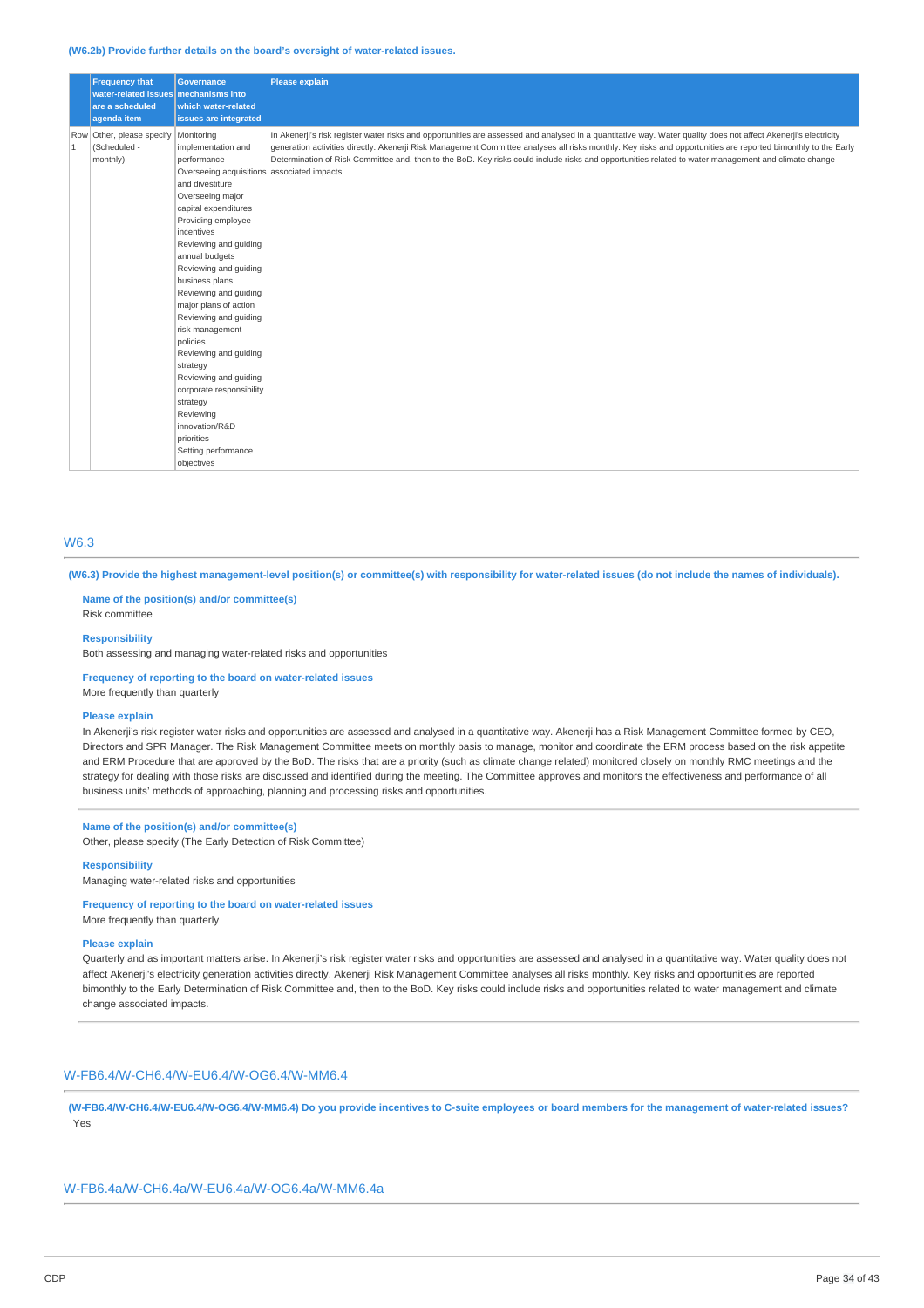**(W6.2b) Provide further details on the board's oversight of water-related issues.**

| | Frequency that water-related issues are a scheduled agenda item | Governance mechanisms into which water-related issues are integrated | Please explain |
|---|---|---|---|
| Row 1 | Other, please specify (Scheduled - monthly) | Monitoring implementation and performance<br>Overseeing acquisitions and divestiture<br>Overseeing major capital expenditures<br>Providing employee incentives<br>Reviewing and guiding annual budgets<br>Reviewing and guiding business plans<br>Reviewing and guiding major plans of action<br>Reviewing and guiding risk management policies<br>Reviewing and guiding strategy<br>Reviewing and guiding corporate responsibility strategy<br>Reviewing innovation/R&D priorities<br>Setting performance objectives | In Akenerji's risk register water risks and opportunities are assessed and analysed in a quantitative way. Water quality does not affect Akenerji's electricity generation activities directly. Akenerji Risk Management Committee analyses all risks monthly. Key risks and opportunities are reported bimonthly to the Early Determination of Risk Committee and, then to the BoD. Key risks could include risks and opportunities related to water management and climate change associated impacts. |

## W6.3

**(W6.3) Provide the highest management-level position(s) or committee(s) with responsibility for water-related issues (do not include the names of individuals).**

**Name of the position(s) and/or committee(s)**
Risk committee

**Responsibility**
Both assessing and managing water-related risks and opportunities

**Frequency of reporting to the board on water-related issues**
More frequently than quarterly

**Please explain**
In Akenerji's risk register water risks and opportunities are assessed and analysed in a quantitative way. Akenerji has a Risk Management Committee formed by CEO, Directors and SPR Manager. The Risk Management Committee meets on monthly basis to manage, monitor and coordinate the ERM process based on the risk appetite and ERM Procedure that are approved by the BoD. The risks that are a priority (such as climate change related) monitored closely on monthly RMC meetings and the strategy for dealing with those risks are discussed and identified during the meeting. The Committee approves and monitors the effectiveness and performance of all business units' methods of approaching, planning and processing risks and opportunities.

**Name of the position(s) and/or committee(s)**
Other, please specify (The Early Detection of Risk Committee)

**Responsibility**
Managing water-related risks and opportunities

**Frequency of reporting to the board on water-related issues**
More frequently than quarterly

**Please explain**
Quarterly and as important matters arise. In Akenerji's risk register water risks and opportunities are assessed and analysed in a quantitative way. Water quality does not affect Akenerji's electricity generation activities directly. Akenerji Risk Management Committee analyses all risks monthly. Key risks and opportunities are reported bimonthly to the Early Determination of Risk Committee and, then to the BoD. Key risks could include risks and opportunities related to water management and climate change associated impacts.

## W-FB6.4/W-CH6.4/W-EU6.4/W-OG6.4/W-MM6.4

**(W-FB6.4/W-CH6.4/W-EU6.4/W-OG6.4/W-MM6.4) Do you provide incentives to C-suite employees or board members for the management of water-related issues?**
Yes

## W-FB6.4a/W-CH6.4a/W-EU6.4a/W-OG6.4a/W-MM6.4a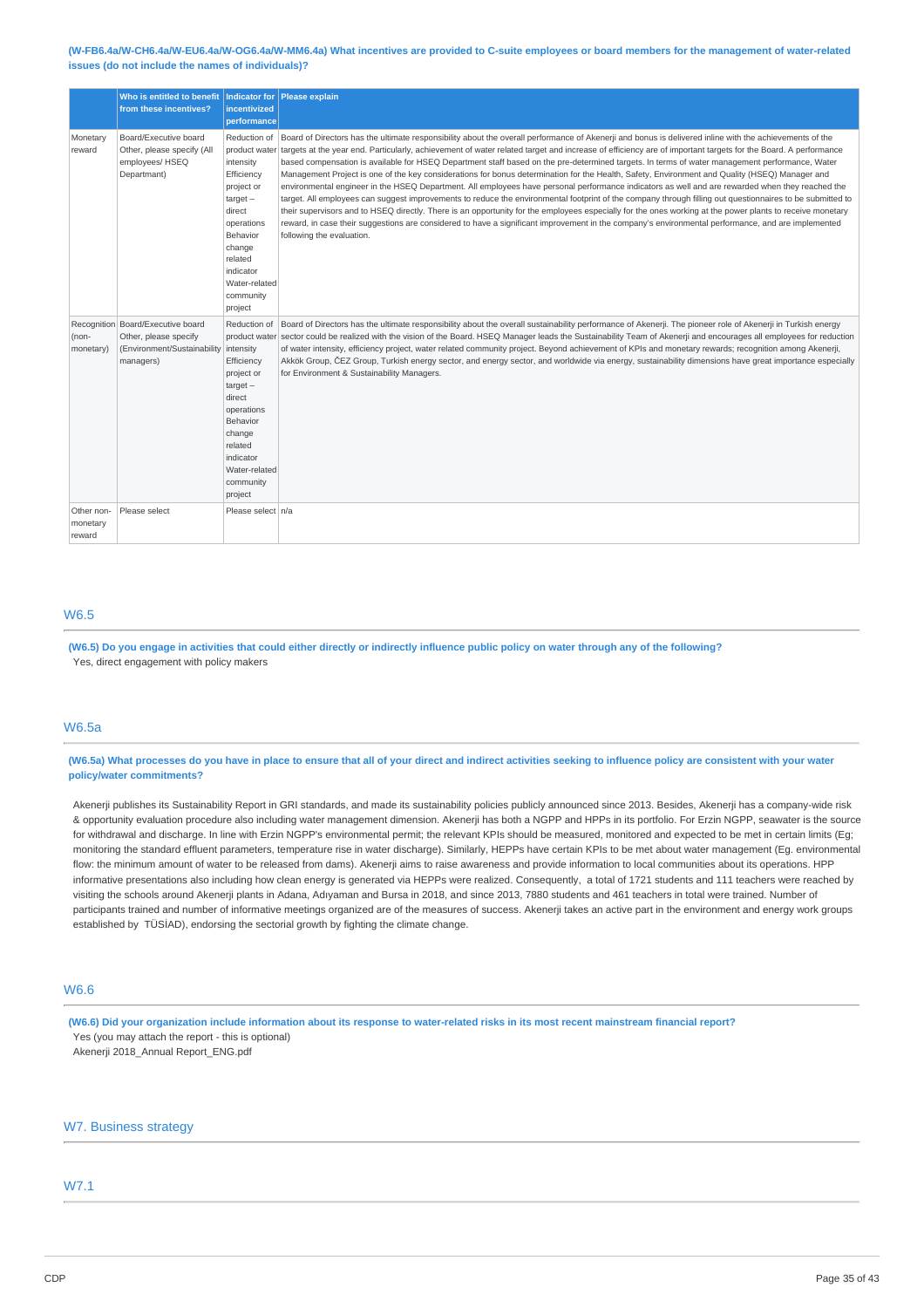**(W-FB6.4a/W-CH6.4a/W-EU6.4a/W-OG6.4a/W-MM6.4a) What incentives are provided to C-suite employees or board members for the management of water-related issues (do not include the names of individuals)?**

| | Who is entitled to benefit from these incentives? | Indicator for incentivized performance | Please explain |
|---|---|---|---|
| Monetary reward | Board/Executive board<br>Other, please specify (All employees/ HSEQ Departmant) | Reduction of product water intensity<br>Efficiency project or target – direct operations<br>Behavior change related indicator<br>Water-related community project | Board of Directors has the ultimate responsibility about the overall performance of Akenerji and bonus is delivered inline with the achievements of the targets at the year end. Particularly, achievement of water related target and increase of efficiency are of important targets for the Board. A performance based compensation is available for HSEQ Department staff based on the pre-determined targets. In terms of water management performance, Water Management Project is one of the key considerations for bonus determination for the Health, Safety, Environment and Quality (HSEQ) Manager and environmental engineer in the HSEQ Department. All employees have personal performance indicators as well and are rewarded when they reached the target. All employees can suggest improvements to reduce the environmental footprint of the company through filling out questionnaires to be submitted to their supervisors and to HSEQ directly. There is an opportunity for the employees especially for the ones working at the power plants to receive monetary reward, in case their suggestions are considered to have a significant improvement in the company's environmental performance, and are implemented following the evaluation. |
| Recognition (non-monetary) | Board/Executive board<br>Other, please specify (Environment/Sustainability managers) | Reduction of product water intensity<br>Efficiency project or target – direct operations<br>Behavior change related indicator<br>Water-related community project | Board of Directors has the ultimate responsibility about the overall sustainability performance of Akenerji. The pioneer role of Akenerji in Turkish energy sector could be realized with the vision of the Board. HSEQ Manager leads the Sustainability Team of Akenerji and encourages all employees for reduction of water intensity, efficiency project, water related community project. Beyond achievement of KPIs and monetary rewards; recognition among Akenerji, Akkök Group, ČEZ Group, Turkish energy sector, and energy sector, and worldwide via energy, sustainability dimensions have great importance especially for Environment & Sustainability Managers. |
| Other non-monetary reward | Please select | Please select | n/a |

## W6.5

**(W6.5) Do you engage in activities that could either directly or indirectly influence public policy on water through any of the following?**

Yes, direct engagement with policy makers

## W6.5a

**(W6.5a) What processes do you have in place to ensure that all of your direct and indirect activities seeking to influence policy are consistent with your water policy/water commitments?**

Akenerji publishes its Sustainability Report in GRI standards, and made its sustainability policies publicly announced since 2013. Besides, Akenerji has a company-wide risk & opportunity evaluation procedure also including water management dimension. Akenerji has both a NGPP and HPPs in its portfolio. For Erzin NGPP, seawater is the source for withdrawal and discharge. In line with Erzin NGPP's environmental permit; the relevant KPIs should be measured, monitored and expected to be met in certain limits (Eg; monitoring the standard effluent parameters, temperature rise in water discharge). Similarly, HEPPs have certain KPIs to be met about water management (Eg. environmental flow: the minimum amount of water to be released from dams). Akenerji aims to raise awareness and provide information to local communities about its operations. HPP informative presentations also including how clean energy is generated via HEPPs were realized. Consequently, a total of 1721 students and 111 teachers were reached by visiting the schools around Akenerji plants in Adana, Adıyaman and Bursa in 2018, and since 2013, 7880 students and 461 teachers in total were trained. Number of participants trained and number of informative meetings organized are of the measures of success. Akenerji takes an active part in the environment and energy work groups established by TÜSİAD), endorsing the sectorial growth by fighting the climate change.

## W6.6

**(W6.6) Did your organization include information about its response to water-related risks in its most recent mainstream financial report?**

Yes (you may attach the report - this is optional)

Akenerji 2018_Annual Report_ENG.pdf

## W7. Business strategy

## W7.1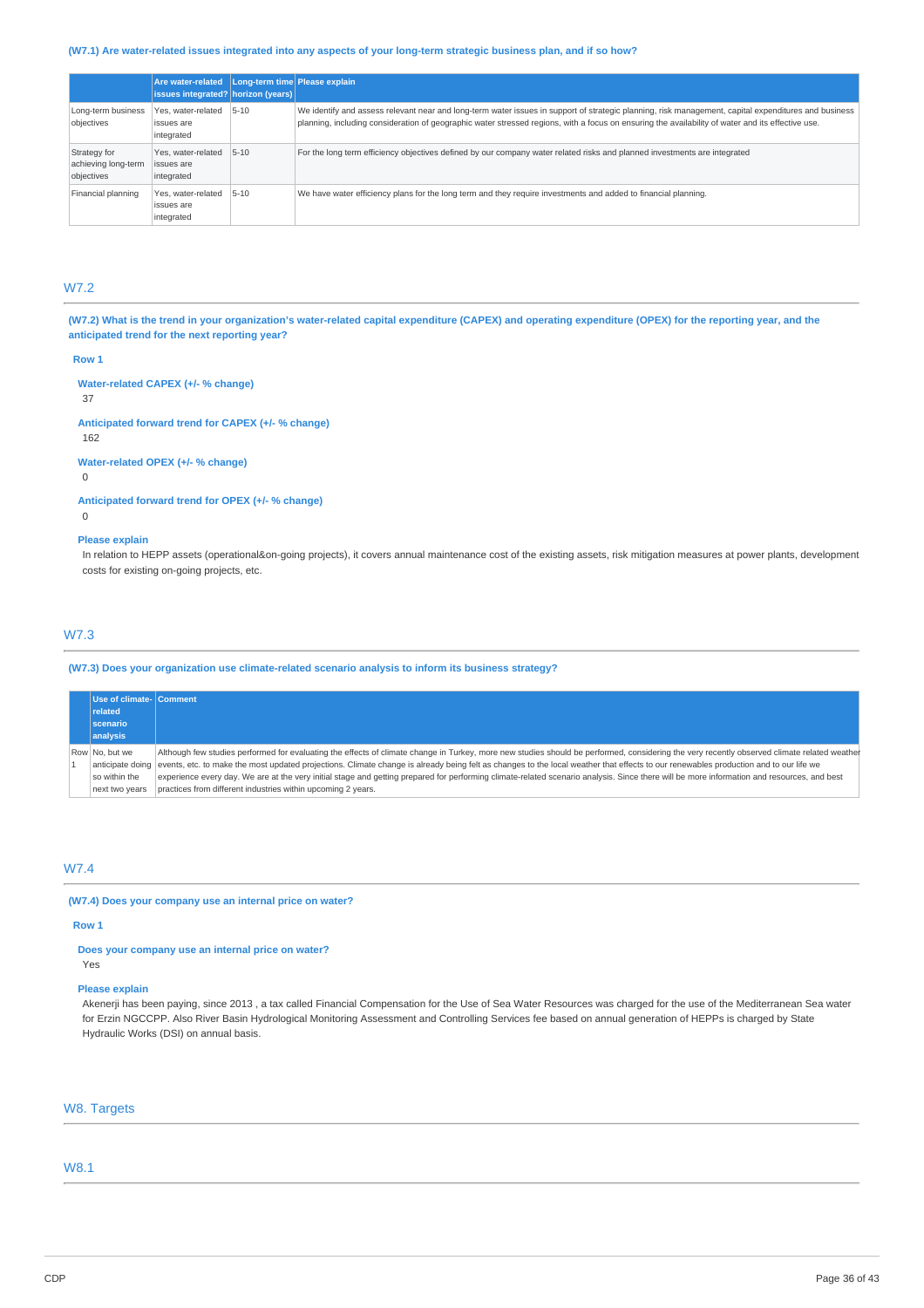**(W7.1) Are water-related issues integrated into any aspects of your long-term strategic business plan, and if so how?**

| | Are water-related issues integrated? | Long-term time horizon (years) | Please explain |
|---|---|---|---|
| Long-term business objectives | Yes, water-related issues are integrated | 5-10 | We identify and assess relevant near and long-term water issues in support of strategic planning, risk management, capital expenditures and business planning, including consideration of geographic water stressed regions, with a focus on ensuring the availability of water and its effective use. |
| Strategy for achieving long-term objectives | Yes, water-related issues are integrated | 5-10 | For the long term efficiency objectives defined by our company water related risks and planned investments are integrated |
| Financial planning | Yes, water-related issues are integrated | 5-10 | We have water efficiency plans for the long term and they require investments and added to financial planning. |

## W7.2

**(W7.2) What is the trend in your organization's water-related capital expenditure (CAPEX) and operating expenditure (OPEX) for the reporting year, and the anticipated trend for the next reporting year?**

**Row 1**

**Water-related CAPEX (+/- % change)**
37

**Anticipated forward trend for CAPEX (+/- % change)**
162

**Water-related OPEX (+/- % change)**
0

**Anticipated forward trend for OPEX (+/- % change)**
0

**Please explain**
In relation to HEPP assets (operational&on-going projects), it covers annual maintenance cost of the existing assets, risk mitigation measures at power plants, development costs for existing on-going projects, etc.

## W7.3

**(W7.3) Does your organization use climate-related scenario analysis to inform its business strategy?**

| | Use of climate-related scenario analysis | Comment |
|---|---|---|
| Row 1 | No, but we anticipate doing so within the next two years | Although few studies performed for evaluating the effects of climate change in Turkey, more new studies should be performed, considering the very recently observed climate related weather events, etc. to make the most updated projections. Climate change is already being felt as changes to the local weather that effects to our renewables production and to our life we experience every day. We are at the very initial stage and getting prepared for performing climate-related scenario analysis. Since there will be more information and resources, and best practices from different industries within upcoming 2 years. |

## W7.4

**(W7.4) Does your company use an internal price on water?**

**Row 1**

**Does your company use an internal price on water?**
Yes

**Please explain**
Akenerji has been paying, since 2013 , a tax called Financial Compensation for the Use of Sea Water Resources was charged for the use of the Mediterranean Sea water for Erzin NGCCPP. Also River Basin Hydrological Monitoring Assessment and Controlling Services fee based on annual generation of HEPPs is charged by State Hydraulic Works (DSI) on annual basis.

# W8. Targets

## W8.1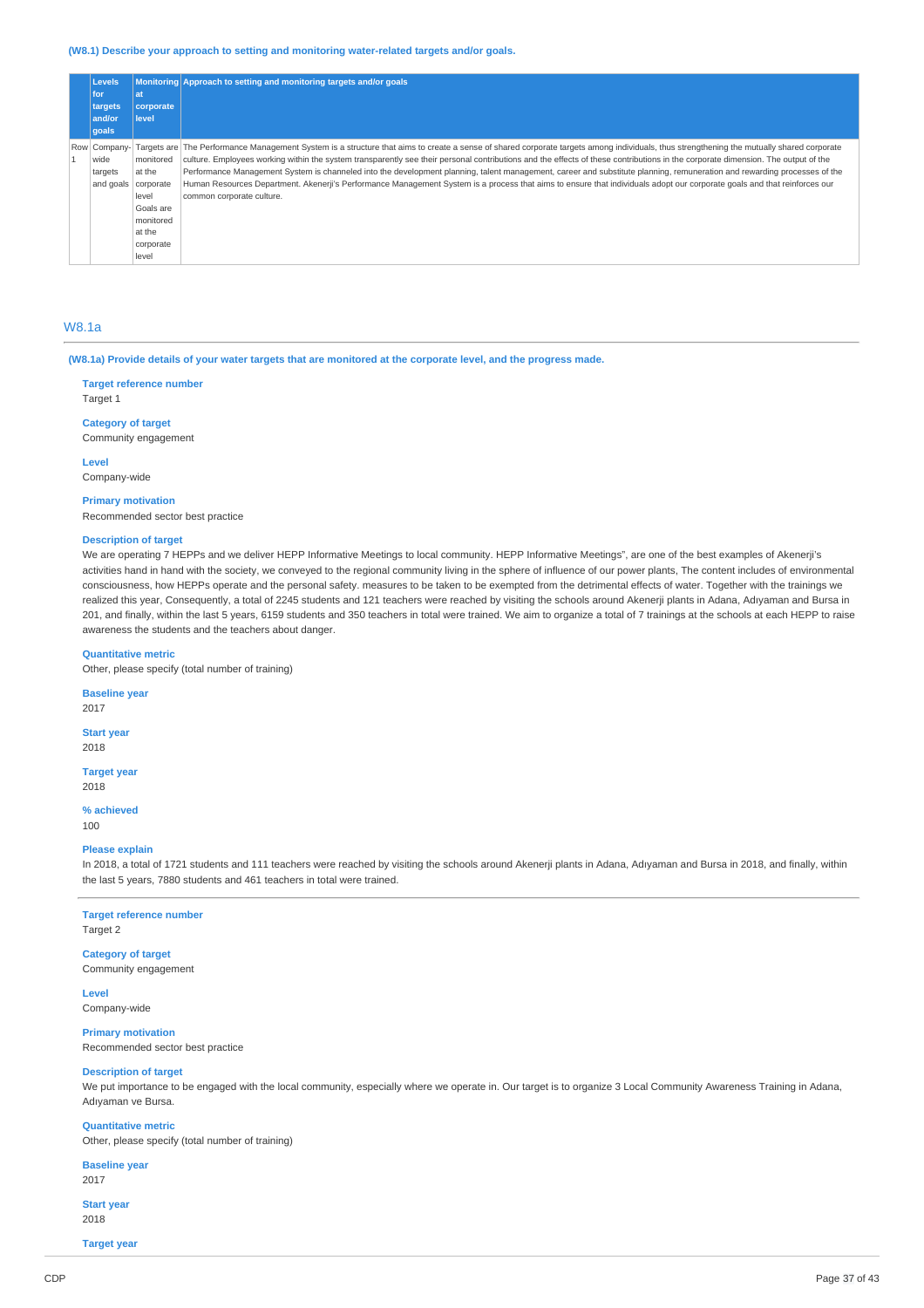**(W8.1) Describe your approach to setting and monitoring water-related targets and/or goals.**

| | Levels for targets and/or goals | Monitoring at corporate level | Approach to setting and monitoring targets and/or goals |
|---|---|---|---|
| Row 1 | Company-wide targets and goals | Targets are monitored at the corporate level Goals are monitored at the corporate level | The Performance Management System is a structure that aims to create a sense of shared corporate targets among individuals, thus strengthening the mutually shared corporate culture. Employees working within the system transparently see their personal contributions and the effects of these contributions in the corporate dimension. The output of the Performance Management System is channeled into the development planning, talent management, career and substitute planning, remuneration and rewarding processes of the Human Resources Department. Akenerji's Performance Management System is a process that aims to ensure that individuals adopt our corporate goals and that reinforces our common corporate culture. |

## W8.1a

**(W8.1a) Provide details of your water targets that are monitored at the corporate level, and the progress made.**

**Target reference number**
Target 1

**Category of target**
Community engagement

**Level**
Company-wide

**Primary motivation**
Recommended sector best practice

**Description of target**
We are operating 7 HEPPs and we deliver HEPP Informative Meetings to local community. HEPP Informative Meetings", are one of the best examples of Akenerji's activities hand in hand with the society, we conveyed to the regional community living in the sphere of influence of our power plants, The content includes of environmental consciousness, how HEPPs operate and the personal safety. measures to be taken to be exempted from the detrimental effects of water. Together with the trainings we realized this year, Consequently, a total of 2245 students and 121 teachers were reached by visiting the schools around Akenerji plants in Adana, Adıyaman and Bursa in 201, and finally, within the last 5 years, 6159 students and 350 teachers in total were trained. We aim to organize a total of 7 trainings at the schools at each HEPP to raise awareness the students and the teachers about danger.

**Quantitative metric**
Other, please specify (total number of training)

**Baseline year**
2017

**Start year**
2018

**Target year**
2018

**% achieved**
100

**Please explain**
In 2018, a total of 1721 students and 111 teachers were reached by visiting the schools around Akenerji plants in Adana, Adıyaman and Bursa in 2018, and finally, within the last 5 years, 7880 students and 461 teachers in total were trained.

---

**Target reference number**
Target 2

**Category of target**
Community engagement

**Level**
Company-wide

**Primary motivation**
Recommended sector best practice

**Description of target**
We put importance to be engaged with the local community, especially where we operate in. Our target is to organize 3 Local Community Awareness Training in Adana, Adıyaman ve Bursa.

**Quantitative metric**
Other, please specify (total number of training)

**Baseline year**
2017

**Start year**
2018

**Target year**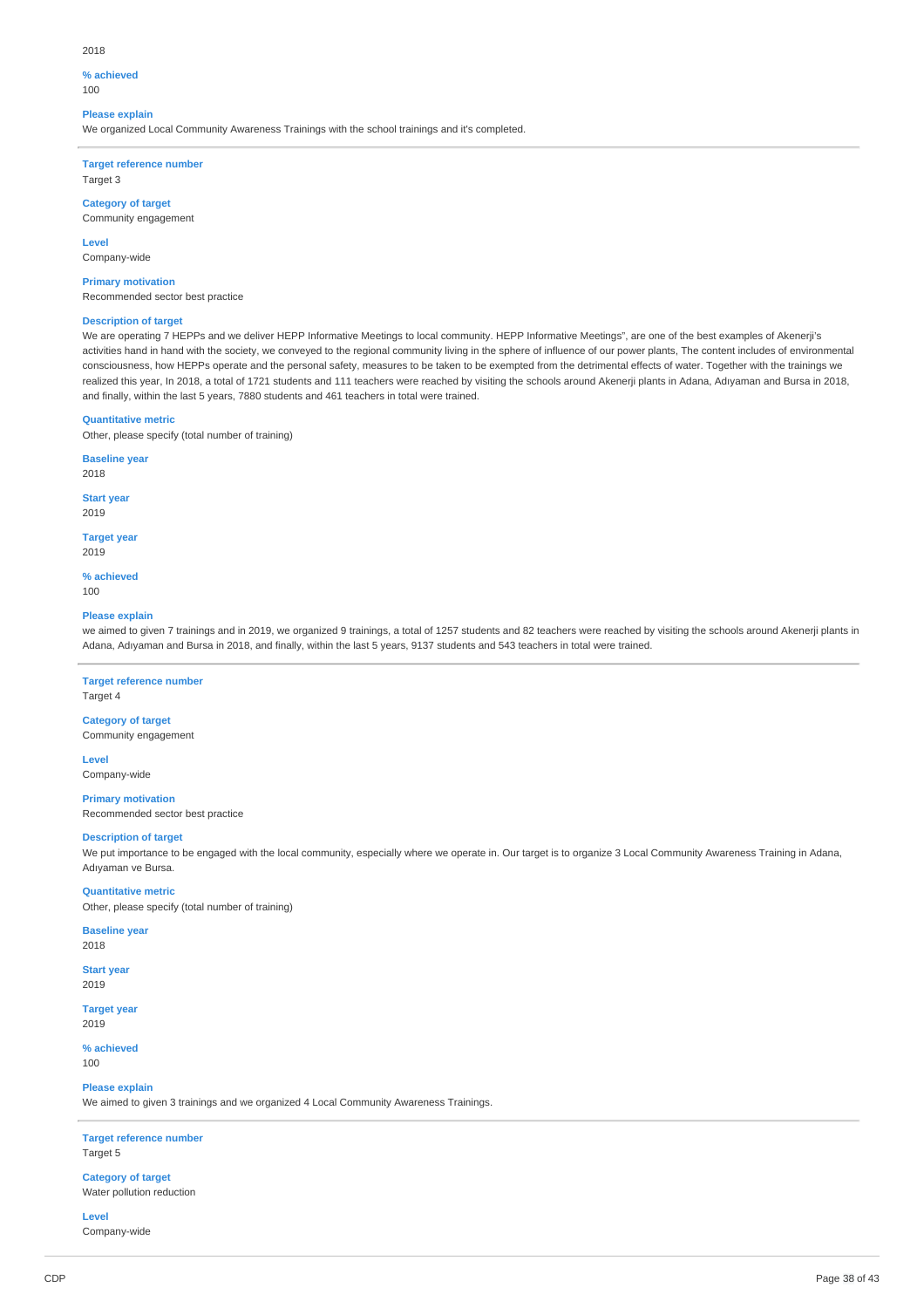2018

**% achieved**
100

**Please explain**
We organized Local Community Awareness Trainings with the school trainings and it's completed.

---

**Target reference number**
Target 3

**Category of target**
Community engagement

**Level**
Company-wide

**Primary motivation**
Recommended sector best practice

**Description of target**
We are operating 7 HEPPs and we deliver HEPP Informative Meetings to local community. HEPP Informative Meetings", are one of the best examples of Akenerji's activities hand in hand with the society, we conveyed to the regional community living in the sphere of influence of our power plants, The content includes of environmental consciousness, how HEPPs operate and the personal safety, measures to be taken to be exempted from the detrimental effects of water. Together with the trainings we realized this year, In 2018, a total of 1721 students and 111 teachers were reached by visiting the schools around Akenerji plants in Adana, Adıyaman and Bursa in 2018, and finally, within the last 5 years, 7880 students and 461 teachers in total were trained.

**Quantitative metric**
Other, please specify (total number of training)

**Baseline year**
2018

**Start year**
2019

**Target year**
2019

**% achieved**
100

**Please explain**
we aimed to given 7 trainings and in 2019, we organized 9 trainings, a total of 1257 students and 82 teachers were reached by visiting the schools around Akenerji plants in Adana, Adıyaman and Bursa in 2018, and finally, within the last 5 years, 9137 students and 543 teachers in total were trained.

---

**Target reference number**
Target 4

**Category of target**
Community engagement

**Level**
Company-wide

**Primary motivation**
Recommended sector best practice

**Description of target**
We put importance to be engaged with the local community, especially where we operate in. Our target is to organize 3 Local Community Awareness Training in Adana, Adıyaman ve Bursa.

**Quantitative metric**
Other, please specify (total number of training)

**Baseline year**
2018

**Start year**
2019

**Target year**
2019

**% achieved**
100

**Please explain**
We aimed to given 3 trainings and we organized 4 Local Community Awareness Trainings.

---

**Target reference number**
Target 5

**Category of target**
Water pollution reduction

**Level**
Company-wide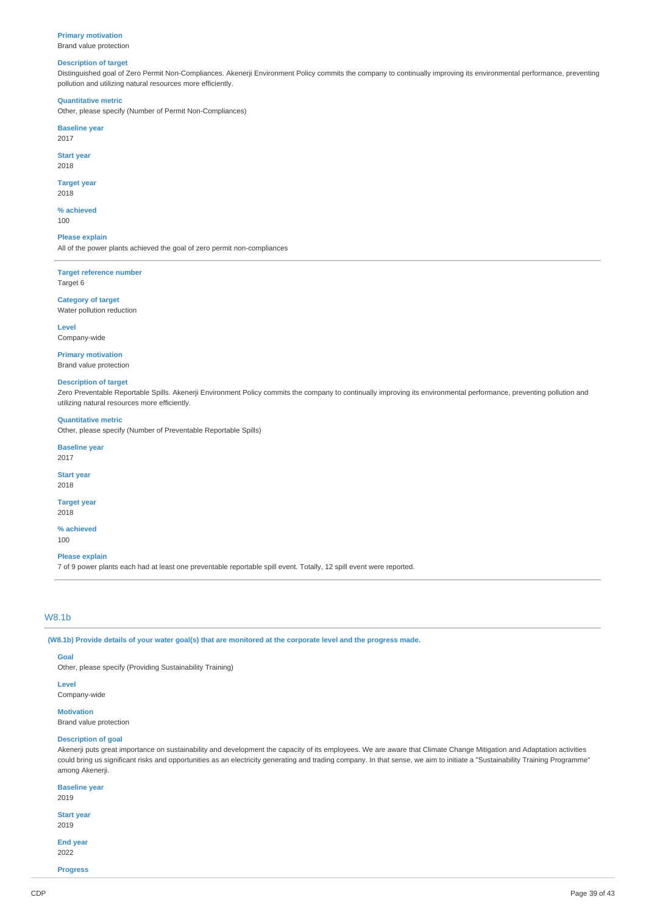**Primary motivation**
Brand value protection

**Description of target**
Distinguished goal of Zero Permit Non-Compliances. Akenerji Environment Policy commits the company to continually improving its environmental performance, preventing pollution and utilizing natural resources more efficiently.

**Quantitative metric**
Other, please specify (Number of Permit Non-Compliances)

**Baseline year**
2017

**Start year**
2018

**Target year**
2018

**% achieved**
100

**Please explain**
All of the power plants achieved the goal of zero permit non-compliances

---

**Target reference number**
Target 6

**Category of target**
Water pollution reduction

**Level**
Company-wide

**Primary motivation**
Brand value protection

**Description of target**
Zero Preventable Reportable Spills. Akenerji Environment Policy commits the company to continually improving its environmental performance, preventing pollution and utilizing natural resources more efficiently.

**Quantitative metric**
Other, please specify (Number of Preventable Reportable Spills)

**Baseline year**
2017

**Start year**
2018

**Target year**
2018

**% achieved**
100

**Please explain**
7 of 9 power plants each had at least one preventable reportable spill event. Totally, 12 spill event were reported.

---

## W8.1b

**(W8.1b) Provide details of your water goal(s) that are monitored at the corporate level and the progress made.**

**Goal**
Other, please specify (Providing Sustainability Training)

**Level**
Company-wide

**Motivation**
Brand value protection

**Description of goal**
Akenerji puts great importance on sustainability and development the capacity of its employees. We are aware that Climate Change Mitigation and Adaptation activities could bring us significant risks and opportunities as an electricity generating and trading company. In that sense, we aim to initiate a "Sustainability Training Programme" among Akenerji.

**Baseline year**
2019

**Start year**
2019

**End year**
2022

**Progress**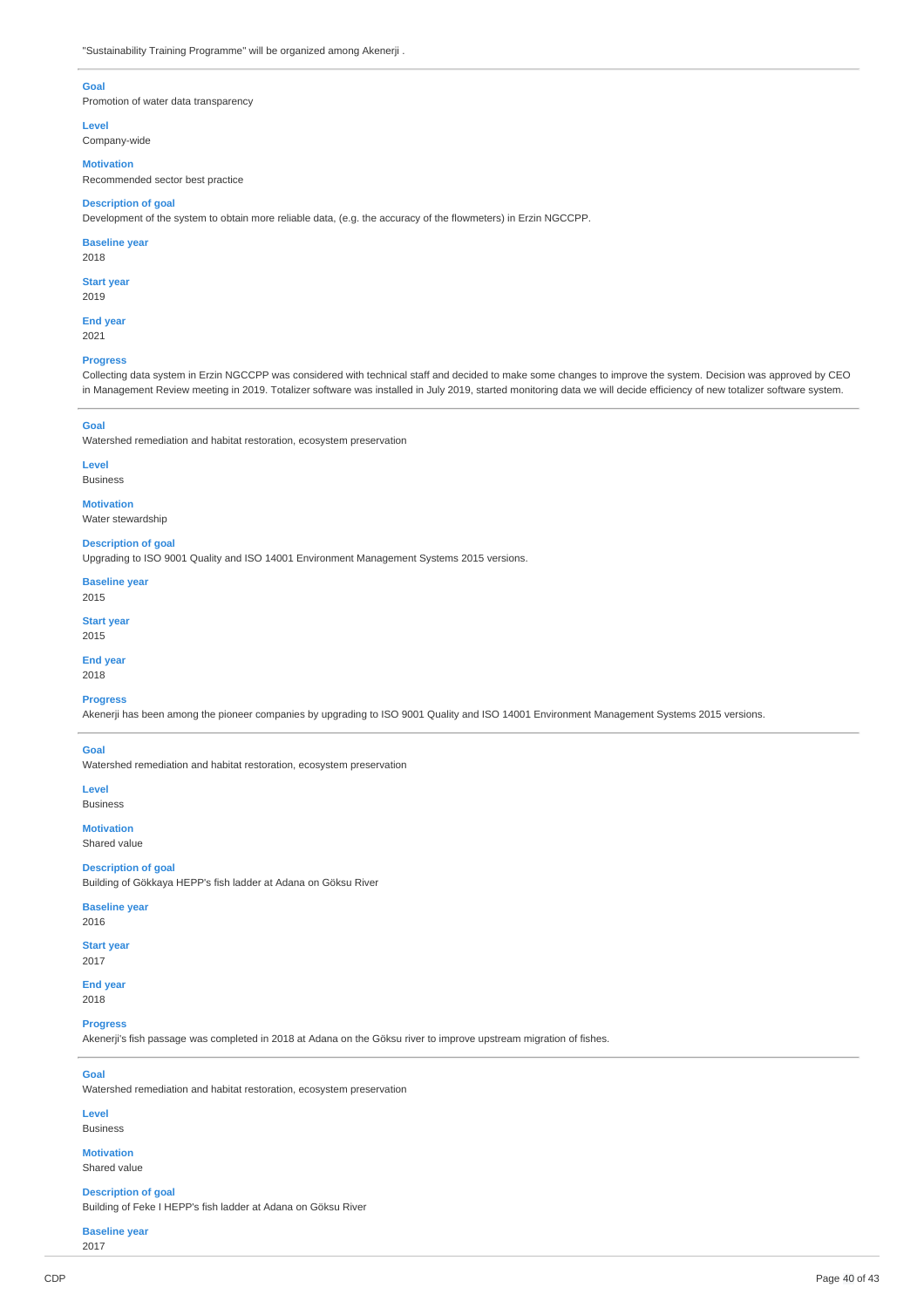"Sustainability Training Programme" will be organized among Akenerji .

**Goal**
Promotion of water data transparency

**Level**
Company-wide

**Motivation**
Recommended sector best practice

**Description of goal**
Development of the system to obtain more reliable data, (e.g. the accuracy of the flowmeters) in Erzin NGCCPP.

**Baseline year**
2018

**Start year**
2019

**End year**
2021

**Progress**
Collecting data system in Erzin NGCCPP was considered with technical staff and decided to make some changes to improve the system. Decision was approved by CEO in Management Review meeting in 2019. Totalizer software was installed in July 2019, started monitoring data we will decide efficiency of new totalizer software system.

---

**Goal**
Watershed remediation and habitat restoration, ecosystem preservation

**Level**
Business

**Motivation**
Water stewardship

**Description of goal**
Upgrading to ISO 9001 Quality and ISO 14001 Environment Management Systems 2015 versions.

**Baseline year**
2015

**Start year**
2015

**End year**
2018

**Progress**
Akenerji has been among the pioneer companies by upgrading to ISO 9001 Quality and ISO 14001 Environment Management Systems 2015 versions.

---

**Goal**
Watershed remediation and habitat restoration, ecosystem preservation

**Level**
Business

**Motivation**
Shared value

**Description of goal**
Building of Gökkaya HEPP's fish ladder at Adana on Göksu River

**Baseline year**
2016

**Start year**
2017

**End year**
2018

**Progress**
Akenerji's fish passage was completed in 2018 at Adana on the Göksu river to improve upstream migration of fishes.

---

**Goal**
Watershed remediation and habitat restoration, ecosystem preservation

**Level**
Business

**Motivation**
Shared value

**Description of goal**
Building of Feke I HEPP's fish ladder at Adana on Göksu River

**Baseline year**
2017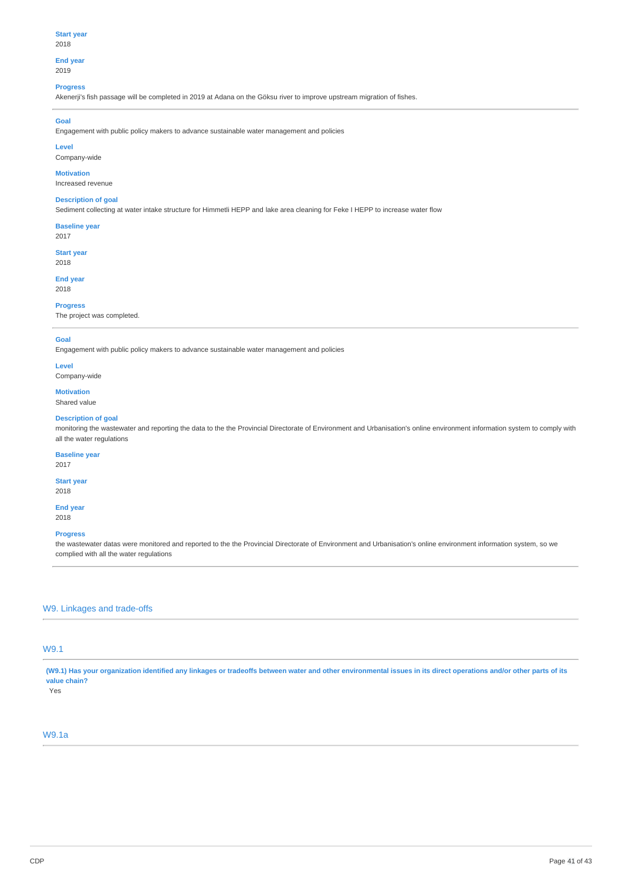**Start year**
2018

**End year**
2019

**Progress**
Akenerji's fish passage will be completed in 2019 at Adana on the Göksu river to improve upstream migration of fishes.

---

**Goal**
Engagement with public policy makers to advance sustainable water management and policies

**Level**
Company-wide

**Motivation**
Increased revenue

**Description of goal**
Sediment collecting at water intake structure for Himmetli HEPP and lake area cleaning for Feke I HEPP to increase water flow

**Baseline year**
2017

**Start year**
2018

**End year**
2018

**Progress**
The project was completed.

---

**Goal**
Engagement with public policy makers to advance sustainable water management and policies

**Level**
Company-wide

**Motivation**
Shared value

**Description of goal**
monitoring the wastewater and reporting the data to the the Provincial Directorate of Environment and Urbanisation's online environment information system to comply with all the water regulations

**Baseline year**
2017

**Start year**
2018

**End year**
2018

**Progress**
the wastewater datas were monitored and reported to the the Provincial Directorate of Environment and Urbanisation's online environment information system, so we complied with all the water regulations

---

## W9. Linkages and trade-offs

### W9.1

**(W9.1) Has your organization identified any linkages or tradeoffs between water and other environmental issues in its direct operations and/or other parts of its value chain?**
Yes

### W9.1a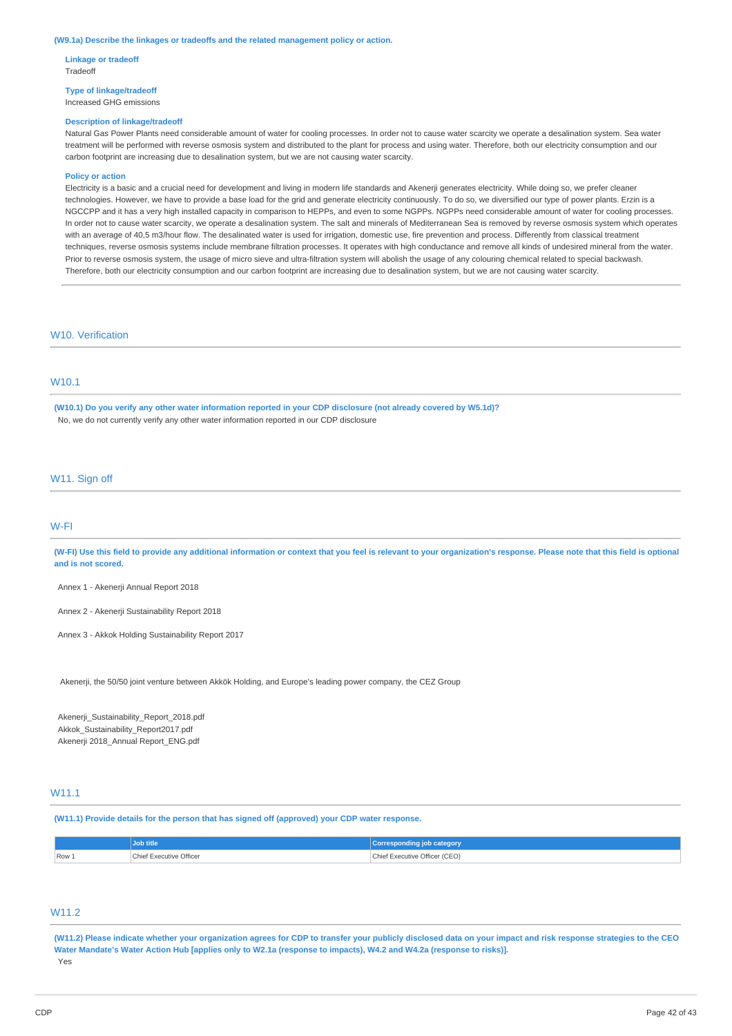**(W9.1a) Describe the linkages or tradeoffs and the related management policy or action.**

**Linkage or tradeoff**
Tradeoff

**Type of linkage/tradeoff**
Increased GHG emissions

**Description of linkage/tradeoff**
Natural Gas Power Plants need considerable amount of water for cooling processes. In order not to cause water scarcity we operate a desalination system. Sea water treatment will be performed with reverse osmosis system and distributed to the plant for process and using water. Therefore, both our electricity consumption and our carbon footprint are increasing due to desalination system, but we are not causing water scarcity.

**Policy or action**
Electricity is a basic and a crucial need for development and living in modern life standards and Akenerji generates electricity. While doing so, we prefer cleaner technologies. However, we have to provide a base load for the grid and generate electricity continuously. To do so, we diversified our type of power plants. Erzin is a NGCCPP and it has a very high installed capacity in comparison to HEPPs, and even to some NGPPs. NGPPs need considerable amount of water for cooling processes. In order not to cause water scarcity, we operate a desalination system. The salt and minerals of Mediterranean Sea is removed by reverse osmosis system which operates with an average of 40,5 m3/hour flow. The desalinated water is used for irrigation, domestic use, fire prevention and process. Differently from classical treatment techniques, reverse osmosis systems include membrane filtration processes. It operates with high conductance and remove all kinds of undesired mineral from the water. Prior to reverse osmosis system, the usage of micro sieve and ultra-filtration system will abolish the usage of any colouring chemical related to special backwash. Therefore, both our electricity consumption and our carbon footprint are increasing due to desalination system, but we are not causing water scarcity.

## W10. Verification

### W10.1

**(W10.1) Do you verify any other water information reported in your CDP disclosure (not already covered by W5.1d)?**
No, we do not currently verify any other water information reported in our CDP disclosure

## W11. Sign off

### W-FI

**(W-FI) Use this field to provide any additional information or context that you feel is relevant to your organization's response. Please note that this field is optional and is not scored.**

Annex 1 - Akenerji Annual Report 2018

Annex 2 - Akenerji Sustainability Report 2018

Annex 3 - Akkok Holding Sustainability Report 2017

Akenerji, the 50/50 joint venture between Akkök Holding, and Europe's leading power company, the CEZ Group

Akenerji_Sustainability_Report_2018.pdf
Akkok_Sustainability_Report2017.pdf
Akenerji 2018_Annual Report_ENG.pdf

### W11.1

**(W11.1) Provide details for the person that has signed off (approved) your CDP water response.**

| | Job title | Corresponding job category |
|---|---|---|
| Row 1 | Chief Executive Officer | Chief Executive Officer (CEO) |

### W11.2

**(W11.2) Please indicate whether your organization agrees for CDP to transfer your publicly disclosed data on your impact and risk response strategies to the CEO Water Mandate's Water Action Hub [applies only to W2.1a (response to impacts), W4.2 and W4.2a (response to risks)].**
Yes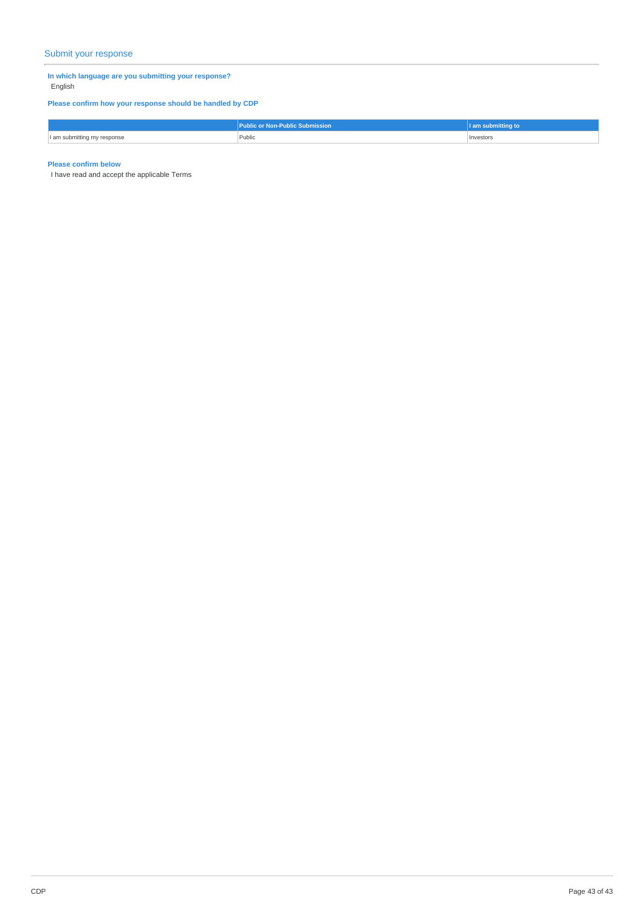## Submit your response

**In which language are you submitting your response?**

English

**Please confirm how your response should be handled by CDP**

| | Public or Non-Public Submission | I am submitting to |
|---|---|---|
| I am submitting my response | Public | Investors |

**Please confirm below**

I have read and accept the applicable Terms